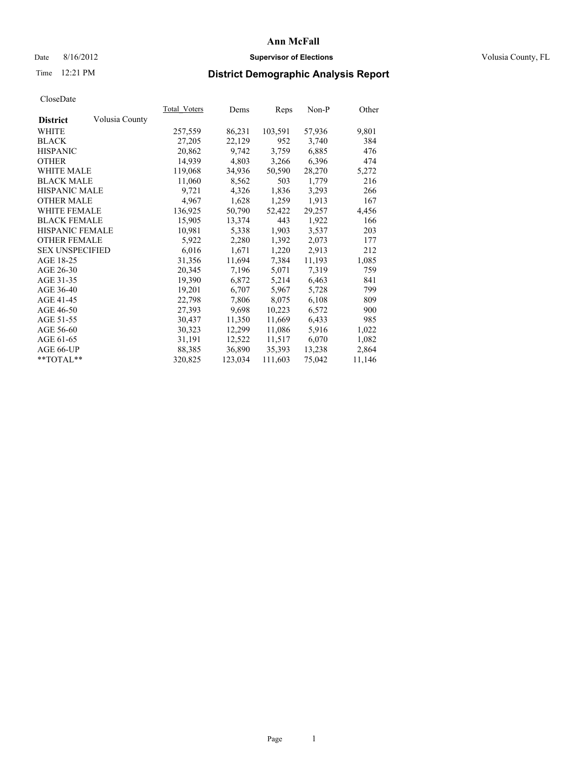# Ann McFall

Date 8/16/2012 **Supervisor of Elections** Volusia County, FL

Time 12:21 PM

## District Demographic Analysis Report

CloseDate

| **District** Volusia County | Total_Voters | Dems | Reps | Non-P | Other |
|---|---|---|---|---|---|
| WHITE | 257,559 | 86,231 | 103,591 | 57,936 | 9,801 |
| BLACK | 27,205 | 22,129 | 952 | 3,740 | 384 |
| HISPANIC | 20,862 | 9,742 | 3,759 | 6,885 | 476 |
| OTHER | 14,939 | 4,803 | 3,266 | 6,396 | 474 |
| WHITE MALE | 119,068 | 34,936 | 50,590 | 28,270 | 5,272 |
| BLACK MALE | 11,060 | 8,562 | 503 | 1,779 | 216 |
| HISPANIC MALE | 9,721 | 4,326 | 1,836 | 3,293 | 266 |
| OTHER MALE | 4,967 | 1,628 | 1,259 | 1,913 | 167 |
| WHITE FEMALE | 136,925 | 50,790 | 52,422 | 29,257 | 4,456 |
| BLACK FEMALE | 15,905 | 13,374 | 443 | 1,922 | 166 |
| HISPANIC FEMALE | 10,981 | 5,338 | 1,903 | 3,537 | 203 |
| OTHER FEMALE | 5,922 | 2,280 | 1,392 | 2,073 | 177 |
| SEX UNSPECIFIED | 6,016 | 1,671 | 1,220 | 2,913 | 212 |
| AGE 18-25 | 31,356 | 11,694 | 7,384 | 11,193 | 1,085 |
| AGE 26-30 | 20,345 | 7,196 | 5,071 | 7,319 | 759 |
| AGE 31-35 | 19,390 | 6,872 | 5,214 | 6,463 | 841 |
| AGE 36-40 | 19,201 | 6,707 | 5,967 | 5,728 | 799 |
| AGE 41-45 | 22,798 | 7,806 | 8,075 | 6,108 | 809 |
| AGE 46-50 | 27,393 | 9,698 | 10,223 | 6,572 | 900 |
| AGE 51-55 | 30,437 | 11,350 | 11,669 | 6,433 | 985 |
| AGE 56-60 | 30,323 | 12,299 | 11,086 | 5,916 | 1,022 |
| AGE 61-65 | 31,191 | 12,522 | 11,517 | 6,070 | 1,082 |
| AGE 66-UP | 88,385 | 36,890 | 35,393 | 13,238 | 2,864 |
| **TOTAL** | 320,825 | 123,034 | 111,603 | 75,042 | 11,146 |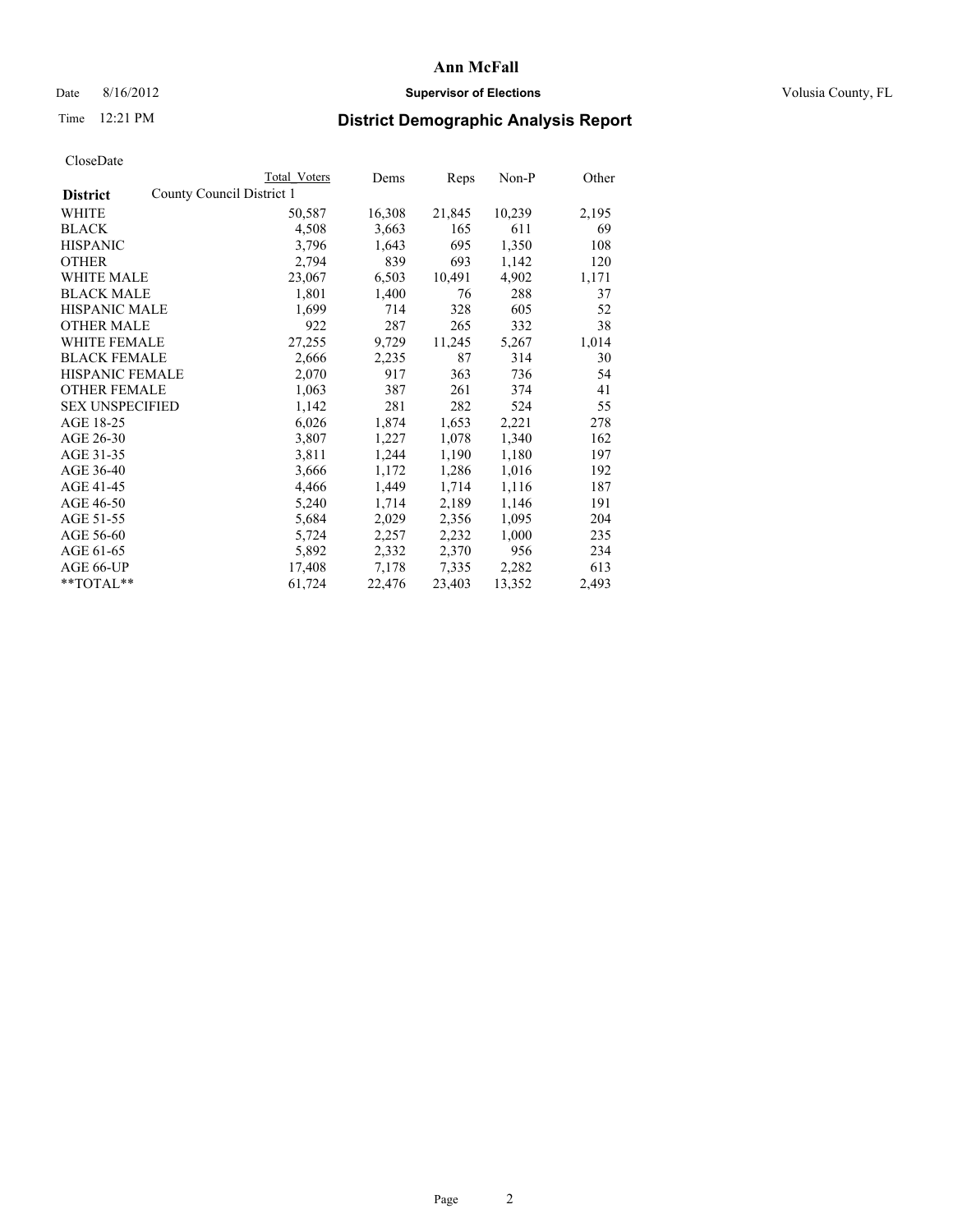# Ann McFall

Date 8/16/2012 **Supervisor of Elections** Volusia County, FL

Time 12:21 PM **District Demographic Analysis Report**

CloseDate

| District | County Council District 1 | Total Voters | Dems | Reps | Non-P | Other |
|---|---|---|---|---|---|---|
| WHITE | | 50,587 | 16,308 | 21,845 | 10,239 | 2,195 |
| BLACK | | 4,508 | 3,663 | 165 | 611 | 69 |
| HISPANIC | | 3,796 | 1,643 | 695 | 1,350 | 108 |
| OTHER | | 2,794 | 839 | 693 | 1,142 | 120 |
| WHITE MALE | | 23,067 | 6,503 | 10,491 | 4,902 | 1,171 |
| BLACK MALE | | 1,801 | 1,400 | 76 | 288 | 37 |
| HISPANIC MALE | | 1,699 | 714 | 328 | 605 | 52 |
| OTHER MALE | | 922 | 287 | 265 | 332 | 38 |
| WHITE FEMALE | | 27,255 | 9,729 | 11,245 | 5,267 | 1,014 |
| BLACK FEMALE | | 2,666 | 2,235 | 87 | 314 | 30 |
| HISPANIC FEMALE | | 2,070 | 917 | 363 | 736 | 54 |
| OTHER FEMALE | | 1,063 | 387 | 261 | 374 | 41 |
| SEX UNSPECIFIED | | 1,142 | 281 | 282 | 524 | 55 |
| AGE 18-25 | | 6,026 | 1,874 | 1,653 | 2,221 | 278 |
| AGE 26-30 | | 3,807 | 1,227 | 1,078 | 1,340 | 162 |
| AGE 31-35 | | 3,811 | 1,244 | 1,190 | 1,180 | 197 |
| AGE 36-40 | | 3,666 | 1,172 | 1,286 | 1,016 | 192 |
| AGE 41-45 | | 4,466 | 1,449 | 1,714 | 1,116 | 187 |
| AGE 46-50 | | 5,240 | 1,714 | 2,189 | 1,146 | 191 |
| AGE 51-55 | | 5,684 | 2,029 | 2,356 | 1,095 | 204 |
| AGE 56-60 | | 5,724 | 2,257 | 2,232 | 1,000 | 235 |
| AGE 61-65 | | 5,892 | 2,332 | 2,370 | 956 | 234 |
| AGE 66-UP | | 17,408 | 7,178 | 7,335 | 2,282 | 613 |
| **TOTAL** | | 61,724 | 22,476 | 23,403 | 13,352 | 2,493 |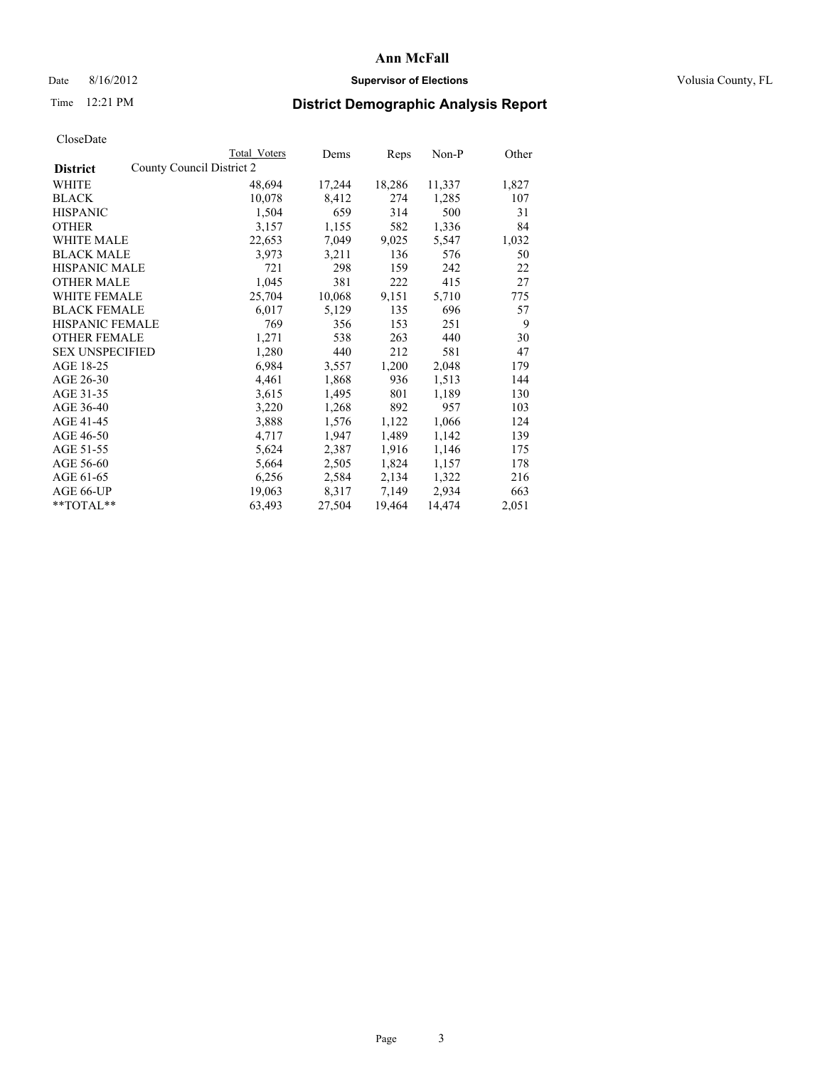# Ann McFall

Date 8/16/2012 **Supervisor of Elections** Volusia County, FL

Time 12:21 PM

## District Demographic Analysis Report

CloseDate

| | Total Voters | Dems | Reps | Non-P | Other |
|---|---|---|---|---|---|
| **District** County Council District 2 | | | | | |
| WHITE | 48,694 | 17,244 | 18,286 | 11,337 | 1,827 |
| BLACK | 10,078 | 8,412 | 274 | 1,285 | 107 |
| HISPANIC | 1,504 | 659 | 314 | 500 | 31 |
| OTHER | 3,157 | 1,155 | 582 | 1,336 | 84 |
| WHITE MALE | 22,653 | 7,049 | 9,025 | 5,547 | 1,032 |
| BLACK MALE | 3,973 | 3,211 | 136 | 576 | 50 |
| HISPANIC MALE | 721 | 298 | 159 | 242 | 22 |
| OTHER MALE | 1,045 | 381 | 222 | 415 | 27 |
| WHITE FEMALE | 25,704 | 10,068 | 9,151 | 5,710 | 775 |
| BLACK FEMALE | 6,017 | 5,129 | 135 | 696 | 57 |
| HISPANIC FEMALE | 769 | 356 | 153 | 251 | 9 |
| OTHER FEMALE | 1,271 | 538 | 263 | 440 | 30 |
| SEX UNSPECIFIED | 1,280 | 440 | 212 | 581 | 47 |
| AGE 18-25 | 6,984 | 3,557 | 1,200 | 2,048 | 179 |
| AGE 26-30 | 4,461 | 1,868 | 936 | 1,513 | 144 |
| AGE 31-35 | 3,615 | 1,495 | 801 | 1,189 | 130 |
| AGE 36-40 | 3,220 | 1,268 | 892 | 957 | 103 |
| AGE 41-45 | 3,888 | 1,576 | 1,122 | 1,066 | 124 |
| AGE 46-50 | 4,717 | 1,947 | 1,489 | 1,142 | 139 |
| AGE 51-55 | 5,624 | 2,387 | 1,916 | 1,146 | 175 |
| AGE 56-60 | 5,664 | 2,505 | 1,824 | 1,157 | 178 |
| AGE 61-65 | 6,256 | 2,584 | 2,134 | 1,322 | 216 |
| AGE 66-UP | 19,063 | 8,317 | 7,149 | 2,934 | 663 |
| **TOTAL** | 63,493 | 27,504 | 19,464 | 14,474 | 2,051 |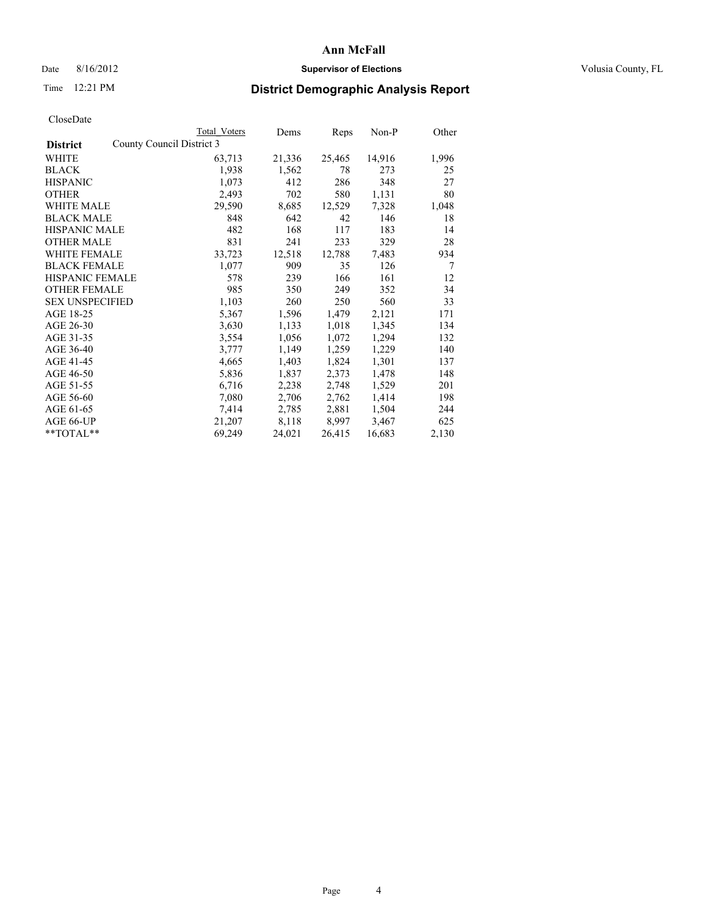# Ann McFall

Date 8/16/2012 **Supervisor of Elections** Volusia County, FL

Time 12:21 PM **District Demographic Analysis Report**

CloseDate

| | Total Voters | Dems | Reps | Non-P | Other |
|---|---|---|---|---|---|
| **District** County Council District 3 | | | | | |
| WHITE | 63,713 | 21,336 | 25,465 | 14,916 | 1,996 |
| BLACK | 1,938 | 1,562 | 78 | 273 | 25 |
| HISPANIC | 1,073 | 412 | 286 | 348 | 27 |
| OTHER | 2,493 | 702 | 580 | 1,131 | 80 |
| WHITE MALE | 29,590 | 8,685 | 12,529 | 7,328 | 1,048 |
| BLACK MALE | 848 | 642 | 42 | 146 | 18 |
| HISPANIC MALE | 482 | 168 | 117 | 183 | 14 |
| OTHER MALE | 831 | 241 | 233 | 329 | 28 |
| WHITE FEMALE | 33,723 | 12,518 | 12,788 | 7,483 | 934 |
| BLACK FEMALE | 1,077 | 909 | 35 | 126 | 7 |
| HISPANIC FEMALE | 578 | 239 | 166 | 161 | 12 |
| OTHER FEMALE | 985 | 350 | 249 | 352 | 34 |
| SEX UNSPECIFIED | 1,103 | 260 | 250 | 560 | 33 |
| AGE 18-25 | 5,367 | 1,596 | 1,479 | 2,121 | 171 |
| AGE 26-30 | 3,630 | 1,133 | 1,018 | 1,345 | 134 |
| AGE 31-35 | 3,554 | 1,056 | 1,072 | 1,294 | 132 |
| AGE 36-40 | 3,777 | 1,149 | 1,259 | 1,229 | 140 |
| AGE 41-45 | 4,665 | 1,403 | 1,824 | 1,301 | 137 |
| AGE 46-50 | 5,836 | 1,837 | 2,373 | 1,478 | 148 |
| AGE 51-55 | 6,716 | 2,238 | 2,748 | 1,529 | 201 |
| AGE 56-60 | 7,080 | 2,706 | 2,762 | 1,414 | 198 |
| AGE 61-65 | 7,414 | 2,785 | 2,881 | 1,504 | 244 |
| AGE 66-UP | 21,207 | 8,118 | 8,997 | 3,467 | 625 |
| **TOTAL** | 69,249 | 24,021 | 26,415 | 16,683 | 2,130 |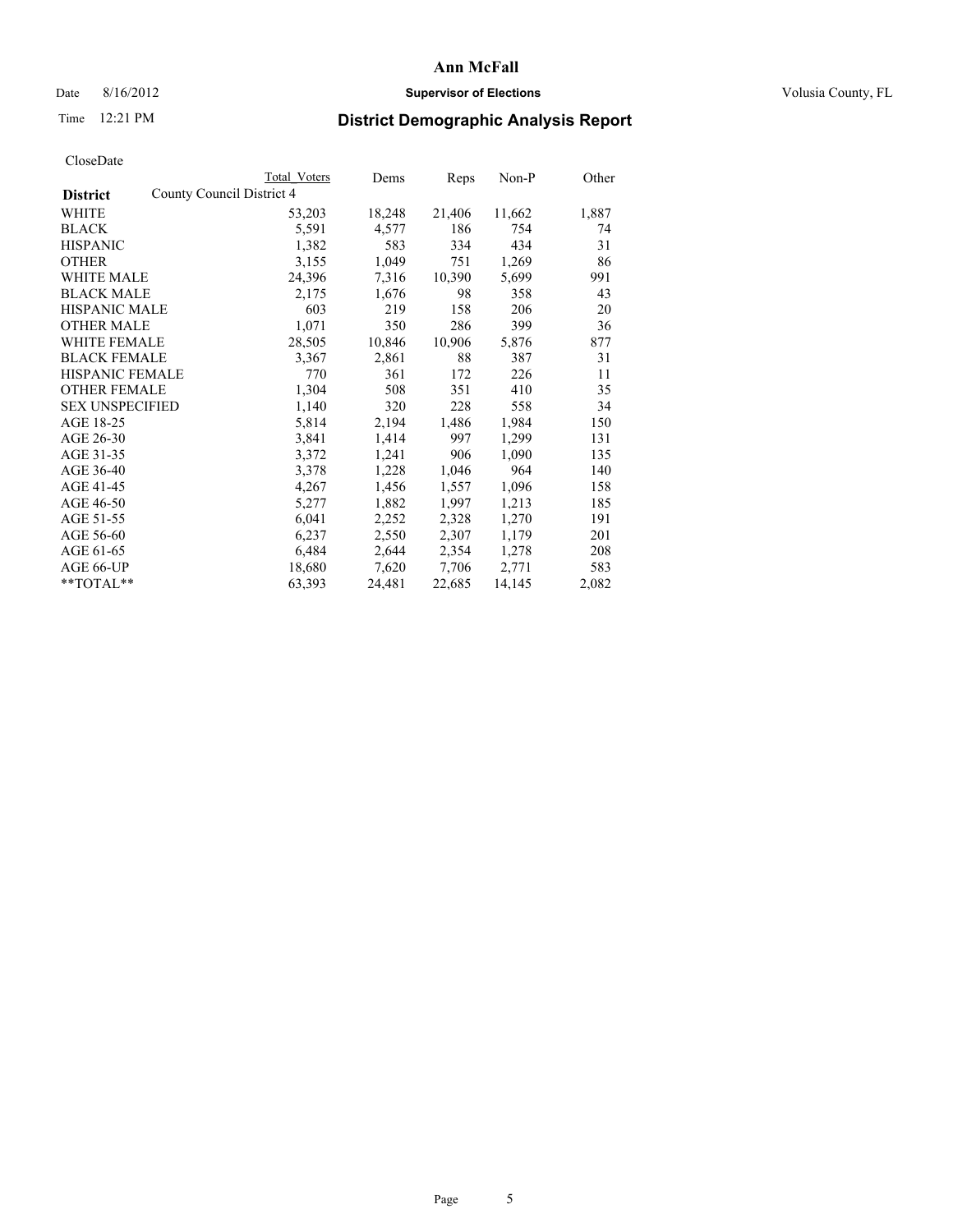# Ann McFall

Date 8/16/2012 **Supervisor of Elections** Volusia County, FL

Time 12:21 PM

## District Demographic Analysis Report

CloseDate

| District | Total Voters | Dems | Reps | Non-P | Other |
|---|---|---|---|---|---|
| County Council District 4 | | | | | |
| WHITE | 53,203 | 18,248 | 21,406 | 11,662 | 1,887 |
| BLACK | 5,591 | 4,577 | 186 | 754 | 74 |
| HISPANIC | 1,382 | 583 | 334 | 434 | 31 |
| OTHER | 3,155 | 1,049 | 751 | 1,269 | 86 |
| WHITE MALE | 24,396 | 7,316 | 10,390 | 5,699 | 991 |
| BLACK MALE | 2,175 | 1,676 | 98 | 358 | 43 |
| HISPANIC MALE | 603 | 219 | 158 | 206 | 20 |
| OTHER MALE | 1,071 | 350 | 286 | 399 | 36 |
| WHITE FEMALE | 28,505 | 10,846 | 10,906 | 5,876 | 877 |
| BLACK FEMALE | 3,367 | 2,861 | 88 | 387 | 31 |
| HISPANIC FEMALE | 770 | 361 | 172 | 226 | 11 |
| OTHER FEMALE | 1,304 | 508 | 351 | 410 | 35 |
| SEX UNSPECIFIED | 1,140 | 320 | 228 | 558 | 34 |
| AGE 18-25 | 5,814 | 2,194 | 1,486 | 1,984 | 150 |
| AGE 26-30 | 3,841 | 1,414 | 997 | 1,299 | 131 |
| AGE 31-35 | 3,372 | 1,241 | 906 | 1,090 | 135 |
| AGE 36-40 | 3,378 | 1,228 | 1,046 | 964 | 140 |
| AGE 41-45 | 4,267 | 1,456 | 1,557 | 1,096 | 158 |
| AGE 46-50 | 5,277 | 1,882 | 1,997 | 1,213 | 185 |
| AGE 51-55 | 6,041 | 2,252 | 2,328 | 1,270 | 191 |
| AGE 56-60 | 6,237 | 2,550 | 2,307 | 1,179 | 201 |
| AGE 61-65 | 6,484 | 2,644 | 2,354 | 1,278 | 208 |
| AGE 66-UP | 18,680 | 7,620 | 7,706 | 2,771 | 583 |
| **TOTAL** | 63,393 | 24,481 | 22,685 | 14,145 | 2,082 |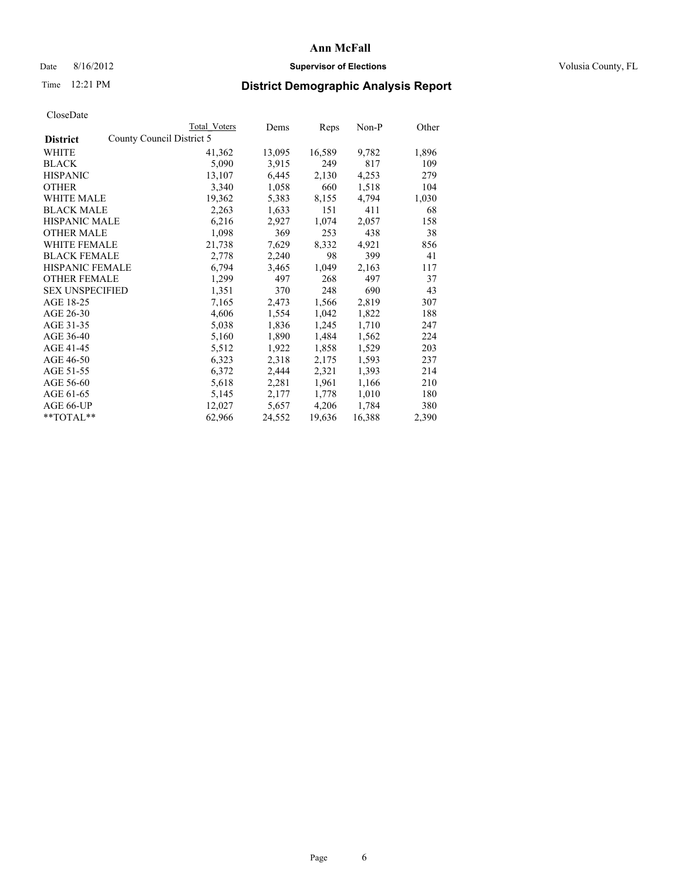# Ann McFall

Date 8/16/2012 **Supervisor of Elections** Volusia County, FL

Time 12:21 PM

## District Demographic Analysis Report

CloseDate

| | Total Voters | Dems | Reps | Non-P | Other |
|---|---|---|---|---|---|
| **District** County Council District 5 | | | | | |
| WHITE | 41,362 | 13,095 | 16,589 | 9,782 | 1,896 |
| BLACK | 5,090 | 3,915 | 249 | 817 | 109 |
| HISPANIC | 13,107 | 6,445 | 2,130 | 4,253 | 279 |
| OTHER | 3,340 | 1,058 | 660 | 1,518 | 104 |
| WHITE MALE | 19,362 | 5,383 | 8,155 | 4,794 | 1,030 |
| BLACK MALE | 2,263 | 1,633 | 151 | 411 | 68 |
| HISPANIC MALE | 6,216 | 2,927 | 1,074 | 2,057 | 158 |
| OTHER MALE | 1,098 | 369 | 253 | 438 | 38 |
| WHITE FEMALE | 21,738 | 7,629 | 8,332 | 4,921 | 856 |
| BLACK FEMALE | 2,778 | 2,240 | 98 | 399 | 41 |
| HISPANIC FEMALE | 6,794 | 3,465 | 1,049 | 2,163 | 117 |
| OTHER FEMALE | 1,299 | 497 | 268 | 497 | 37 |
| SEX UNSPECIFIED | 1,351 | 370 | 248 | 690 | 43 |
| AGE 18-25 | 7,165 | 2,473 | 1,566 | 2,819 | 307 |
| AGE 26-30 | 4,606 | 1,554 | 1,042 | 1,822 | 188 |
| AGE 31-35 | 5,038 | 1,836 | 1,245 | 1,710 | 247 |
| AGE 36-40 | 5,160 | 1,890 | 1,484 | 1,562 | 224 |
| AGE 41-45 | 5,512 | 1,922 | 1,858 | 1,529 | 203 |
| AGE 46-50 | 6,323 | 2,318 | 2,175 | 1,593 | 237 |
| AGE 51-55 | 6,372 | 2,444 | 2,321 | 1,393 | 214 |
| AGE 56-60 | 5,618 | 2,281 | 1,961 | 1,166 | 210 |
| AGE 61-65 | 5,145 | 2,177 | 1,778 | 1,010 | 180 |
| AGE 66-UP | 12,027 | 5,657 | 4,206 | 1,784 | 380 |
| **TOTAL** | 62,966 | 24,552 | 19,636 | 16,388 | 2,390 |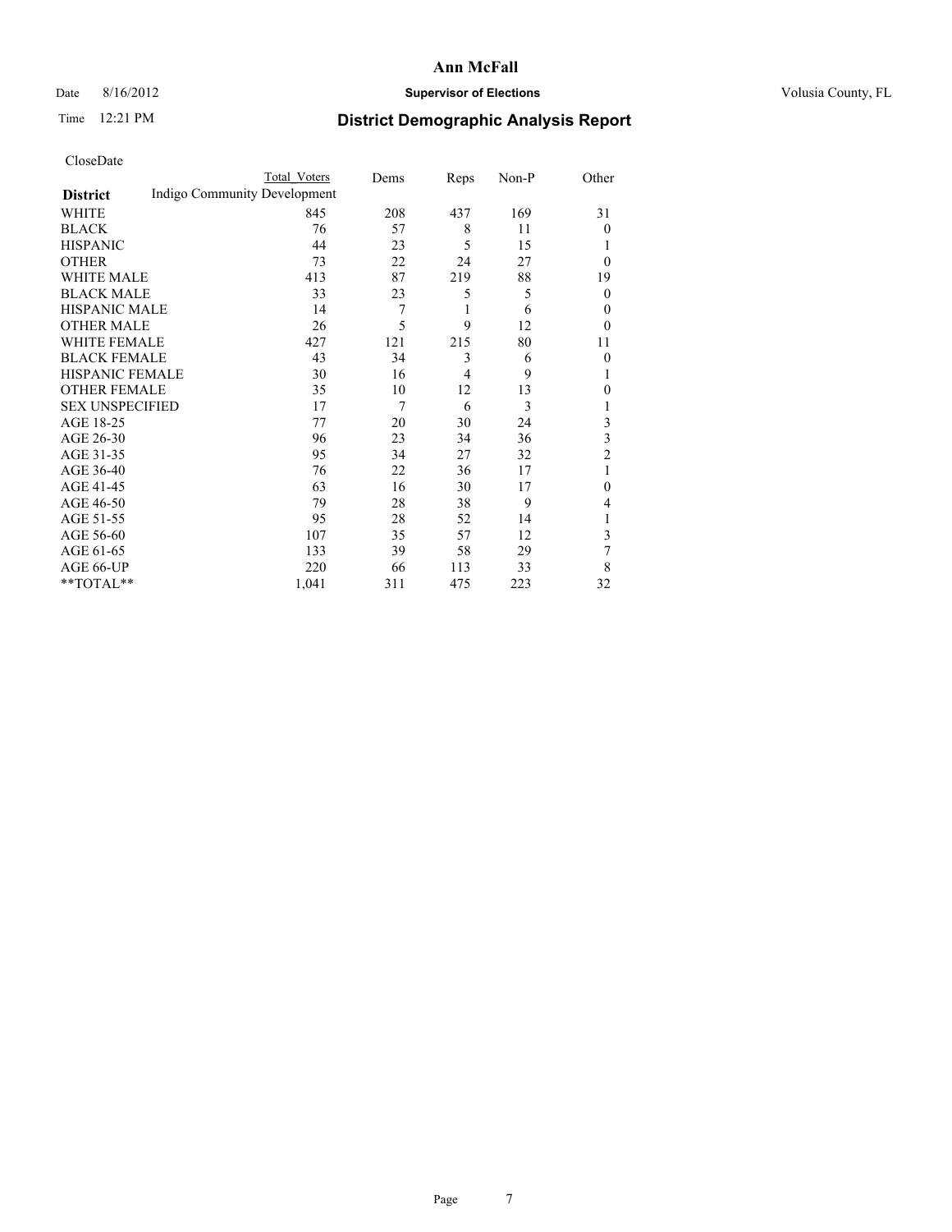# Ann McFall

Date 8/16/2012 **Supervisor of Elections** Volusia County, FL

Time 12:21 PM **District Demographic Analysis Report**

CloseDate

| District | Total Voters | Dems | Reps | Non-P | Other |
|---|---|---|---|---|---|
| **Indigo Community Development** | | | | | |
| WHITE | 845 | 208 | 437 | 169 | 31 |
| BLACK | 76 | 57 | 8 | 11 | 0 |
| HISPANIC | 44 | 23 | 5 | 15 | 1 |
| OTHER | 73 | 22 | 24 | 27 | 0 |
| WHITE MALE | 413 | 87 | 219 | 88 | 19 |
| BLACK MALE | 33 | 23 | 5 | 5 | 0 |
| HISPANIC MALE | 14 | 7 | 1 | 6 | 0 |
| OTHER MALE | 26 | 5 | 9 | 12 | 0 |
| WHITE FEMALE | 427 | 121 | 215 | 80 | 11 |
| BLACK FEMALE | 43 | 34 | 3 | 6 | 0 |
| HISPANIC FEMALE | 30 | 16 | 4 | 9 | 1 |
| OTHER FEMALE | 35 | 10 | 12 | 13 | 0 |
| SEX UNSPECIFIED | 17 | 7 | 6 | 3 | 1 |
| AGE 18-25 | 77 | 20 | 30 | 24 | 3 |
| AGE 26-30 | 96 | 23 | 34 | 36 | 3 |
| AGE 31-35 | 95 | 34 | 27 | 32 | 2 |
| AGE 36-40 | 76 | 22 | 36 | 17 | 1 |
| AGE 41-45 | 63 | 16 | 30 | 17 | 0 |
| AGE 46-50 | 79 | 28 | 38 | 9 | 4 |
| AGE 51-55 | 95 | 28 | 52 | 14 | 1 |
| AGE 56-60 | 107 | 35 | 57 | 12 | 3 |
| AGE 61-65 | 133 | 39 | 58 | 29 | 7 |
| AGE 66-UP | 220 | 66 | 113 | 33 | 8 |
| **TOTAL** | 1,041 | 311 | 475 | 223 | 32 |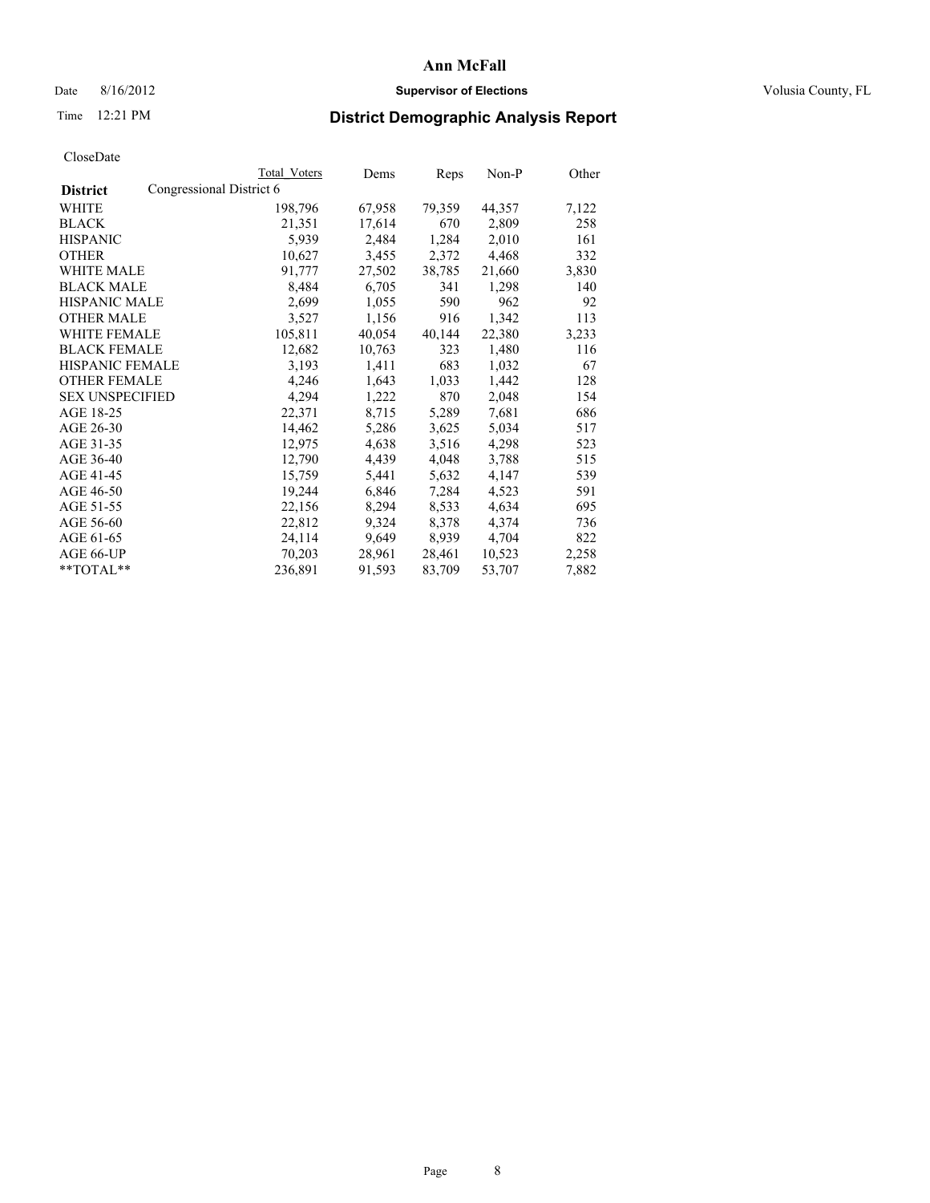# Ann McFall

Date 8/16/2012 **Supervisor of Elections** Volusia County, FL

Time 12:21 PM

## District Demographic Analysis Report

CloseDate

| **District** | Total Voters | Dems | Reps | Non-P | Other |
|---|---|---|---|---|---|
| Congressional District 6 | | | | | |
| WHITE | 198,796 | 67,958 | 79,359 | 44,357 | 7,122 |
| BLACK | 21,351 | 17,614 | 670 | 2,809 | 258 |
| HISPANIC | 5,939 | 2,484 | 1,284 | 2,010 | 161 |
| OTHER | 10,627 | 3,455 | 2,372 | 4,468 | 332 |
| WHITE MALE | 91,777 | 27,502 | 38,785 | 21,660 | 3,830 |
| BLACK MALE | 8,484 | 6,705 | 341 | 1,298 | 140 |
| HISPANIC MALE | 2,699 | 1,055 | 590 | 962 | 92 |
| OTHER MALE | 3,527 | 1,156 | 916 | 1,342 | 113 |
| WHITE FEMALE | 105,811 | 40,054 | 40,144 | 22,380 | 3,233 |
| BLACK FEMALE | 12,682 | 10,763 | 323 | 1,480 | 116 |
| HISPANIC FEMALE | 3,193 | 1,411 | 683 | 1,032 | 67 |
| OTHER FEMALE | 4,246 | 1,643 | 1,033 | 1,442 | 128 |
| SEX UNSPECIFIED | 4,294 | 1,222 | 870 | 2,048 | 154 |
| AGE 18-25 | 22,371 | 8,715 | 5,289 | 7,681 | 686 |
| AGE 26-30 | 14,462 | 5,286 | 3,625 | 5,034 | 517 |
| AGE 31-35 | 12,975 | 4,638 | 3,516 | 4,298 | 523 |
| AGE 36-40 | 12,790 | 4,439 | 4,048 | 3,788 | 515 |
| AGE 41-45 | 15,759 | 5,441 | 5,632 | 4,147 | 539 |
| AGE 46-50 | 19,244 | 6,846 | 7,284 | 4,523 | 591 |
| AGE 51-55 | 22,156 | 8,294 | 8,533 | 4,634 | 695 |
| AGE 56-60 | 22,812 | 9,324 | 8,378 | 4,374 | 736 |
| AGE 61-65 | 24,114 | 9,649 | 8,939 | 4,704 | 822 |
| AGE 66-UP | 70,203 | 28,961 | 28,461 | 10,523 | 2,258 |
| **TOTAL** | 236,891 | 91,593 | 83,709 | 53,707 | 7,882 |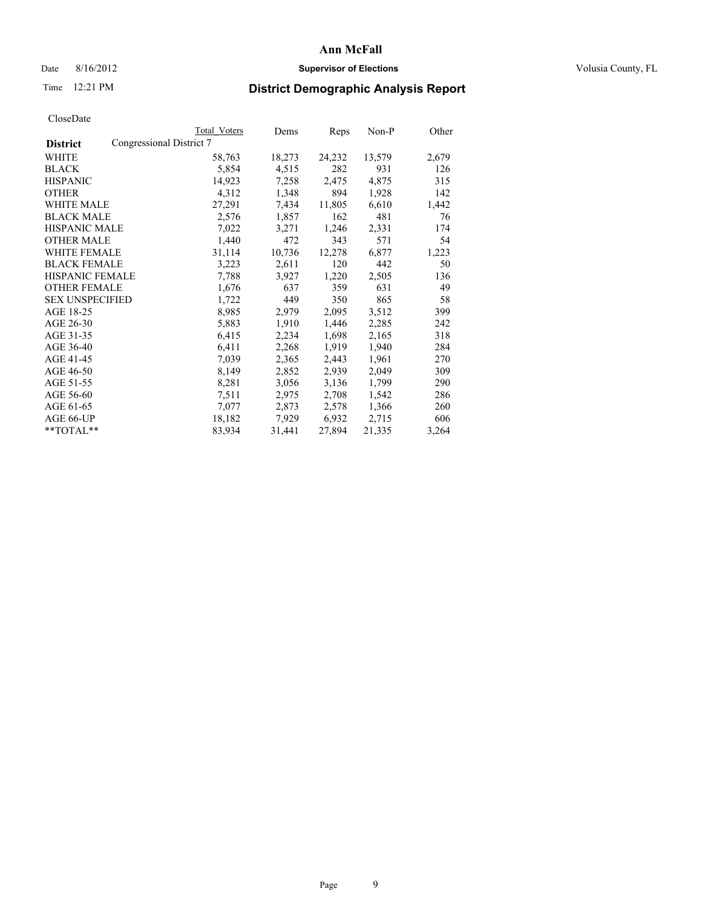**Ann McFall**

Date 8/16/2012 **Supervisor of Elections** Volusia County, FL

Time 12:21 PM **District Demographic Analysis Report**

CloseDate

| **District** | Congressional District 7 | Total Voters | Dems | Reps | Non-P | Other |
|---|---|---|---|---|---|---|
| WHITE | | 58,763 | 18,273 | 24,232 | 13,579 | 2,679 |
| BLACK | | 5,854 | 4,515 | 282 | 931 | 126 |
| HISPANIC | | 14,923 | 7,258 | 2,475 | 4,875 | 315 |
| OTHER | | 4,312 | 1,348 | 894 | 1,928 | 142 |
| WHITE MALE | | 27,291 | 7,434 | 11,805 | 6,610 | 1,442 |
| BLACK MALE | | 2,576 | 1,857 | 162 | 481 | 76 |
| HISPANIC MALE | | 7,022 | 3,271 | 1,246 | 2,331 | 174 |
| OTHER MALE | | 1,440 | 472 | 343 | 571 | 54 |
| WHITE FEMALE | | 31,114 | 10,736 | 12,278 | 6,877 | 1,223 |
| BLACK FEMALE | | 3,223 | 2,611 | 120 | 442 | 50 |
| HISPANIC FEMALE | | 7,788 | 3,927 | 1,220 | 2,505 | 136 |
| OTHER FEMALE | | 1,676 | 637 | 359 | 631 | 49 |
| SEX UNSPECIFIED | | 1,722 | 449 | 350 | 865 | 58 |
| AGE 18-25 | | 8,985 | 2,979 | 2,095 | 3,512 | 399 |
| AGE 26-30 | | 5,883 | 1,910 | 1,446 | 2,285 | 242 |
| AGE 31-35 | | 6,415 | 2,234 | 1,698 | 2,165 | 318 |
| AGE 36-40 | | 6,411 | 2,268 | 1,919 | 1,940 | 284 |
| AGE 41-45 | | 7,039 | 2,365 | 2,443 | 1,961 | 270 |
| AGE 46-50 | | 8,149 | 2,852 | 2,939 | 2,049 | 309 |
| AGE 51-55 | | 8,281 | 3,056 | 3,136 | 1,799 | 290 |
| AGE 56-60 | | 7,511 | 2,975 | 2,708 | 1,542 | 286 |
| AGE 61-65 | | 7,077 | 2,873 | 2,578 | 1,366 | 260 |
| AGE 66-UP | | 18,182 | 7,929 | 6,932 | 2,715 | 606 |
| **TOTAL** | | 83,934 | 31,441 | 27,894 | 21,335 | 3,264 |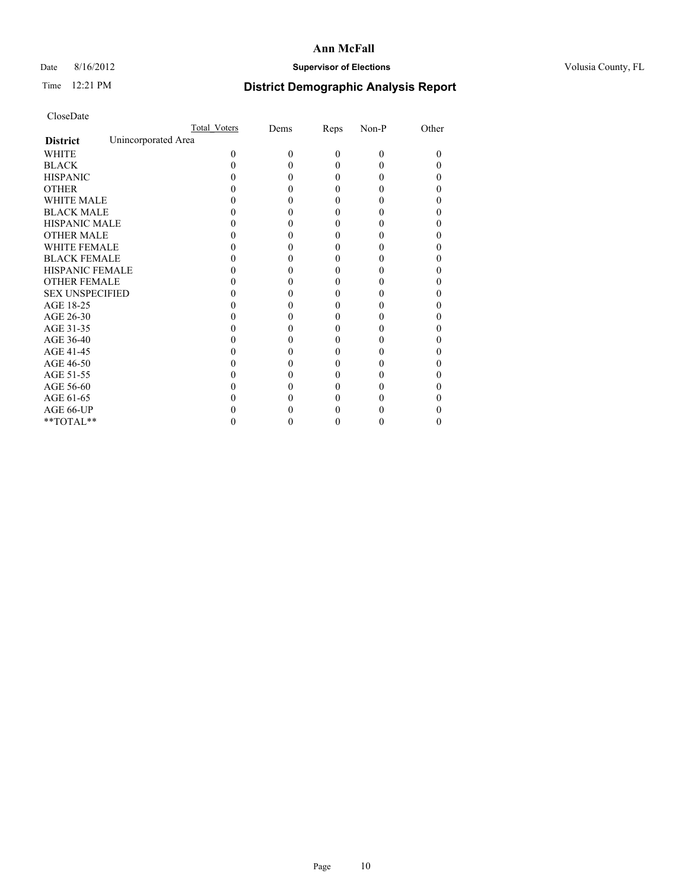# Ann McFall

Date 8/16/2012 **Supervisor of Elections** Volusia County, FL

Time 12:21 PM

## District Demographic Analysis Report

CloseDate

| | Total_Voters | Dems | Reps | Non-P | Other |
|---|---|---|---|---|---|
| **District** Unincorporated Area | | | | | |
| WHITE | 0 | 0 | 0 | 0 | 0 |
| BLACK | 0 | 0 | 0 | 0 | 0 |
| HISPANIC | 0 | 0 | 0 | 0 | 0 |
| OTHER | 0 | 0 | 0 | 0 | 0 |
| WHITE MALE | 0 | 0 | 0 | 0 | 0 |
| BLACK MALE | 0 | 0 | 0 | 0 | 0 |
| HISPANIC MALE | 0 | 0 | 0 | 0 | 0 |
| OTHER MALE | 0 | 0 | 0 | 0 | 0 |
| WHITE FEMALE | 0 | 0 | 0 | 0 | 0 |
| BLACK FEMALE | 0 | 0 | 0 | 0 | 0 |
| HISPANIC FEMALE | 0 | 0 | 0 | 0 | 0 |
| OTHER FEMALE | 0 | 0 | 0 | 0 | 0 |
| SEX UNSPECIFIED | 0 | 0 | 0 | 0 | 0 |
| AGE 18-25 | 0 | 0 | 0 | 0 | 0 |
| AGE 26-30 | 0 | 0 | 0 | 0 | 0 |
| AGE 31-35 | 0 | 0 | 0 | 0 | 0 |
| AGE 36-40 | 0 | 0 | 0 | 0 | 0 |
| AGE 41-45 | 0 | 0 | 0 | 0 | 0 |
| AGE 46-50 | 0 | 0 | 0 | 0 | 0 |
| AGE 51-55 | 0 | 0 | 0 | 0 | 0 |
| AGE 56-60 | 0 | 0 | 0 | 0 | 0 |
| AGE 61-65 | 0 | 0 | 0 | 0 | 0 |
| AGE 66-UP | 0 | 0 | 0 | 0 | 0 |
| **TOTAL** | 0 | 0 | 0 | 0 | 0 |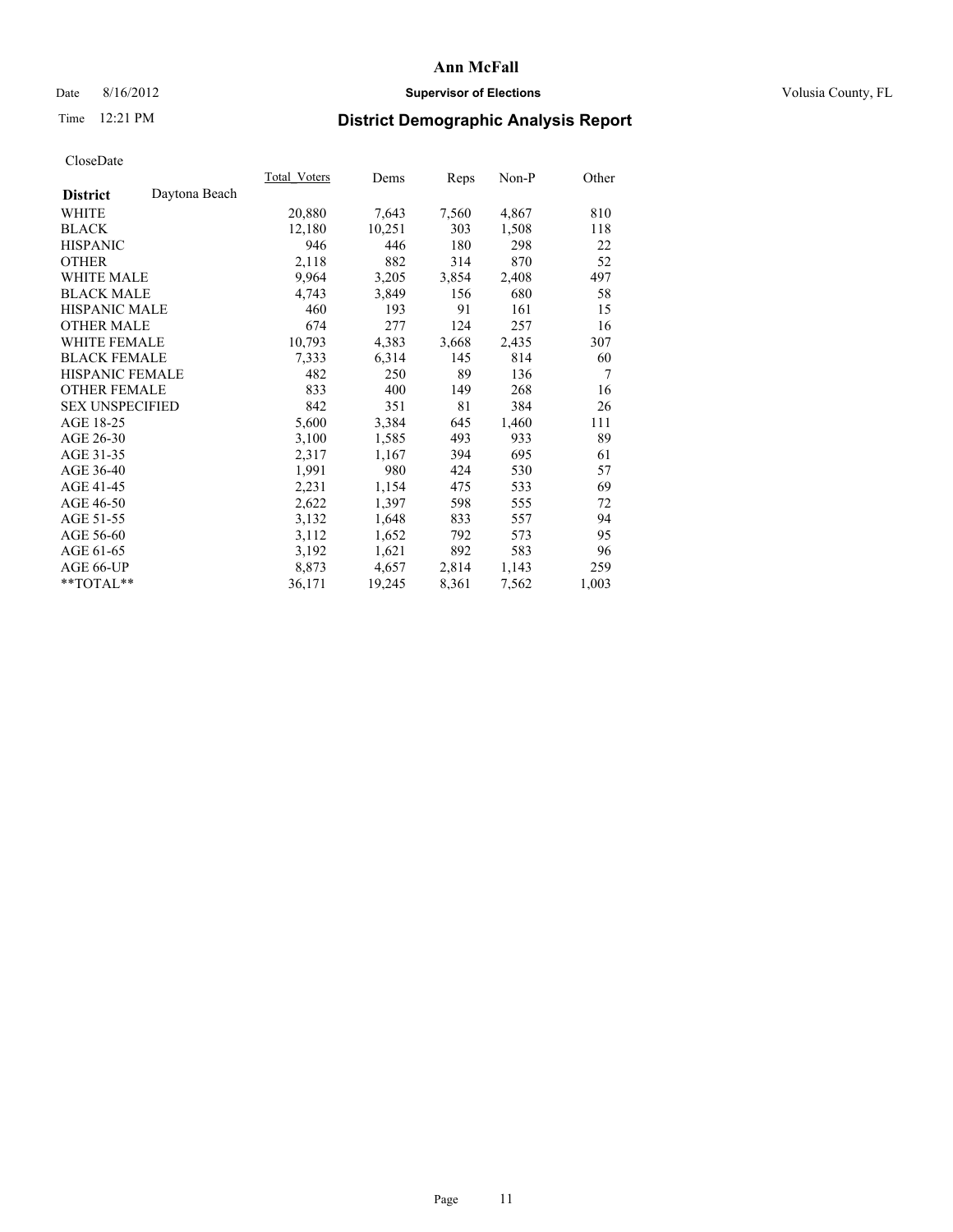# Ann McFall

Date 8/16/2012 **Supervisor of Elections** Volusia County, FL

Time 12:21 PM **District Demographic Analysis Report**

CloseDate

| **District** Daytona Beach | Total_Voters | Dems | Reps | Non-P | Other |
|---|---|---|---|---|---|
| WHITE | 20,880 | 7,643 | 7,560 | 4,867 | 810 |
| BLACK | 12,180 | 10,251 | 303 | 1,508 | 118 |
| HISPANIC | 946 | 446 | 180 | 298 | 22 |
| OTHER | 2,118 | 882 | 314 | 870 | 52 |
| WHITE MALE | 9,964 | 3,205 | 3,854 | 2,408 | 497 |
| BLACK MALE | 4,743 | 3,849 | 156 | 680 | 58 |
| HISPANIC MALE | 460 | 193 | 91 | 161 | 15 |
| OTHER MALE | 674 | 277 | 124 | 257 | 16 |
| WHITE FEMALE | 10,793 | 4,383 | 3,668 | 2,435 | 307 |
| BLACK FEMALE | 7,333 | 6,314 | 145 | 814 | 60 |
| HISPANIC FEMALE | 482 | 250 | 89 | 136 | 7 |
| OTHER FEMALE | 833 | 400 | 149 | 268 | 16 |
| SEX UNSPECIFIED | 842 | 351 | 81 | 384 | 26 |
| AGE 18-25 | 5,600 | 3,384 | 645 | 1,460 | 111 |
| AGE 26-30 | 3,100 | 1,585 | 493 | 933 | 89 |
| AGE 31-35 | 2,317 | 1,167 | 394 | 695 | 61 |
| AGE 36-40 | 1,991 | 980 | 424 | 530 | 57 |
| AGE 41-45 | 2,231 | 1,154 | 475 | 533 | 69 |
| AGE 46-50 | 2,622 | 1,397 | 598 | 555 | 72 |
| AGE 51-55 | 3,132 | 1,648 | 833 | 557 | 94 |
| AGE 56-60 | 3,112 | 1,652 | 792 | 573 | 95 |
| AGE 61-65 | 3,192 | 1,621 | 892 | 583 | 96 |
| AGE 66-UP | 8,873 | 4,657 | 2,814 | 1,143 | 259 |
| **TOTAL** | 36,171 | 19,245 | 8,361 | 7,562 | 1,003 |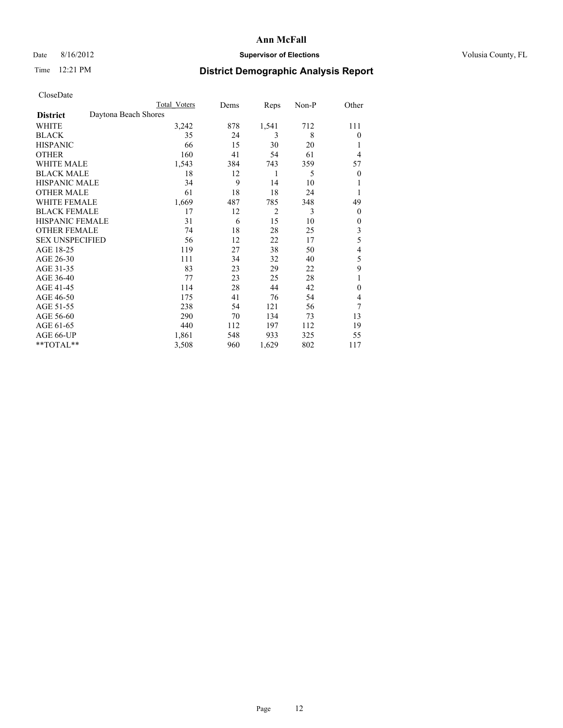# Ann McFall

Date 8/16/2012 **Supervisor of Elections** Volusia County, FL

Time 12:21 PM **District Demographic Analysis Report**

CloseDate

| | Total Voters | Dems | Reps | Non-P | Other |
|---|---|---|---|---|---|
| **District** Daytona Beach Shores | | | | | |
| WHITE | 3,242 | 878 | 1,541 | 712 | 111 |
| BLACK | 35 | 24 | 3 | 8 | 0 |
| HISPANIC | 66 | 15 | 30 | 20 | 1 |
| OTHER | 160 | 41 | 54 | 61 | 4 |
| WHITE MALE | 1,543 | 384 | 743 | 359 | 57 |
| BLACK MALE | 18 | 12 | 1 | 5 | 0 |
| HISPANIC MALE | 34 | 9 | 14 | 10 | 1 |
| OTHER MALE | 61 | 18 | 18 | 24 | 1 |
| WHITE FEMALE | 1,669 | 487 | 785 | 348 | 49 |
| BLACK FEMALE | 17 | 12 | 2 | 3 | 0 |
| HISPANIC FEMALE | 31 | 6 | 15 | 10 | 0 |
| OTHER FEMALE | 74 | 18 | 28 | 25 | 3 |
| SEX UNSPECIFIED | 56 | 12 | 22 | 17 | 5 |
| AGE 18-25 | 119 | 27 | 38 | 50 | 4 |
| AGE 26-30 | 111 | 34 | 32 | 40 | 5 |
| AGE 31-35 | 83 | 23 | 29 | 22 | 9 |
| AGE 36-40 | 77 | 23 | 25 | 28 | 1 |
| AGE 41-45 | 114 | 28 | 44 | 42 | 0 |
| AGE 46-50 | 175 | 41 | 76 | 54 | 4 |
| AGE 51-55 | 238 | 54 | 121 | 56 | 7 |
| AGE 56-60 | 290 | 70 | 134 | 73 | 13 |
| AGE 61-65 | 440 | 112 | 197 | 112 | 19 |
| AGE 66-UP | 1,861 | 548 | 933 | 325 | 55 |
| **TOTAL** | 3,508 | 960 | 1,629 | 802 | 117 |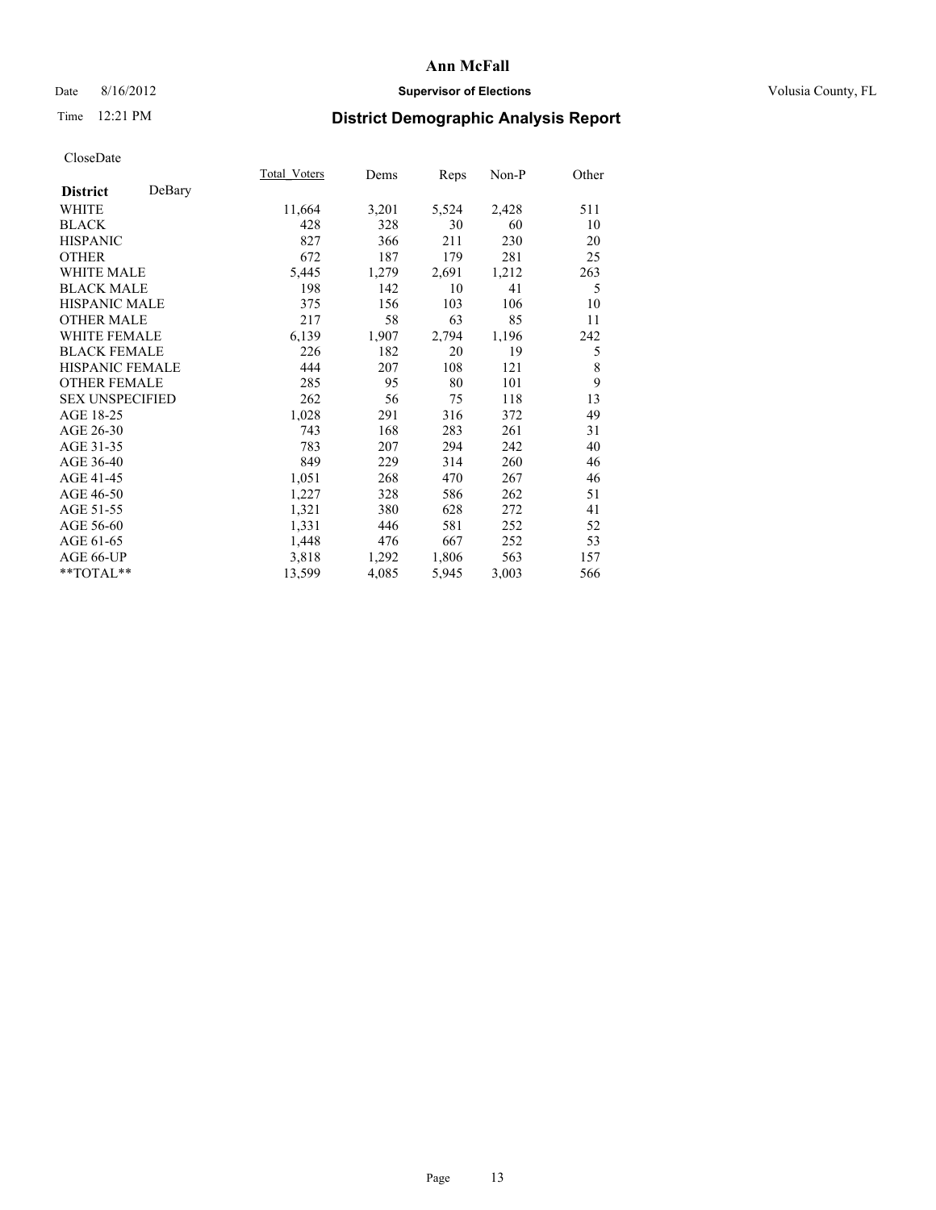# Ann McFall

Date 8/16/2012 **Supervisor of Elections** Volusia County, FL

Time 12:21 PM **District Demographic Analysis Report**

CloseDate

| **District** DeBary | Total_Voters | Dems | Reps | Non-P | Other |
|---|---|---|---|---|---|
| WHITE | 11,664 | 3,201 | 5,524 | 2,428 | 511 |
| BLACK | 428 | 328 | 30 | 60 | 10 |
| HISPANIC | 827 | 366 | 211 | 230 | 20 |
| OTHER | 672 | 187 | 179 | 281 | 25 |
| WHITE MALE | 5,445 | 1,279 | 2,691 | 1,212 | 263 |
| BLACK MALE | 198 | 142 | 10 | 41 | 5 |
| HISPANIC MALE | 375 | 156 | 103 | 106 | 10 |
| OTHER MALE | 217 | 58 | 63 | 85 | 11 |
| WHITE FEMALE | 6,139 | 1,907 | 2,794 | 1,196 | 242 |
| BLACK FEMALE | 226 | 182 | 20 | 19 | 5 |
| HISPANIC FEMALE | 444 | 207 | 108 | 121 | 8 |
| OTHER FEMALE | 285 | 95 | 80 | 101 | 9 |
| SEX UNSPECIFIED | 262 | 56 | 75 | 118 | 13 |
| AGE 18-25 | 1,028 | 291 | 316 | 372 | 49 |
| AGE 26-30 | 743 | 168 | 283 | 261 | 31 |
| AGE 31-35 | 783 | 207 | 294 | 242 | 40 |
| AGE 36-40 | 849 | 229 | 314 | 260 | 46 |
| AGE 41-45 | 1,051 | 268 | 470 | 267 | 46 |
| AGE 46-50 | 1,227 | 328 | 586 | 262 | 51 |
| AGE 51-55 | 1,321 | 380 | 628 | 272 | 41 |
| AGE 56-60 | 1,331 | 446 | 581 | 252 | 52 |
| AGE 61-65 | 1,448 | 476 | 667 | 252 | 53 |
| AGE 66-UP | 3,818 | 1,292 | 1,806 | 563 | 157 |
| **TOTAL** | 13,599 | 4,085 | 5,945 | 3,003 | 566 |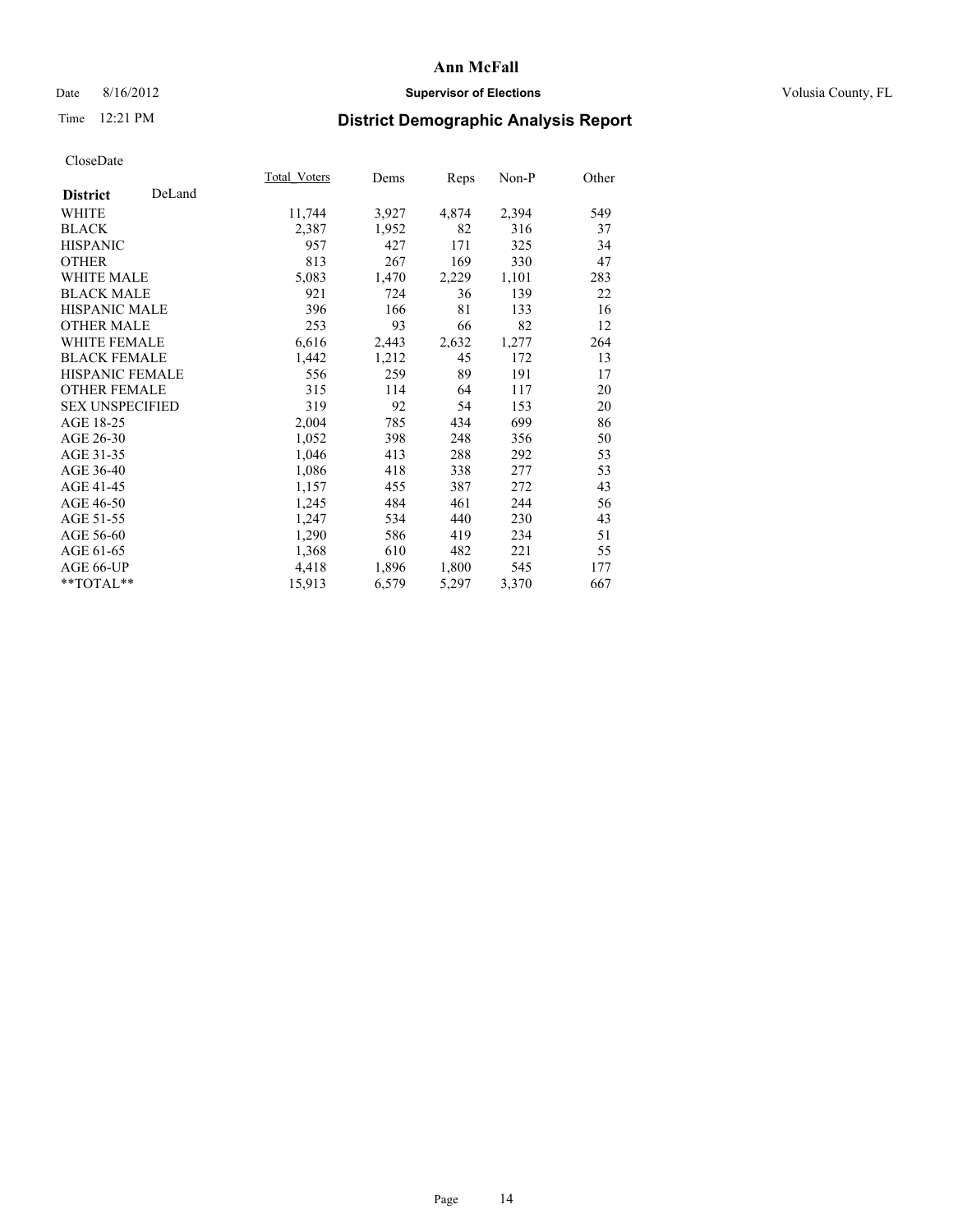**Ann McFall**

Date 8/16/2012 **Supervisor of Elections** Volusia County, FL

Time 12:21 PM **District Demographic Analysis Report**

CloseDate

| **District** DeLand | Total_Voters | Dems | Reps | Non-P | Other |
|---|---|---|---|---|---|
| WHITE | 11,744 | 3,927 | 4,874 | 2,394 | 549 |
| BLACK | 2,387 | 1,952 | 82 | 316 | 37 |
| HISPANIC | 957 | 427 | 171 | 325 | 34 |
| OTHER | 813 | 267 | 169 | 330 | 47 |
| WHITE MALE | 5,083 | 1,470 | 2,229 | 1,101 | 283 |
| BLACK MALE | 921 | 724 | 36 | 139 | 22 |
| HISPANIC MALE | 396 | 166 | 81 | 133 | 16 |
| OTHER MALE | 253 | 93 | 66 | 82 | 12 |
| WHITE FEMALE | 6,616 | 2,443 | 2,632 | 1,277 | 264 |
| BLACK FEMALE | 1,442 | 1,212 | 45 | 172 | 13 |
| HISPANIC FEMALE | 556 | 259 | 89 | 191 | 17 |
| OTHER FEMALE | 315 | 114 | 64 | 117 | 20 |
| SEX UNSPECIFIED | 319 | 92 | 54 | 153 | 20 |
| AGE 18-25 | 2,004 | 785 | 434 | 699 | 86 |
| AGE 26-30 | 1,052 | 398 | 248 | 356 | 50 |
| AGE 31-35 | 1,046 | 413 | 288 | 292 | 53 |
| AGE 36-40 | 1,086 | 418 | 338 | 277 | 53 |
| AGE 41-45 | 1,157 | 455 | 387 | 272 | 43 |
| AGE 46-50 | 1,245 | 484 | 461 | 244 | 56 |
| AGE 51-55 | 1,247 | 534 | 440 | 230 | 43 |
| AGE 56-60 | 1,290 | 586 | 419 | 234 | 51 |
| AGE 61-65 | 1,368 | 610 | 482 | 221 | 55 |
| AGE 66-UP | 4,418 | 1,896 | 1,800 | 545 | 177 |
| **TOTAL** | 15,913 | 6,579 | 5,297 | 3,370 | 667 |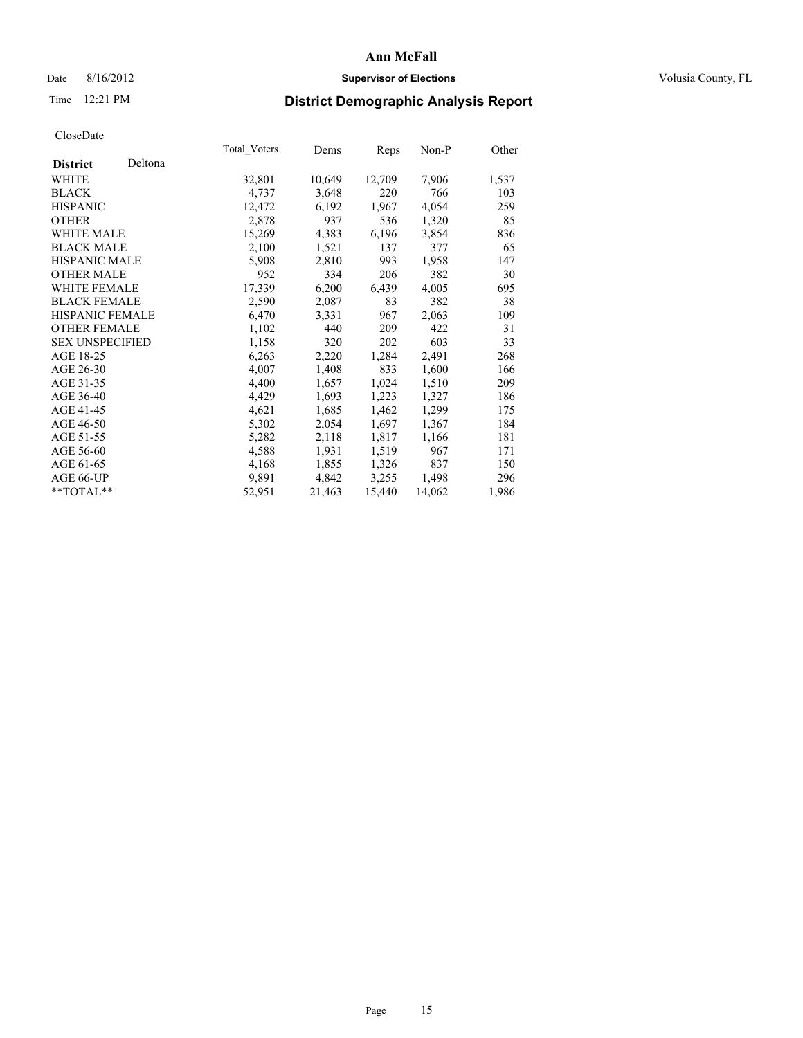# Ann McFall

Date 8/16/2012 **Supervisor of Elections** Volusia County, FL

Time 12:21 PM

## District Demographic Analysis Report

CloseDate

| **District** Deltona | Total_Voters | Dems | Reps | Non-P | Other |
|---|---|---|---|---|---|
| WHITE | 32,801 | 10,649 | 12,709 | 7,906 | 1,537 |
| BLACK | 4,737 | 3,648 | 220 | 766 | 103 |
| HISPANIC | 12,472 | 6,192 | 1,967 | 4,054 | 259 |
| OTHER | 2,878 | 937 | 536 | 1,320 | 85 |
| WHITE MALE | 15,269 | 4,383 | 6,196 | 3,854 | 836 |
| BLACK MALE | 2,100 | 1,521 | 137 | 377 | 65 |
| HISPANIC MALE | 5,908 | 2,810 | 993 | 1,958 | 147 |
| OTHER MALE | 952 | 334 | 206 | 382 | 30 |
| WHITE FEMALE | 17,339 | 6,200 | 6,439 | 4,005 | 695 |
| BLACK FEMALE | 2,590 | 2,087 | 83 | 382 | 38 |
| HISPANIC FEMALE | 6,470 | 3,331 | 967 | 2,063 | 109 |
| OTHER FEMALE | 1,102 | 440 | 209 | 422 | 31 |
| SEX UNSPECIFIED | 1,158 | 320 | 202 | 603 | 33 |
| AGE 18-25 | 6,263 | 2,220 | 1,284 | 2,491 | 268 |
| AGE 26-30 | 4,007 | 1,408 | 833 | 1,600 | 166 |
| AGE 31-35 | 4,400 | 1,657 | 1,024 | 1,510 | 209 |
| AGE 36-40 | 4,429 | 1,693 | 1,223 | 1,327 | 186 |
| AGE 41-45 | 4,621 | 1,685 | 1,462 | 1,299 | 175 |
| AGE 46-50 | 5,302 | 2,054 | 1,697 | 1,367 | 184 |
| AGE 51-55 | 5,282 | 2,118 | 1,817 | 1,166 | 181 |
| AGE 56-60 | 4,588 | 1,931 | 1,519 | 967 | 171 |
| AGE 61-65 | 4,168 | 1,855 | 1,326 | 837 | 150 |
| AGE 66-UP | 9,891 | 4,842 | 3,255 | 1,498 | 296 |
| **TOTAL** | 52,951 | 21,463 | 15,440 | 14,062 | 1,986 |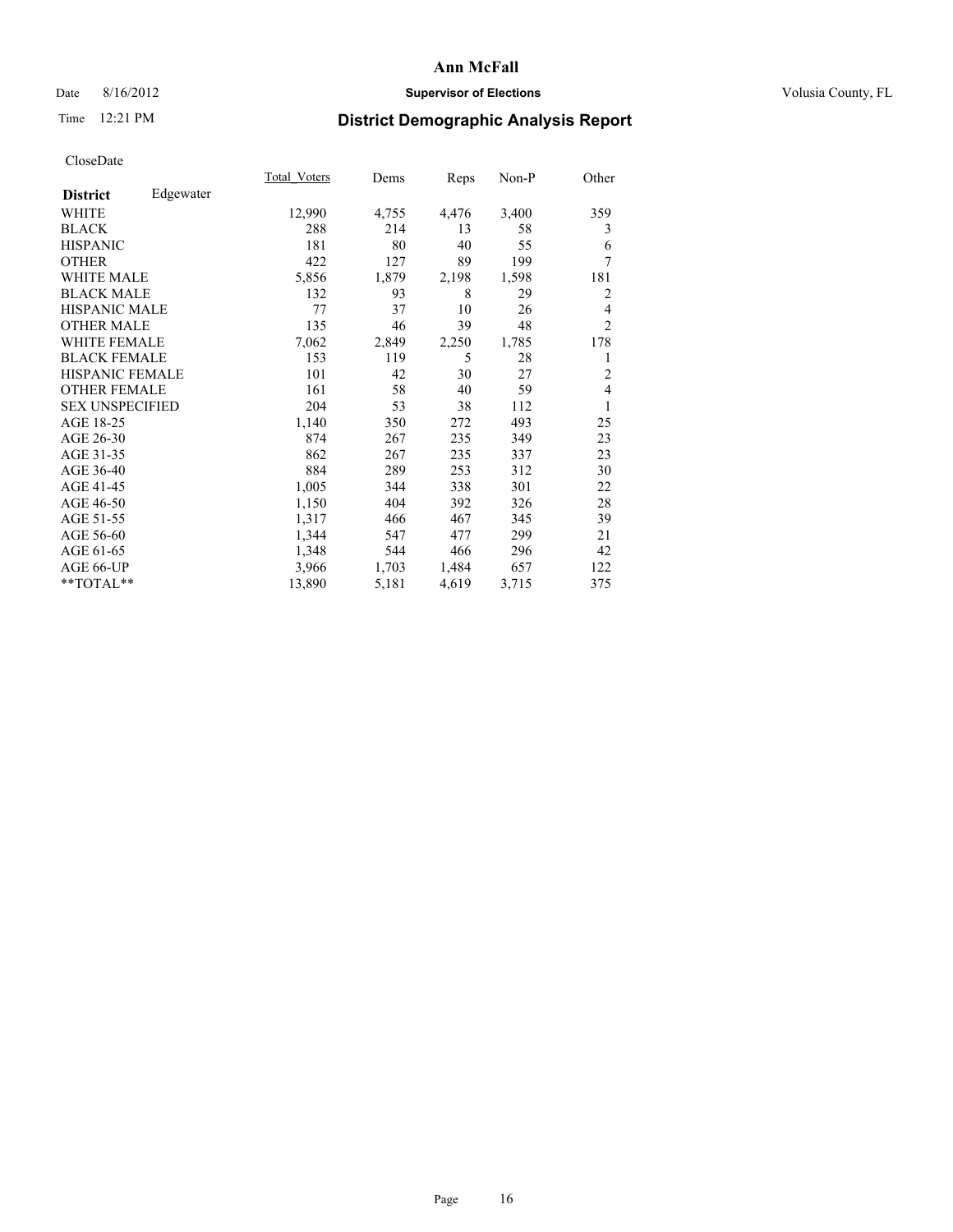# Ann McFall

Date 8/16/2012 **Supervisor of Elections** Volusia County, FL

Time 12:21 PM

## District Demographic Analysis Report

CloseDate

| **District** Edgewater | Total_Voters | Dems | Reps | Non-P | Other |
|---|---|---|---|---|---|
| WHITE | 12,990 | 4,755 | 4,476 | 3,400 | 359 |
| BLACK | 288 | 214 | 13 | 58 | 3 |
| HISPANIC | 181 | 80 | 40 | 55 | 6 |
| OTHER | 422 | 127 | 89 | 199 | 7 |
| WHITE MALE | 5,856 | 1,879 | 2,198 | 1,598 | 181 |
| BLACK MALE | 132 | 93 | 8 | 29 | 2 |
| HISPANIC MALE | 77 | 37 | 10 | 26 | 4 |
| OTHER MALE | 135 | 46 | 39 | 48 | 2 |
| WHITE FEMALE | 7,062 | 2,849 | 2,250 | 1,785 | 178 |
| BLACK FEMALE | 153 | 119 | 5 | 28 | 1 |
| HISPANIC FEMALE | 101 | 42 | 30 | 27 | 2 |
| OTHER FEMALE | 161 | 58 | 40 | 59 | 4 |
| SEX UNSPECIFIED | 204 | 53 | 38 | 112 | 1 |
| AGE 18-25 | 1,140 | 350 | 272 | 493 | 25 |
| AGE 26-30 | 874 | 267 | 235 | 349 | 23 |
| AGE 31-35 | 862 | 267 | 235 | 337 | 23 |
| AGE 36-40 | 884 | 289 | 253 | 312 | 30 |
| AGE 41-45 | 1,005 | 344 | 338 | 301 | 22 |
| AGE 46-50 | 1,150 | 404 | 392 | 326 | 28 |
| AGE 51-55 | 1,317 | 466 | 467 | 345 | 39 |
| AGE 56-60 | 1,344 | 547 | 477 | 299 | 21 |
| AGE 61-65 | 1,348 | 544 | 466 | 296 | 42 |
| AGE 66-UP | 3,966 | 1,703 | 1,484 | 657 | 122 |
| **TOTAL** | 13,890 | 5,181 | 4,619 | 3,715 | 375 |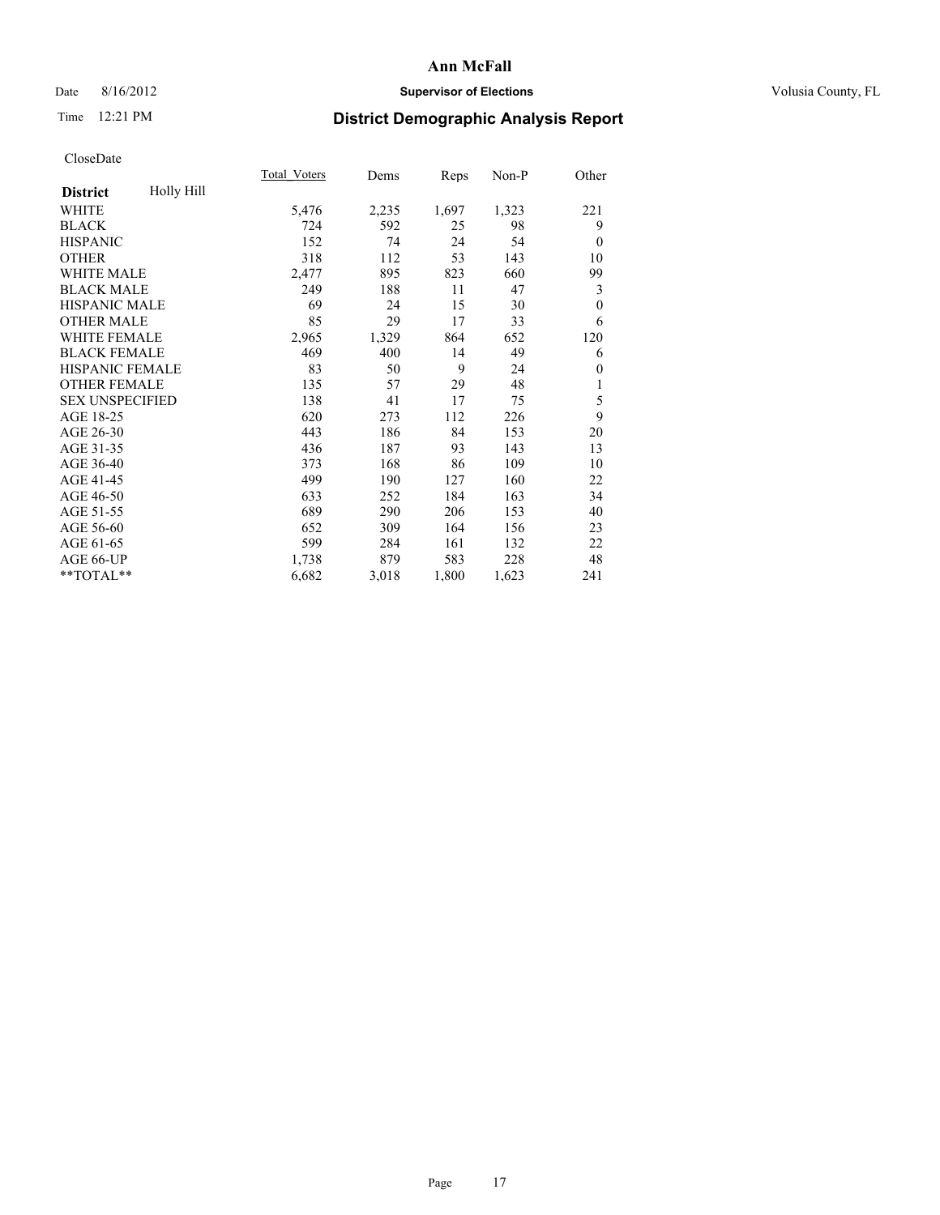**Ann McFall**

Date 8/16/2012 **Supervisor of Elections** Volusia County, FL

Time 12:21 PM

## District Demographic Analysis Report

CloseDate

| **District** Holly Hill | Total_Voters | Dems | Reps | Non-P | Other |
|---|---|---|---|---|---|
| WHITE | 5,476 | 2,235 | 1,697 | 1,323 | 221 |
| BLACK | 724 | 592 | 25 | 98 | 9 |
| HISPANIC | 152 | 74 | 24 | 54 | 0 |
| OTHER | 318 | 112 | 53 | 143 | 10 |
| WHITE MALE | 2,477 | 895 | 823 | 660 | 99 |
| BLACK MALE | 249 | 188 | 11 | 47 | 3 |
| HISPANIC MALE | 69 | 24 | 15 | 30 | 0 |
| OTHER MALE | 85 | 29 | 17 | 33 | 6 |
| WHITE FEMALE | 2,965 | 1,329 | 864 | 652 | 120 |
| BLACK FEMALE | 469 | 400 | 14 | 49 | 6 |
| HISPANIC FEMALE | 83 | 50 | 9 | 24 | 0 |
| OTHER FEMALE | 135 | 57 | 29 | 48 | 1 |
| SEX UNSPECIFIED | 138 | 41 | 17 | 75 | 5 |
| AGE 18-25 | 620 | 273 | 112 | 226 | 9 |
| AGE 26-30 | 443 | 186 | 84 | 153 | 20 |
| AGE 31-35 | 436 | 187 | 93 | 143 | 13 |
| AGE 36-40 | 373 | 168 | 86 | 109 | 10 |
| AGE 41-45 | 499 | 190 | 127 | 160 | 22 |
| AGE 46-50 | 633 | 252 | 184 | 163 | 34 |
| AGE 51-55 | 689 | 290 | 206 | 153 | 40 |
| AGE 56-60 | 652 | 309 | 164 | 156 | 23 |
| AGE 61-65 | 599 | 284 | 161 | 132 | 22 |
| AGE 66-UP | 1,738 | 879 | 583 | 228 | 48 |
| **TOTAL** | 6,682 | 3,018 | 1,800 | 1,623 | 241 |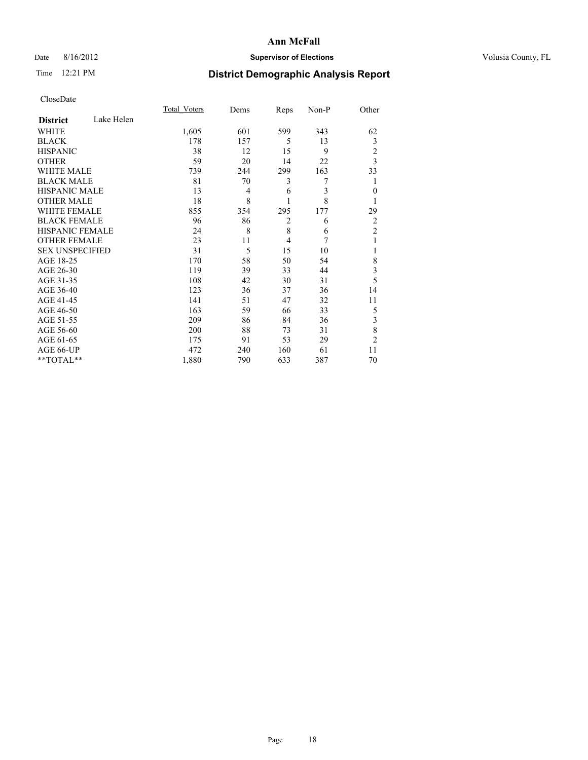# Ann McFall

Date 8/16/2012 **Supervisor of Elections** Volusia County, FL

Time 12:21 PM **District Demographic Analysis Report**

CloseDate

| **District** Lake Helen | Total_Voters | Dems | Reps | Non-P | Other |
|---|---|---|---|---|---|
| WHITE | 1,605 | 601 | 599 | 343 | 62 |
| BLACK | 178 | 157 | 5 | 13 | 3 |
| HISPANIC | 38 | 12 | 15 | 9 | 2 |
| OTHER | 59 | 20 | 14 | 22 | 3 |
| WHITE MALE | 739 | 244 | 299 | 163 | 33 |
| BLACK MALE | 81 | 70 | 3 | 7 | 1 |
| HISPANIC MALE | 13 | 4 | 6 | 3 | 0 |
| OTHER MALE | 18 | 8 | 1 | 8 | 1 |
| WHITE FEMALE | 855 | 354 | 295 | 177 | 29 |
| BLACK FEMALE | 96 | 86 | 2 | 6 | 2 |
| HISPANIC FEMALE | 24 | 8 | 8 | 6 | 2 |
| OTHER FEMALE | 23 | 11 | 4 | 7 | 1 |
| SEX UNSPECIFIED | 31 | 5 | 15 | 10 | 1 |
| AGE 18-25 | 170 | 58 | 50 | 54 | 8 |
| AGE 26-30 | 119 | 39 | 33 | 44 | 3 |
| AGE 31-35 | 108 | 42 | 30 | 31 | 5 |
| AGE 36-40 | 123 | 36 | 37 | 36 | 14 |
| AGE 41-45 | 141 | 51 | 47 | 32 | 11 |
| AGE 46-50 | 163 | 59 | 66 | 33 | 5 |
| AGE 51-55 | 209 | 86 | 84 | 36 | 3 |
| AGE 56-60 | 200 | 88 | 73 | 31 | 8 |
| AGE 61-65 | 175 | 91 | 53 | 29 | 2 |
| AGE 66-UP | 472 | 240 | 160 | 61 | 11 |
| **TOTAL** | 1,880 | 790 | 633 | 387 | 70 |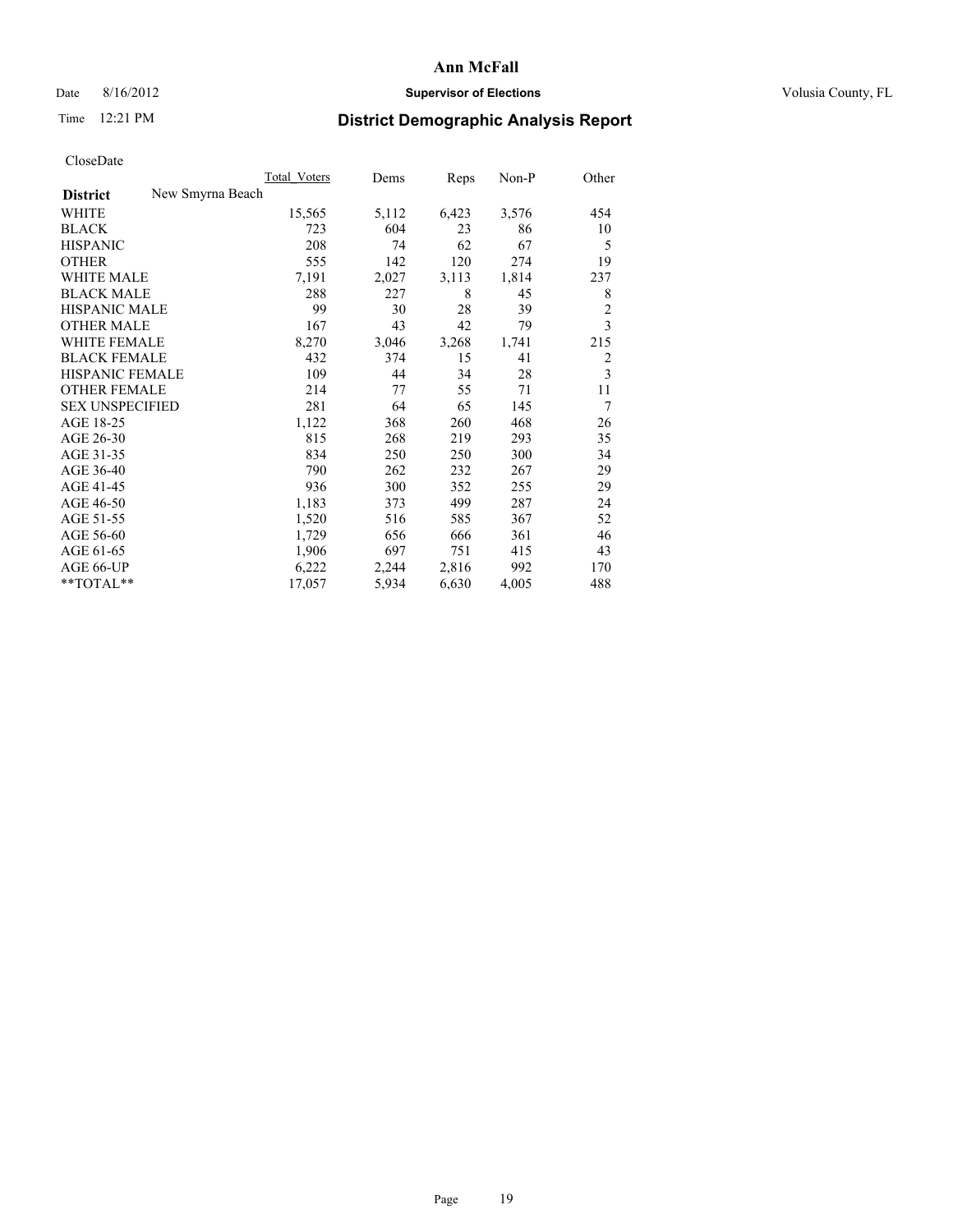# Ann McFall

Date 8/16/2012 **Supervisor of Elections** Volusia County, FL

Time 12:21 PM

## District Demographic Analysis Report

CloseDate

| | Total_Voters | Dems | Reps | Non-P | Other |
|---|---|---|---|---|---|
| **District** New Smyrna Beach | | | | | |
| WHITE | 15,565 | 5,112 | 6,423 | 3,576 | 454 |
| BLACK | 723 | 604 | 23 | 86 | 10 |
| HISPANIC | 208 | 74 | 62 | 67 | 5 |
| OTHER | 555 | 142 | 120 | 274 | 19 |
| WHITE MALE | 7,191 | 2,027 | 3,113 | 1,814 | 237 |
| BLACK MALE | 288 | 227 | 8 | 45 | 8 |
| HISPANIC MALE | 99 | 30 | 28 | 39 | 2 |
| OTHER MALE | 167 | 43 | 42 | 79 | 3 |
| WHITE FEMALE | 8,270 | 3,046 | 3,268 | 1,741 | 215 |
| BLACK FEMALE | 432 | 374 | 15 | 41 | 2 |
| HISPANIC FEMALE | 109 | 44 | 34 | 28 | 3 |
| OTHER FEMALE | 214 | 77 | 55 | 71 | 11 |
| SEX UNSPECIFIED | 281 | 64 | 65 | 145 | 7 |
| AGE 18-25 | 1,122 | 368 | 260 | 468 | 26 |
| AGE 26-30 | 815 | 268 | 219 | 293 | 35 |
| AGE 31-35 | 834 | 250 | 250 | 300 | 34 |
| AGE 36-40 | 790 | 262 | 232 | 267 | 29 |
| AGE 41-45 | 936 | 300 | 352 | 255 | 29 |
| AGE 46-50 | 1,183 | 373 | 499 | 287 | 24 |
| AGE 51-55 | 1,520 | 516 | 585 | 367 | 52 |
| AGE 56-60 | 1,729 | 656 | 666 | 361 | 46 |
| AGE 61-65 | 1,906 | 697 | 751 | 415 | 43 |
| AGE 66-UP | 6,222 | 2,244 | 2,816 | 992 | 170 |
| **TOTAL** | 17,057 | 5,934 | 6,630 | 4,005 | 488 |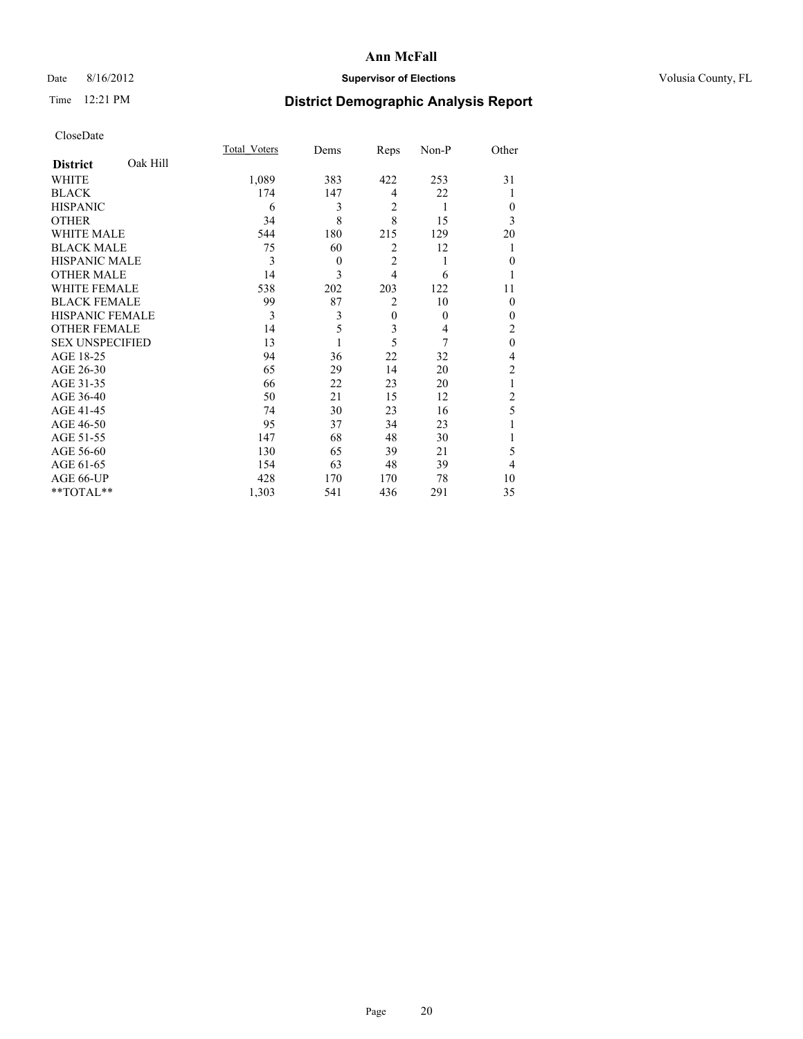# Ann McFall

Date 8/16/2012 **Supervisor of Elections** Volusia County, FL

Time 12:21 PM

## District Demographic Analysis Report

CloseDate

| **District** Oak Hill | Total_Voters | Dems | Reps | Non-P | Other |
|---|---|---|---|---|---|
| WHITE | 1,089 | 383 | 422 | 253 | 31 |
| BLACK | 174 | 147 | 4 | 22 | 1 |
| HISPANIC | 6 | 3 | 2 | 1 | 0 |
| OTHER | 34 | 8 | 8 | 15 | 3 |
| WHITE MALE | 544 | 180 | 215 | 129 | 20 |
| BLACK MALE | 75 | 60 | 2 | 12 | 1 |
| HISPANIC MALE | 3 | 0 | 2 | 1 | 0 |
| OTHER MALE | 14 | 3 | 4 | 6 | 1 |
| WHITE FEMALE | 538 | 202 | 203 | 122 | 11 |
| BLACK FEMALE | 99 | 87 | 2 | 10 | 0 |
| HISPANIC FEMALE | 3 | 3 | 0 | 0 | 0 |
| OTHER FEMALE | 14 | 5 | 3 | 4 | 2 |
| SEX UNSPECIFIED | 13 | 1 | 5 | 7 | 0 |
| AGE 18-25 | 94 | 36 | 22 | 32 | 4 |
| AGE 26-30 | 65 | 29 | 14 | 20 | 2 |
| AGE 31-35 | 66 | 22 | 23 | 20 | 1 |
| AGE 36-40 | 50 | 21 | 15 | 12 | 2 |
| AGE 41-45 | 74 | 30 | 23 | 16 | 5 |
| AGE 46-50 | 95 | 37 | 34 | 23 | 1 |
| AGE 51-55 | 147 | 68 | 48 | 30 | 1 |
| AGE 56-60 | 130 | 65 | 39 | 21 | 5 |
| AGE 61-65 | 154 | 63 | 48 | 39 | 4 |
| AGE 66-UP | 428 | 170 | 170 | 78 | 10 |
| **TOTAL** | 1,303 | 541 | 436 | 291 | 35 |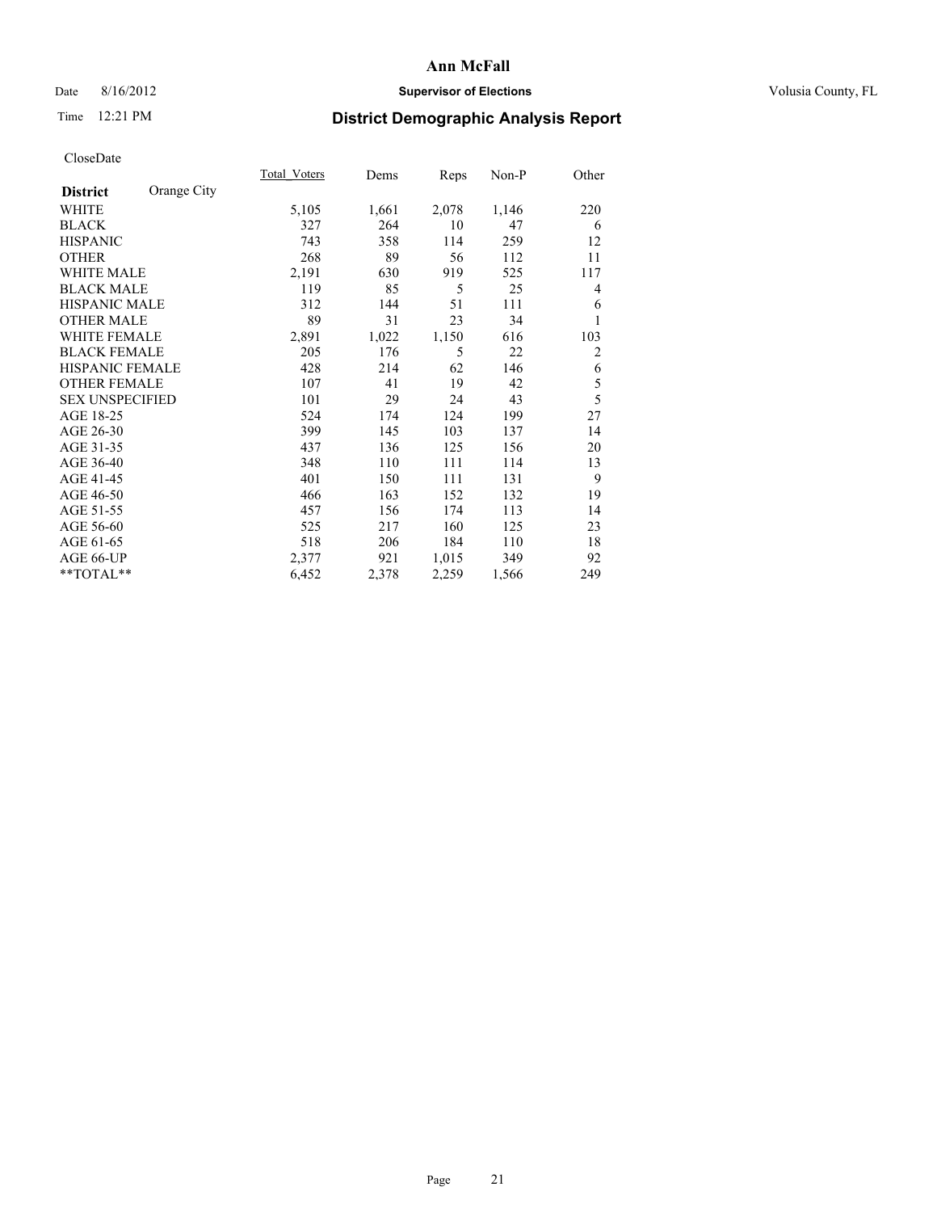# Ann McFall

Date 8/16/2012 **Supervisor of Elections** Volusia County, FL

Time 12:21 PM

## District Demographic Analysis Report

CloseDate

| **District** Orange City | Total_Voters | Dems | Reps | Non-P | Other |
|---|---|---|---|---|---|
| WHITE | 5,105 | 1,661 | 2,078 | 1,146 | 220 |
| BLACK | 327 | 264 | 10 | 47 | 6 |
| HISPANIC | 743 | 358 | 114 | 259 | 12 |
| OTHER | 268 | 89 | 56 | 112 | 11 |
| WHITE MALE | 2,191 | 630 | 919 | 525 | 117 |
| BLACK MALE | 119 | 85 | 5 | 25 | 4 |
| HISPANIC MALE | 312 | 144 | 51 | 111 | 6 |
| OTHER MALE | 89 | 31 | 23 | 34 | 1 |
| WHITE FEMALE | 2,891 | 1,022 | 1,150 | 616 | 103 |
| BLACK FEMALE | 205 | 176 | 5 | 22 | 2 |
| HISPANIC FEMALE | 428 | 214 | 62 | 146 | 6 |
| OTHER FEMALE | 107 | 41 | 19 | 42 | 5 |
| SEX UNSPECIFIED | 101 | 29 | 24 | 43 | 5 |
| AGE 18-25 | 524 | 174 | 124 | 199 | 27 |
| AGE 26-30 | 399 | 145 | 103 | 137 | 14 |
| AGE 31-35 | 437 | 136 | 125 | 156 | 20 |
| AGE 36-40 | 348 | 110 | 111 | 114 | 13 |
| AGE 41-45 | 401 | 150 | 111 | 131 | 9 |
| AGE 46-50 | 466 | 163 | 152 | 132 | 19 |
| AGE 51-55 | 457 | 156 | 174 | 113 | 14 |
| AGE 56-60 | 525 | 217 | 160 | 125 | 23 |
| AGE 61-65 | 518 | 206 | 184 | 110 | 18 |
| AGE 66-UP | 2,377 | 921 | 1,015 | 349 | 92 |
| **TOTAL** | 6,452 | 2,378 | 2,259 | 1,566 | 249 |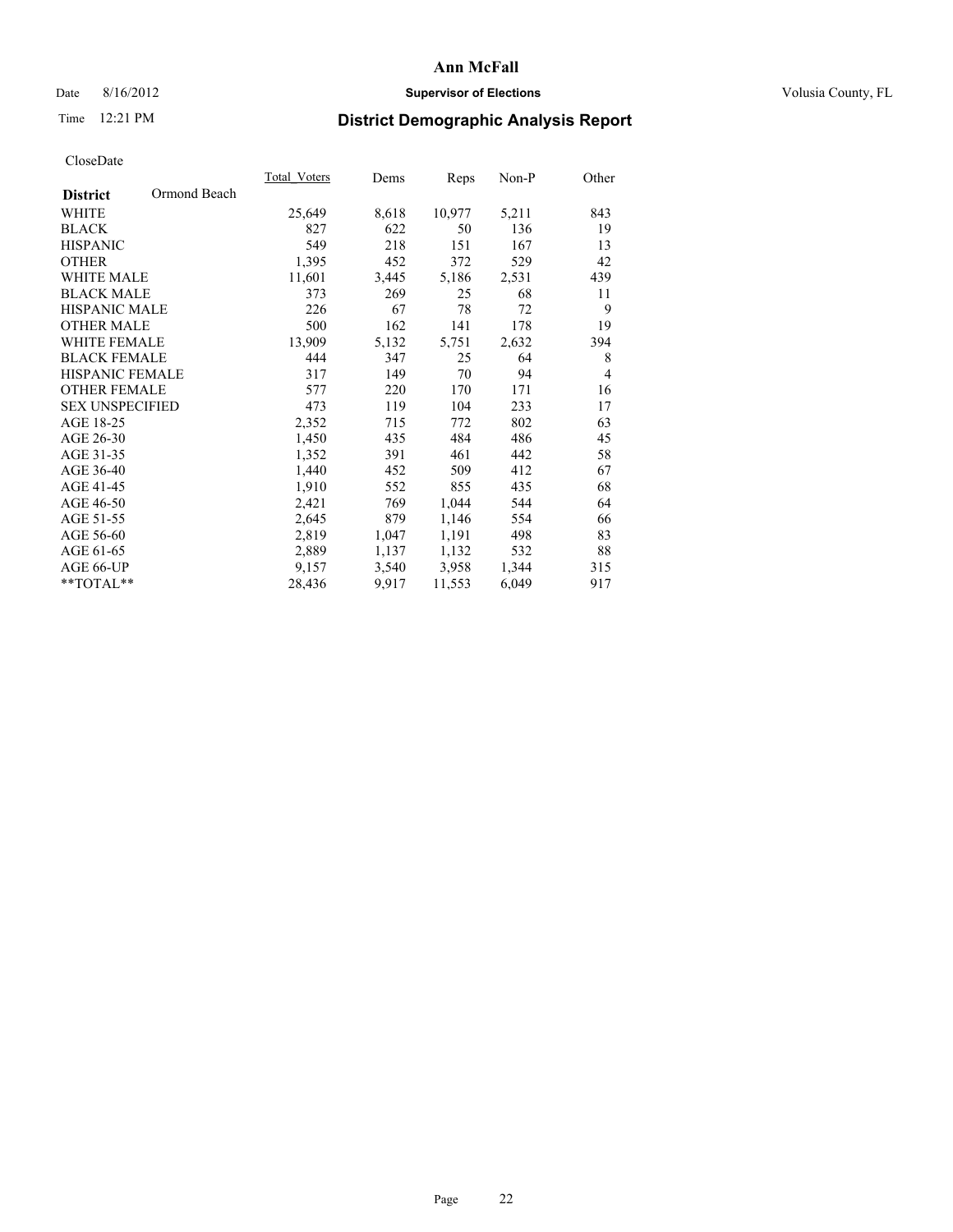# Ann McFall

Date 8/16/2012 **Supervisor of Elections** Volusia County, FL

Time 12:21 PM **District Demographic Analysis Report**

CloseDate

| **District** Ormond Beach | Total_Voters | Dems | Reps | Non-P | Other |
|---|---|---|---|---|---|
| WHITE | 25,649 | 8,618 | 10,977 | 5,211 | 843 |
| BLACK | 827 | 622 | 50 | 136 | 19 |
| HISPANIC | 549 | 218 | 151 | 167 | 13 |
| OTHER | 1,395 | 452 | 372 | 529 | 42 |
| WHITE MALE | 11,601 | 3,445 | 5,186 | 2,531 | 439 |
| BLACK MALE | 373 | 269 | 25 | 68 | 11 |
| HISPANIC MALE | 226 | 67 | 78 | 72 | 9 |
| OTHER MALE | 500 | 162 | 141 | 178 | 19 |
| WHITE FEMALE | 13,909 | 5,132 | 5,751 | 2,632 | 394 |
| BLACK FEMALE | 444 | 347 | 25 | 64 | 8 |
| HISPANIC FEMALE | 317 | 149 | 70 | 94 | 4 |
| OTHER FEMALE | 577 | 220 | 170 | 171 | 16 |
| SEX UNSPECIFIED | 473 | 119 | 104 | 233 | 17 |
| AGE 18-25 | 2,352 | 715 | 772 | 802 | 63 |
| AGE 26-30 | 1,450 | 435 | 484 | 486 | 45 |
| AGE 31-35 | 1,352 | 391 | 461 | 442 | 58 |
| AGE 36-40 | 1,440 | 452 | 509 | 412 | 67 |
| AGE 41-45 | 1,910 | 552 | 855 | 435 | 68 |
| AGE 46-50 | 2,421 | 769 | 1,044 | 544 | 64 |
| AGE 51-55 | 2,645 | 879 | 1,146 | 554 | 66 |
| AGE 56-60 | 2,819 | 1,047 | 1,191 | 498 | 83 |
| AGE 61-65 | 2,889 | 1,137 | 1,132 | 532 | 88 |
| AGE 66-UP | 9,157 | 3,540 | 3,958 | 1,344 | 315 |
| **TOTAL** | 28,436 | 9,917 | 11,553 | 6,049 | 917 |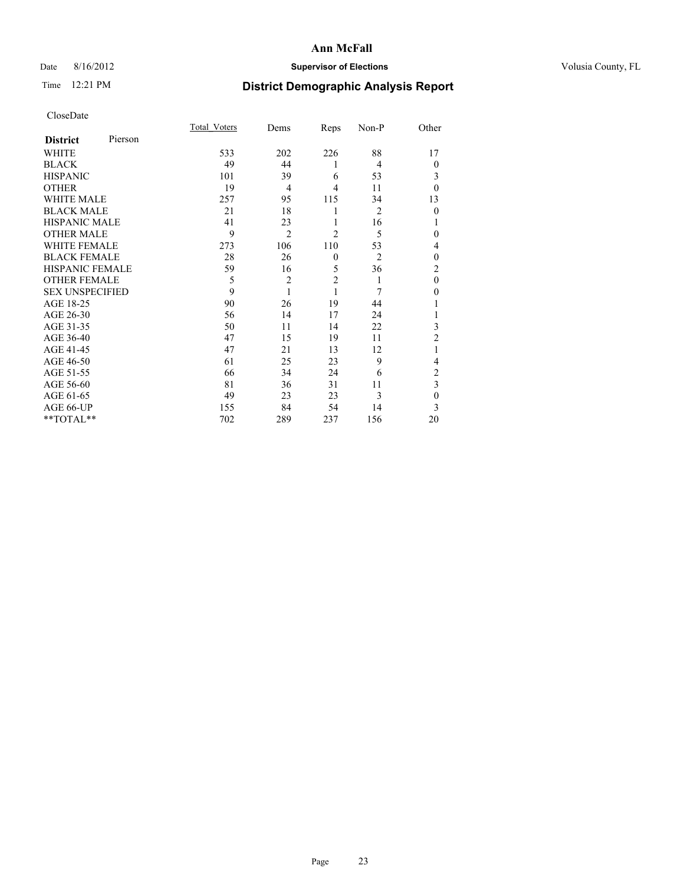# Ann McFall

Date 8/16/2012 **Supervisor of Elections** Volusia County, FL

Time 12:21 PM

## District Demographic Analysis Report

CloseDate

| **District** Pierson | Total_Voters | Dems | Reps | Non-P | Other |
|---|---|---|---|---|---|
| WHITE | 533 | 202 | 226 | 88 | 17 |
| BLACK | 49 | 44 | 1 | 4 | 0 |
| HISPANIC | 101 | 39 | 6 | 53 | 3 |
| OTHER | 19 | 4 | 4 | 11 | 0 |
| WHITE MALE | 257 | 95 | 115 | 34 | 13 |
| BLACK MALE | 21 | 18 | 1 | 2 | 0 |
| HISPANIC MALE | 41 | 23 | 1 | 16 | 1 |
| OTHER MALE | 9 | 2 | 2 | 5 | 0 |
| WHITE FEMALE | 273 | 106 | 110 | 53 | 4 |
| BLACK FEMALE | 28 | 26 | 0 | 2 | 0 |
| HISPANIC FEMALE | 59 | 16 | 5 | 36 | 2 |
| OTHER FEMALE | 5 | 2 | 2 | 1 | 0 |
| SEX UNSPECIFIED | 9 | 1 | 1 | 7 | 0 |
| AGE 18-25 | 90 | 26 | 19 | 44 | 1 |
| AGE 26-30 | 56 | 14 | 17 | 24 | 1 |
| AGE 31-35 | 50 | 11 | 14 | 22 | 3 |
| AGE 36-40 | 47 | 15 | 19 | 11 | 2 |
| AGE 41-45 | 47 | 21 | 13 | 12 | 1 |
| AGE 46-50 | 61 | 25 | 23 | 9 | 4 |
| AGE 51-55 | 66 | 34 | 24 | 6 | 2 |
| AGE 56-60 | 81 | 36 | 31 | 11 | 3 |
| AGE 61-65 | 49 | 23 | 23 | 3 | 0 |
| AGE 66-UP | 155 | 84 | 54 | 14 | 3 |
| **TOTAL** | 702 | 289 | 237 | 156 | 20 |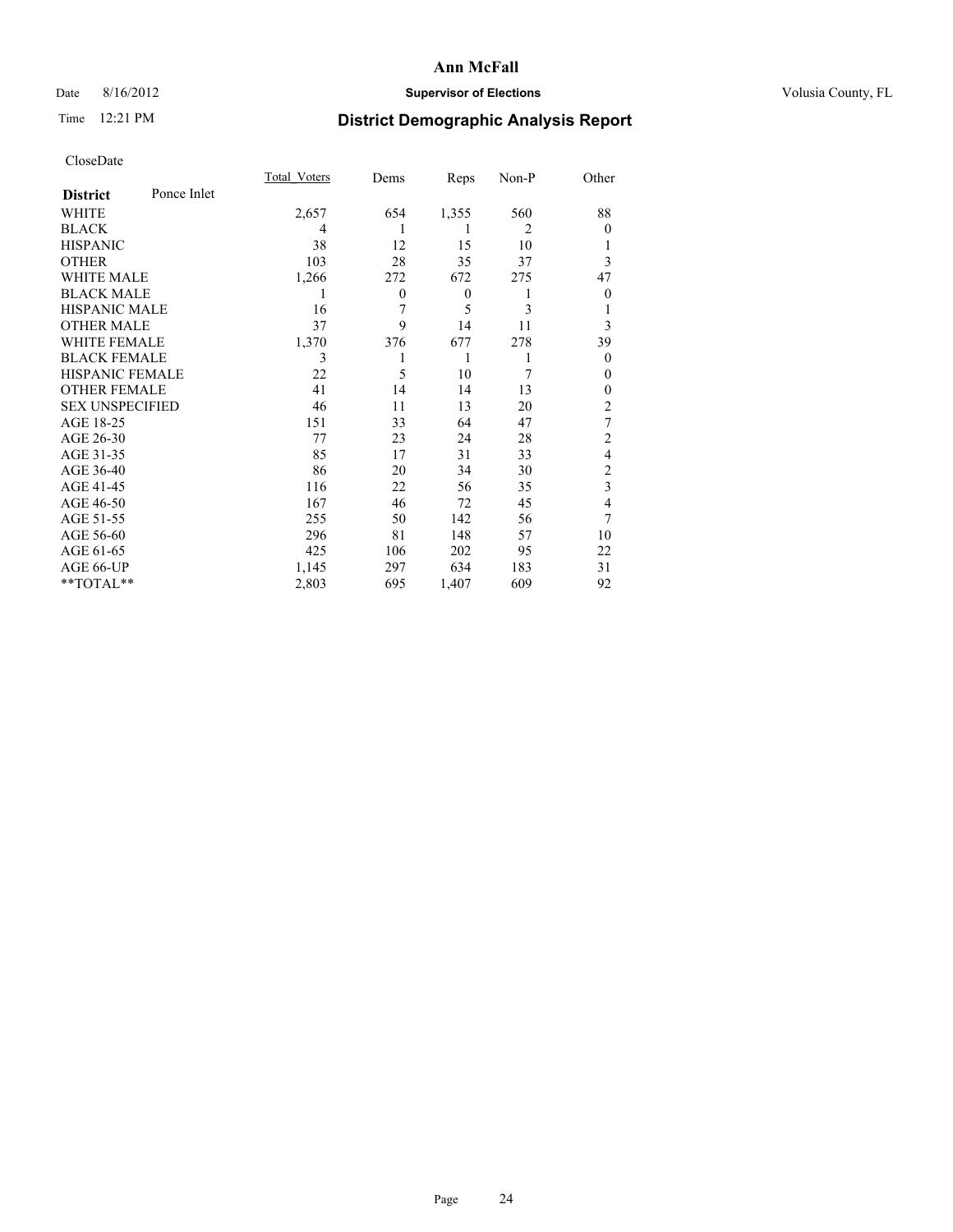**Ann McFall**

Date 8/16/2012 **Supervisor of Elections** Volusia County, FL

Time 12:21 PM

## District Demographic Analysis Report

CloseDate

| **District** Ponce Inlet | Total_Voters | Dems | Reps | Non-P | Other |
|---|---|---|---|---|---|
| WHITE | 2,657 | 654 | 1,355 | 560 | 88 |
| BLACK | 4 | 1 | 1 | 2 | 0 |
| HISPANIC | 38 | 12 | 15 | 10 | 1 |
| OTHER | 103 | 28 | 35 | 37 | 3 |
| WHITE MALE | 1,266 | 272 | 672 | 275 | 47 |
| BLACK MALE | 1 | 0 | 0 | 1 | 0 |
| HISPANIC MALE | 16 | 7 | 5 | 3 | 1 |
| OTHER MALE | 37 | 9 | 14 | 11 | 3 |
| WHITE FEMALE | 1,370 | 376 | 677 | 278 | 39 |
| BLACK FEMALE | 3 | 1 | 1 | 1 | 0 |
| HISPANIC FEMALE | 22 | 5 | 10 | 7 | 0 |
| OTHER FEMALE | 41 | 14 | 14 | 13 | 0 |
| SEX UNSPECIFIED | 46 | 11 | 13 | 20 | 2 |
| AGE 18-25 | 151 | 33 | 64 | 47 | 7 |
| AGE 26-30 | 77 | 23 | 24 | 28 | 2 |
| AGE 31-35 | 85 | 17 | 31 | 33 | 4 |
| AGE 36-40 | 86 | 20 | 34 | 30 | 2 |
| AGE 41-45 | 116 | 22 | 56 | 35 | 3 |
| AGE 46-50 | 167 | 46 | 72 | 45 | 4 |
| AGE 51-55 | 255 | 50 | 142 | 56 | 7 |
| AGE 56-60 | 296 | 81 | 148 | 57 | 10 |
| AGE 61-65 | 425 | 106 | 202 | 95 | 22 |
| AGE 66-UP | 1,145 | 297 | 634 | 183 | 31 |
| **TOTAL** | 2,803 | 695 | 1,407 | 609 | 92 |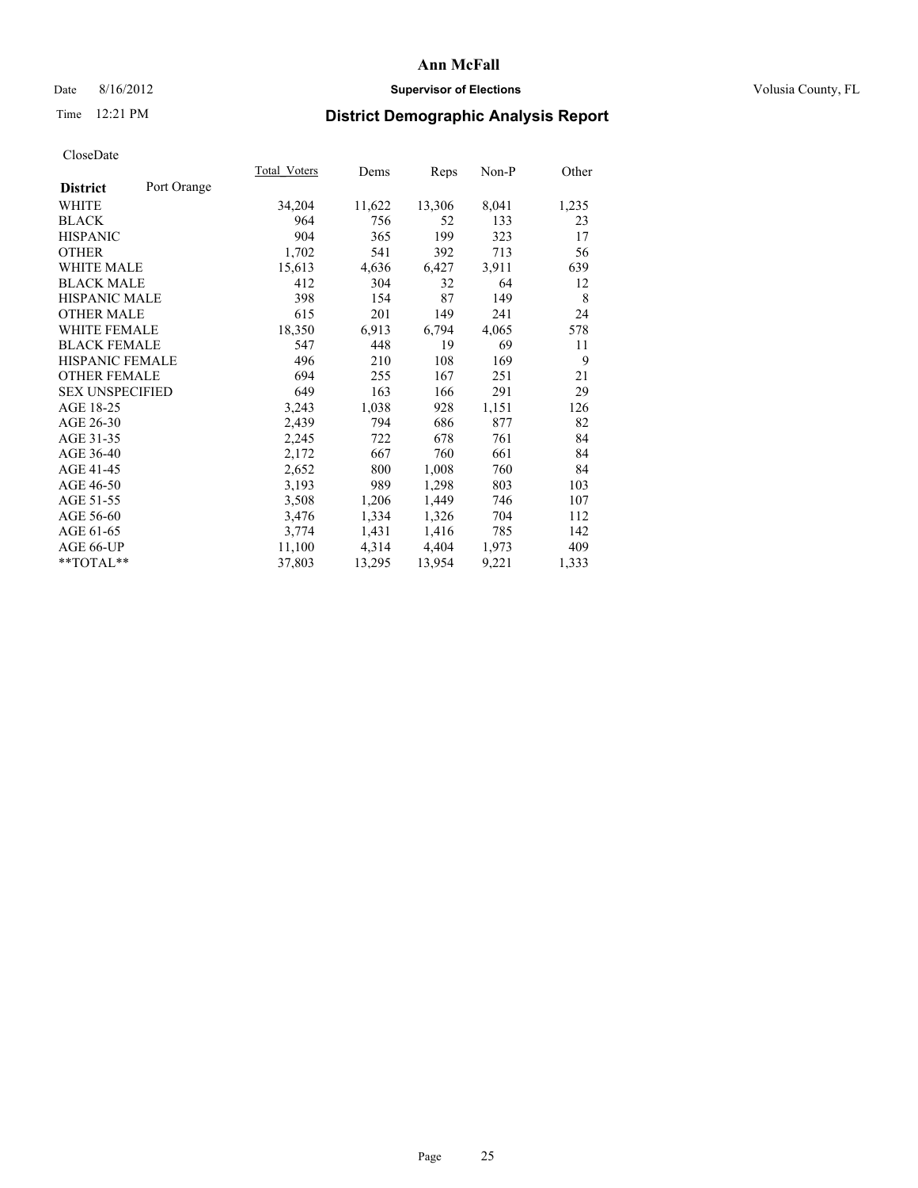# Ann McFall

Date 8/16/2012 **Supervisor of Elections** Volusia County, FL

Time 12:21 PM **District Demographic Analysis Report**

CloseDate

| **District** Port Orange | Total_Voters | Dems | Reps | Non-P | Other |
|---|---|---|---|---|---|
| WHITE | 34,204 | 11,622 | 13,306 | 8,041 | 1,235 |
| BLACK | 964 | 756 | 52 | 133 | 23 |
| HISPANIC | 904 | 365 | 199 | 323 | 17 |
| OTHER | 1,702 | 541 | 392 | 713 | 56 |
| WHITE MALE | 15,613 | 4,636 | 6,427 | 3,911 | 639 |
| BLACK MALE | 412 | 304 | 32 | 64 | 12 |
| HISPANIC MALE | 398 | 154 | 87 | 149 | 8 |
| OTHER MALE | 615 | 201 | 149 | 241 | 24 |
| WHITE FEMALE | 18,350 | 6,913 | 6,794 | 4,065 | 578 |
| BLACK FEMALE | 547 | 448 | 19 | 69 | 11 |
| HISPANIC FEMALE | 496 | 210 | 108 | 169 | 9 |
| OTHER FEMALE | 694 | 255 | 167 | 251 | 21 |
| SEX UNSPECIFIED | 649 | 163 | 166 | 291 | 29 |
| AGE 18-25 | 3,243 | 1,038 | 928 | 1,151 | 126 |
| AGE 26-30 | 2,439 | 794 | 686 | 877 | 82 |
| AGE 31-35 | 2,245 | 722 | 678 | 761 | 84 |
| AGE 36-40 | 2,172 | 667 | 760 | 661 | 84 |
| AGE 41-45 | 2,652 | 800 | 1,008 | 760 | 84 |
| AGE 46-50 | 3,193 | 989 | 1,298 | 803 | 103 |
| AGE 51-55 | 3,508 | 1,206 | 1,449 | 746 | 107 |
| AGE 56-60 | 3,476 | 1,334 | 1,326 | 704 | 112 |
| AGE 61-65 | 3,774 | 1,431 | 1,416 | 785 | 142 |
| AGE 66-UP | 11,100 | 4,314 | 4,404 | 1,973 | 409 |
| **TOTAL** | 37,803 | 13,295 | 13,954 | 9,221 | 1,333 |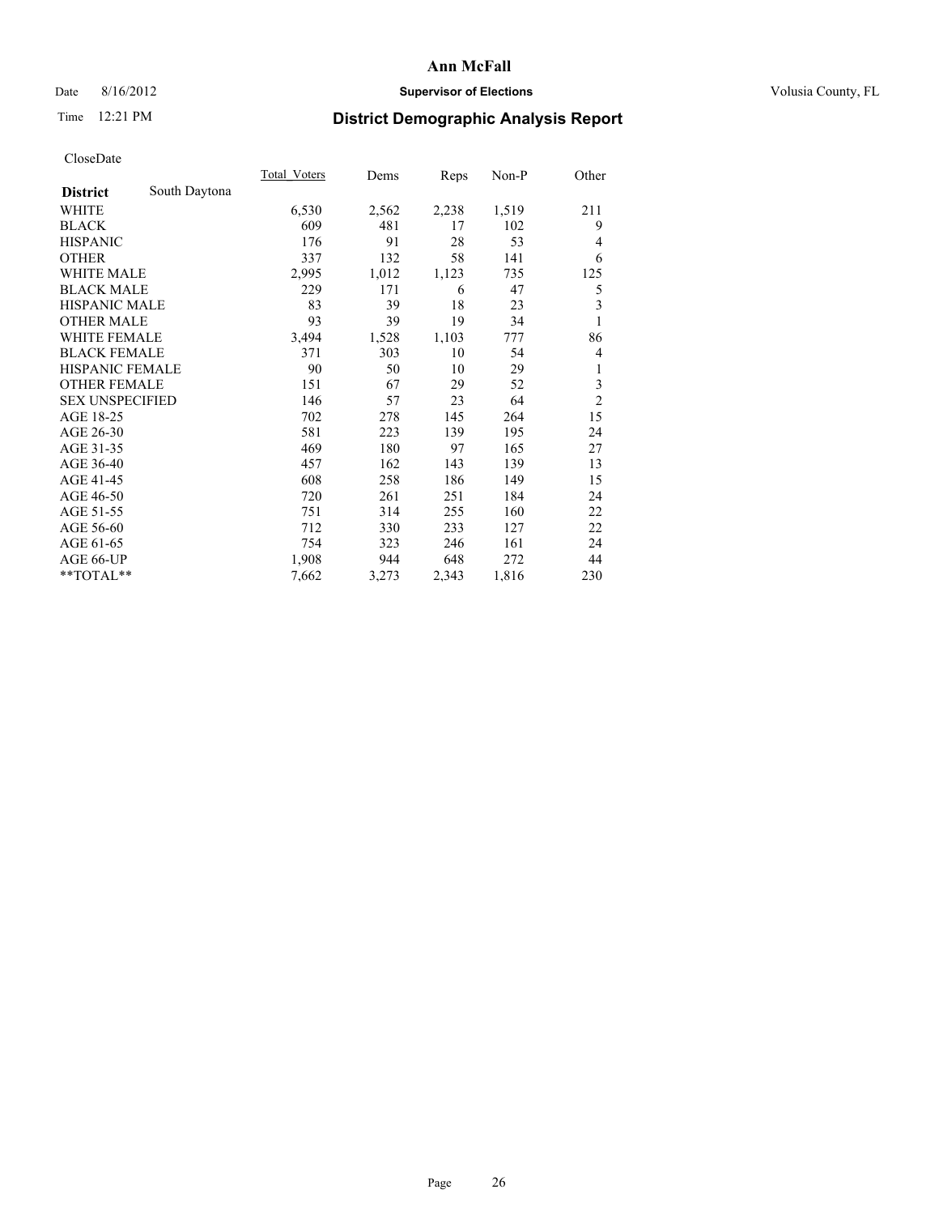# Ann McFall

Date 8/16/2012 **Supervisor of Elections** Volusia County, FL

Time 12:21 PM **District Demographic Analysis Report**

CloseDate

| **District** South Daytona | Total_Voters | Dems | Reps | Non-P | Other |
|---|---|---|---|---|---|
| WHITE | 6,530 | 2,562 | 2,238 | 1,519 | 211 |
| BLACK | 609 | 481 | 17 | 102 | 9 |
| HISPANIC | 176 | 91 | 28 | 53 | 4 |
| OTHER | 337 | 132 | 58 | 141 | 6 |
| WHITE MALE | 2,995 | 1,012 | 1,123 | 735 | 125 |
| BLACK MALE | 229 | 171 | 6 | 47 | 5 |
| HISPANIC MALE | 83 | 39 | 18 | 23 | 3 |
| OTHER MALE | 93 | 39 | 19 | 34 | 1 |
| WHITE FEMALE | 3,494 | 1,528 | 1,103 | 777 | 86 |
| BLACK FEMALE | 371 | 303 | 10 | 54 | 4 |
| HISPANIC FEMALE | 90 | 50 | 10 | 29 | 1 |
| OTHER FEMALE | 151 | 67 | 29 | 52 | 3 |
| SEX UNSPECIFIED | 146 | 57 | 23 | 64 | 2 |
| AGE 18-25 | 702 | 278 | 145 | 264 | 15 |
| AGE 26-30 | 581 | 223 | 139 | 195 | 24 |
| AGE 31-35 | 469 | 180 | 97 | 165 | 27 |
| AGE 36-40 | 457 | 162 | 143 | 139 | 13 |
| AGE 41-45 | 608 | 258 | 186 | 149 | 15 |
| AGE 46-50 | 720 | 261 | 251 | 184 | 24 |
| AGE 51-55 | 751 | 314 | 255 | 160 | 22 |
| AGE 56-60 | 712 | 330 | 233 | 127 | 22 |
| AGE 61-65 | 754 | 323 | 246 | 161 | 24 |
| AGE 66-UP | 1,908 | 944 | 648 | 272 | 44 |
| **TOTAL** | 7,662 | 3,273 | 2,343 | 1,816 | 230 |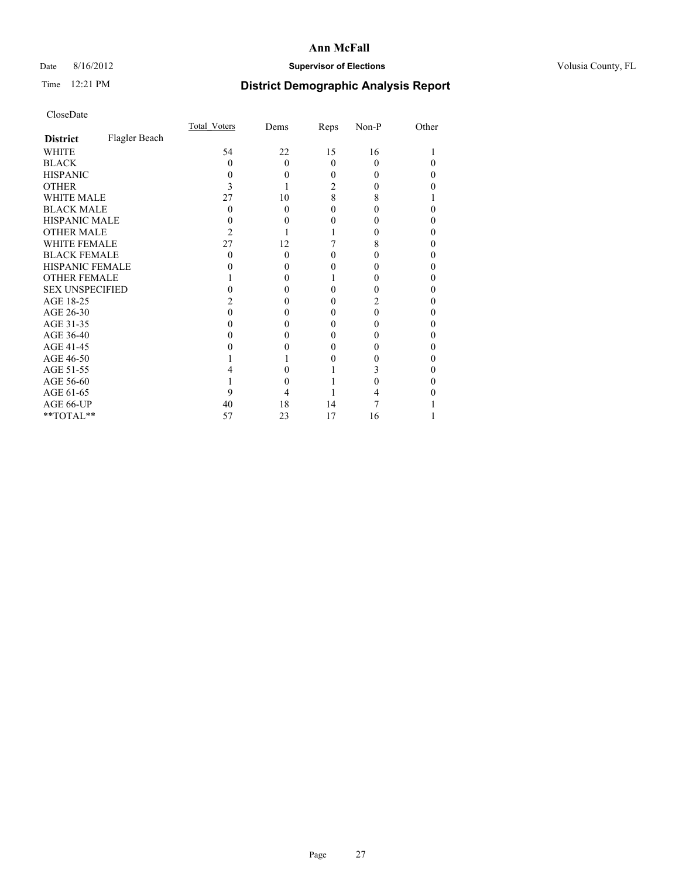# Ann McFall

Date 8/16/2012 **Supervisor of Elections** Volusia County, FL

Time 12:21 PM **District Demographic Analysis Report**

CloseDate

| **District** Flagler Beach | Total_Voters | Dems | Reps | Non-P | Other |
|---|---|---|---|---|---|
| WHITE | 54 | 22 | 15 | 16 | 1 |
| BLACK | 0 | 0 | 0 | 0 | 0 |
| HISPANIC | 0 | 0 | 0 | 0 | 0 |
| OTHER | 3 | 1 | 2 | 0 | 0 |
| WHITE MALE | 27 | 10 | 8 | 8 | 1 |
| BLACK MALE | 0 | 0 | 0 | 0 | 0 |
| HISPANIC MALE | 0 | 0 | 0 | 0 | 0 |
| OTHER MALE | 2 | 1 | 1 | 0 | 0 |
| WHITE FEMALE | 27 | 12 | 7 | 8 | 0 |
| BLACK FEMALE | 0 | 0 | 0 | 0 | 0 |
| HISPANIC FEMALE | 0 | 0 | 0 | 0 | 0 |
| OTHER FEMALE | 1 | 0 | 1 | 0 | 0 |
| SEX UNSPECIFIED | 0 | 0 | 0 | 0 | 0 |
| AGE 18-25 | 2 | 0 | 0 | 2 | 0 |
| AGE 26-30 | 0 | 0 | 0 | 0 | 0 |
| AGE 31-35 | 0 | 0 | 0 | 0 | 0 |
| AGE 36-40 | 0 | 0 | 0 | 0 | 0 |
| AGE 41-45 | 0 | 0 | 0 | 0 | 0 |
| AGE 46-50 | 1 | 1 | 0 | 0 | 0 |
| AGE 51-55 | 4 | 0 | 1 | 3 | 0 |
| AGE 56-60 | 1 | 0 | 1 | 0 | 0 |
| AGE 61-65 | 9 | 4 | 1 | 4 | 0 |
| AGE 66-UP | 40 | 18 | 14 | 7 | 1 |
| **TOTAL** | 57 | 23 | 17 | 16 | 1 |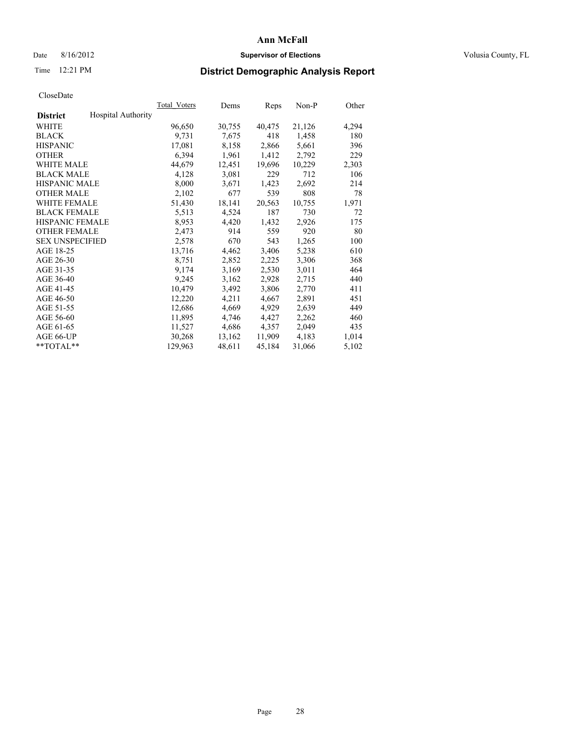# Ann McFall

Date 8/16/2012 **Supervisor of Elections** Volusia County, FL

Time 12:21 PM

## District Demographic Analysis Report

CloseDate

| **District** Hospital Authority | Total Voters | Dems | Reps | Non-P | Other |
|---|---|---|---|---|---|
| WHITE | 96,650 | 30,755 | 40,475 | 21,126 | 4,294 |
| BLACK | 9,731 | 7,675 | 418 | 1,458 | 180 |
| HISPANIC | 17,081 | 8,158 | 2,866 | 5,661 | 396 |
| OTHER | 6,394 | 1,961 | 1,412 | 2,792 | 229 |
| WHITE MALE | 44,679 | 12,451 | 19,696 | 10,229 | 2,303 |
| BLACK MALE | 4,128 | 3,081 | 229 | 712 | 106 |
| HISPANIC MALE | 8,000 | 3,671 | 1,423 | 2,692 | 214 |
| OTHER MALE | 2,102 | 677 | 539 | 808 | 78 |
| WHITE FEMALE | 51,430 | 18,141 | 20,563 | 10,755 | 1,971 |
| BLACK FEMALE | 5,513 | 4,524 | 187 | 730 | 72 |
| HISPANIC FEMALE | 8,953 | 4,420 | 1,432 | 2,926 | 175 |
| OTHER FEMALE | 2,473 | 914 | 559 | 920 | 80 |
| SEX UNSPECIFIED | 2,578 | 670 | 543 | 1,265 | 100 |
| AGE 18-25 | 13,716 | 4,462 | 3,406 | 5,238 | 610 |
| AGE 26-30 | 8,751 | 2,852 | 2,225 | 3,306 | 368 |
| AGE 31-35 | 9,174 | 3,169 | 2,530 | 3,011 | 464 |
| AGE 36-40 | 9,245 | 3,162 | 2,928 | 2,715 | 440 |
| AGE 41-45 | 10,479 | 3,492 | 3,806 | 2,770 | 411 |
| AGE 46-50 | 12,220 | 4,211 | 4,667 | 2,891 | 451 |
| AGE 51-55 | 12,686 | 4,669 | 4,929 | 2,639 | 449 |
| AGE 56-60 | 11,895 | 4,746 | 4,427 | 2,262 | 460 |
| AGE 61-65 | 11,527 | 4,686 | 4,357 | 2,049 | 435 |
| AGE 66-UP | 30,268 | 13,162 | 11,909 | 4,183 | 1,014 |
| **TOTAL** | 129,963 | 48,611 | 45,184 | 31,066 | 5,102 |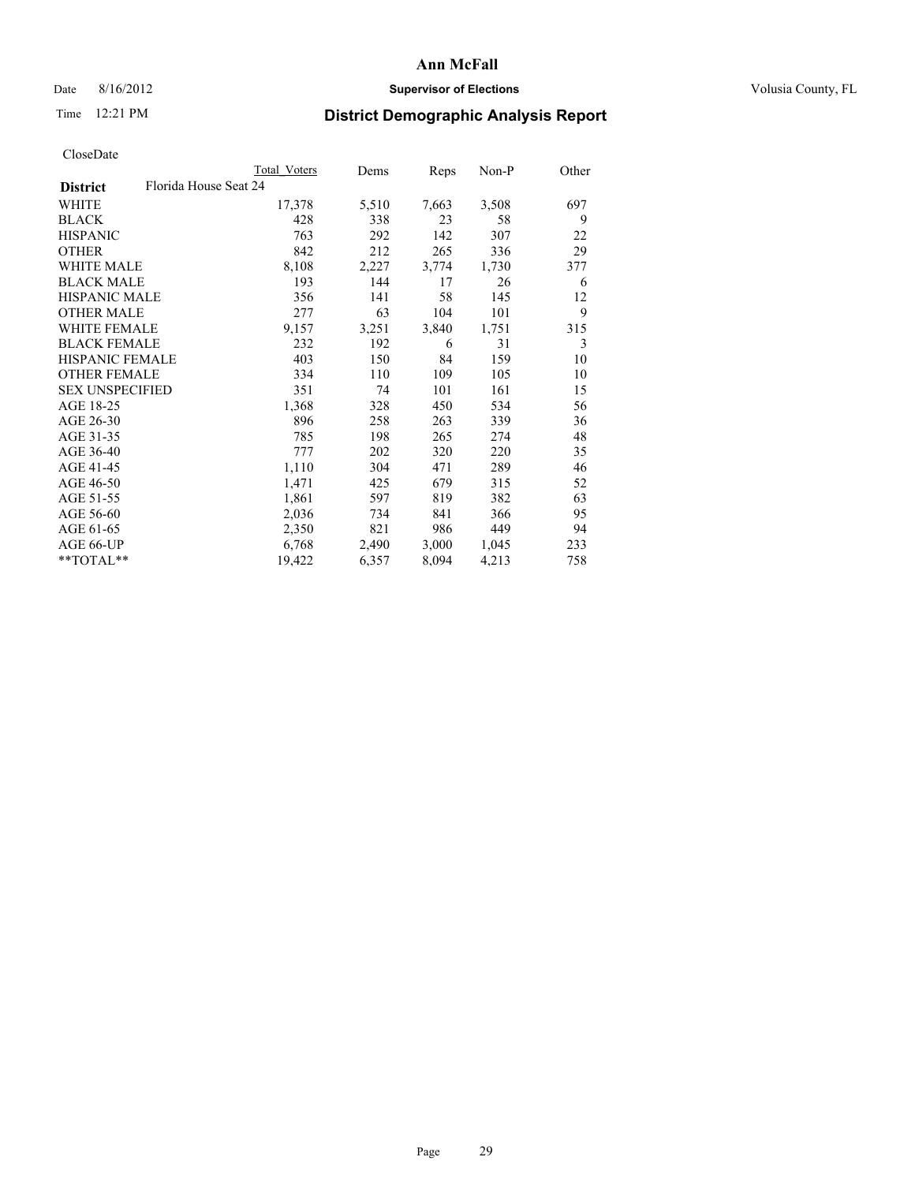**Ann McFall**

Date 8/16/2012 **Supervisor of Elections** Volusia County, FL

Time 12:21 PM

## District Demographic Analysis Report

CloseDate

| | Total Voters | Dems | Reps | Non-P | Other |
|---|---|---|---|---|---|
| **District** Florida House Seat 24 | | | | | |
| WHITE | 17,378 | 5,510 | 7,663 | 3,508 | 697 |
| BLACK | 428 | 338 | 23 | 58 | 9 |
| HISPANIC | 763 | 292 | 142 | 307 | 22 |
| OTHER | 842 | 212 | 265 | 336 | 29 |
| WHITE MALE | 8,108 | 2,227 | 3,774 | 1,730 | 377 |
| BLACK MALE | 193 | 144 | 17 | 26 | 6 |
| HISPANIC MALE | 356 | 141 | 58 | 145 | 12 |
| OTHER MALE | 277 | 63 | 104 | 101 | 9 |
| WHITE FEMALE | 9,157 | 3,251 | 3,840 | 1,751 | 315 |
| BLACK FEMALE | 232 | 192 | 6 | 31 | 3 |
| HISPANIC FEMALE | 403 | 150 | 84 | 159 | 10 |
| OTHER FEMALE | 334 | 110 | 109 | 105 | 10 |
| SEX UNSPECIFIED | 351 | 74 | 101 | 161 | 15 |
| AGE 18-25 | 1,368 | 328 | 450 | 534 | 56 |
| AGE 26-30 | 896 | 258 | 263 | 339 | 36 |
| AGE 31-35 | 785 | 198 | 265 | 274 | 48 |
| AGE 36-40 | 777 | 202 | 320 | 220 | 35 |
| AGE 41-45 | 1,110 | 304 | 471 | 289 | 46 |
| AGE 46-50 | 1,471 | 425 | 679 | 315 | 52 |
| AGE 51-55 | 1,861 | 597 | 819 | 382 | 63 |
| AGE 56-60 | 2,036 | 734 | 841 | 366 | 95 |
| AGE 61-65 | 2,350 | 821 | 986 | 449 | 94 |
| AGE 66-UP | 6,768 | 2,490 | 3,000 | 1,045 | 233 |
| **TOTAL** | 19,422 | 6,357 | 8,094 | 4,213 | 758 |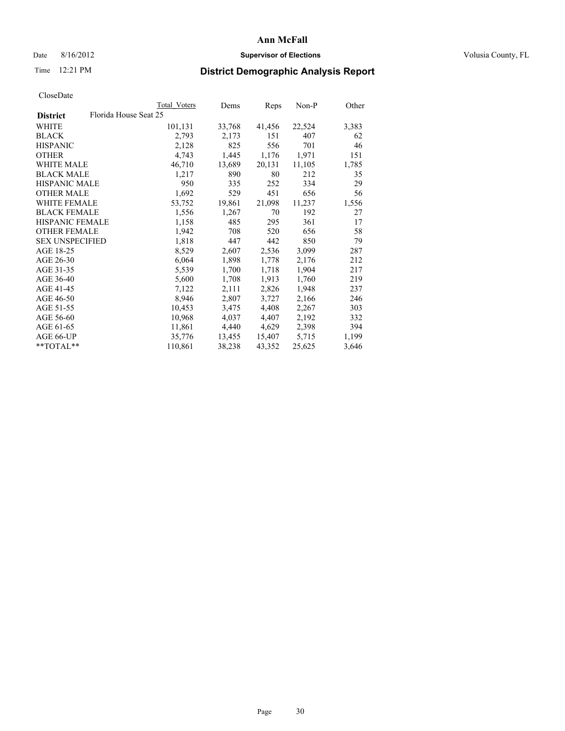**Ann McFall**

Date 8/16/2012 **Supervisor of Elections** Volusia County, FL

Time 12:21 PM

# District Demographic Analysis Report

CloseDate

| | Total Voters | Dems | Reps | Non-P | Other |
|---|---|---|---|---|---|
| **District** Florida House Seat 25 | | | | | |
| WHITE | 101,131 | 33,768 | 41,456 | 22,524 | 3,383 |
| BLACK | 2,793 | 2,173 | 151 | 407 | 62 |
| HISPANIC | 2,128 | 825 | 556 | 701 | 46 |
| OTHER | 4,743 | 1,445 | 1,176 | 1,971 | 151 |
| WHITE MALE | 46,710 | 13,689 | 20,131 | 11,105 | 1,785 |
| BLACK MALE | 1,217 | 890 | 80 | 212 | 35 |
| HISPANIC MALE | 950 | 335 | 252 | 334 | 29 |
| OTHER MALE | 1,692 | 529 | 451 | 656 | 56 |
| WHITE FEMALE | 53,752 | 19,861 | 21,098 | 11,237 | 1,556 |
| BLACK FEMALE | 1,556 | 1,267 | 70 | 192 | 27 |
| HISPANIC FEMALE | 1,158 | 485 | 295 | 361 | 17 |
| OTHER FEMALE | 1,942 | 708 | 520 | 656 | 58 |
| SEX UNSPECIFIED | 1,818 | 447 | 442 | 850 | 79 |
| AGE 18-25 | 8,529 | 2,607 | 2,536 | 3,099 | 287 |
| AGE 26-30 | 6,064 | 1,898 | 1,778 | 2,176 | 212 |
| AGE 31-35 | 5,539 | 1,700 | 1,718 | 1,904 | 217 |
| AGE 36-40 | 5,600 | 1,708 | 1,913 | 1,760 | 219 |
| AGE 41-45 | 7,122 | 2,111 | 2,826 | 1,948 | 237 |
| AGE 46-50 | 8,946 | 2,807 | 3,727 | 2,166 | 246 |
| AGE 51-55 | 10,453 | 3,475 | 4,408 | 2,267 | 303 |
| AGE 56-60 | 10,968 | 4,037 | 4,407 | 2,192 | 332 |
| AGE 61-65 | 11,861 | 4,440 | 4,629 | 2,398 | 394 |
| AGE 66-UP | 35,776 | 13,455 | 15,407 | 5,715 | 1,199 |
| **TOTAL** | 110,861 | 38,238 | 43,352 | 25,625 | 3,646 |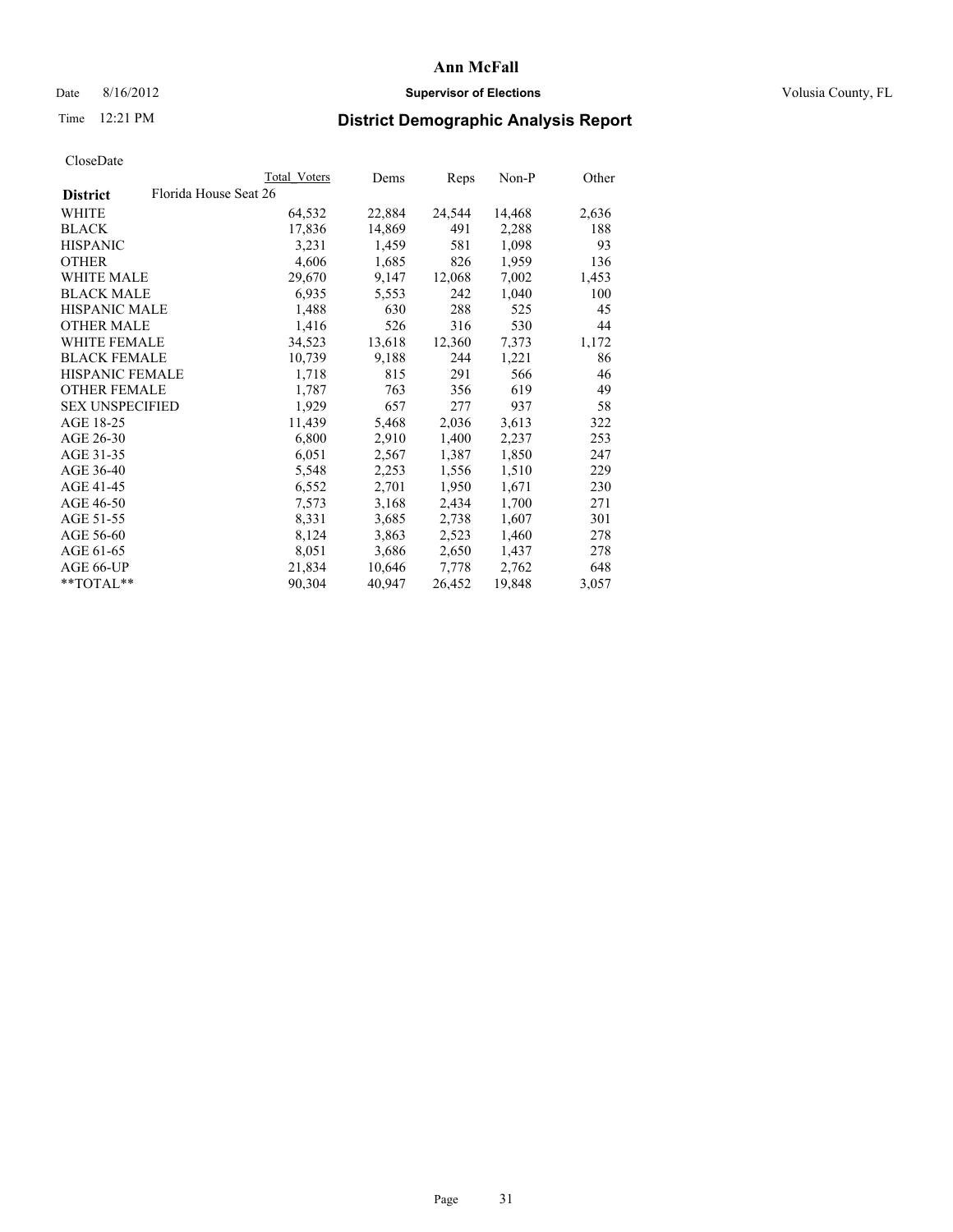# Ann McFall

Date 8/16/2012 **Supervisor of Elections** Volusia County, FL

Time 12:21 PM **District Demographic Analysis Report**

CloseDate

| | Total Voters | Dems | Reps | Non-P | Other |
|---|---|---|---|---|---|
| **District** Florida House Seat 26 | | | | | |
| WHITE | 64,532 | 22,884 | 24,544 | 14,468 | 2,636 |
| BLACK | 17,836 | 14,869 | 491 | 2,288 | 188 |
| HISPANIC | 3,231 | 1,459 | 581 | 1,098 | 93 |
| OTHER | 4,606 | 1,685 | 826 | 1,959 | 136 |
| WHITE MALE | 29,670 | 9,147 | 12,068 | 7,002 | 1,453 |
| BLACK MALE | 6,935 | 5,553 | 242 | 1,040 | 100 |
| HISPANIC MALE | 1,488 | 630 | 288 | 525 | 45 |
| OTHER MALE | 1,416 | 526 | 316 | 530 | 44 |
| WHITE FEMALE | 34,523 | 13,618 | 12,360 | 7,373 | 1,172 |
| BLACK FEMALE | 10,739 | 9,188 | 244 | 1,221 | 86 |
| HISPANIC FEMALE | 1,718 | 815 | 291 | 566 | 46 |
| OTHER FEMALE | 1,787 | 763 | 356 | 619 | 49 |
| SEX UNSPECIFIED | 1,929 | 657 | 277 | 937 | 58 |
| AGE 18-25 | 11,439 | 5,468 | 2,036 | 3,613 | 322 |
| AGE 26-30 | 6,800 | 2,910 | 1,400 | 2,237 | 253 |
| AGE 31-35 | 6,051 | 2,567 | 1,387 | 1,850 | 247 |
| AGE 36-40 | 5,548 | 2,253 | 1,556 | 1,510 | 229 |
| AGE 41-45 | 6,552 | 2,701 | 1,950 | 1,671 | 230 |
| AGE 46-50 | 7,573 | 3,168 | 2,434 | 1,700 | 271 |
| AGE 51-55 | 8,331 | 3,685 | 2,738 | 1,607 | 301 |
| AGE 56-60 | 8,124 | 3,863 | 2,523 | 1,460 | 278 |
| AGE 61-65 | 8,051 | 3,686 | 2,650 | 1,437 | 278 |
| AGE 66-UP | 21,834 | 10,646 | 7,778 | 2,762 | 648 |
| **TOTAL** | 90,304 | 40,947 | 26,452 | 19,848 | 3,057 |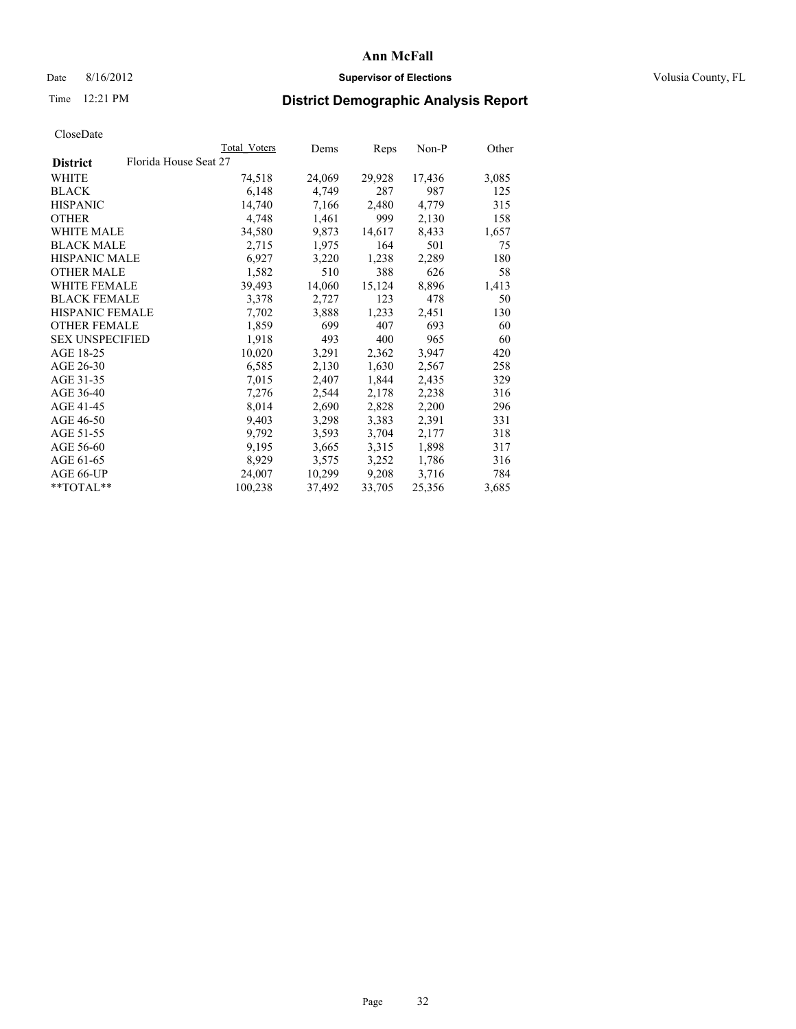# Ann McFall

Date 8/16/2012 **Supervisor of Elections** Volusia County, FL

Time 12:21 PM **District Demographic Analysis Report**

CloseDate

| | Total Voters | Dems | Reps | Non-P | Other |
|---|---|---|---|---|---|
| **District** Florida House Seat 27 | | | | | |
| WHITE | 74,518 | 24,069 | 29,928 | 17,436 | 3,085 |
| BLACK | 6,148 | 4,749 | 287 | 987 | 125 |
| HISPANIC | 14,740 | 7,166 | 2,480 | 4,779 | 315 |
| OTHER | 4,748 | 1,461 | 999 | 2,130 | 158 |
| WHITE MALE | 34,580 | 9,873 | 14,617 | 8,433 | 1,657 |
| BLACK MALE | 2,715 | 1,975 | 164 | 501 | 75 |
| HISPANIC MALE | 6,927 | 3,220 | 1,238 | 2,289 | 180 |
| OTHER MALE | 1,582 | 510 | 388 | 626 | 58 |
| WHITE FEMALE | 39,493 | 14,060 | 15,124 | 8,896 | 1,413 |
| BLACK FEMALE | 3,378 | 2,727 | 123 | 478 | 50 |
| HISPANIC FEMALE | 7,702 | 3,888 | 1,233 | 2,451 | 130 |
| OTHER FEMALE | 1,859 | 699 | 407 | 693 | 60 |
| SEX UNSPECIFIED | 1,918 | 493 | 400 | 965 | 60 |
| AGE 18-25 | 10,020 | 3,291 | 2,362 | 3,947 | 420 |
| AGE 26-30 | 6,585 | 2,130 | 1,630 | 2,567 | 258 |
| AGE 31-35 | 7,015 | 2,407 | 1,844 | 2,435 | 329 |
| AGE 36-40 | 7,276 | 2,544 | 2,178 | 2,238 | 316 |
| AGE 41-45 | 8,014 | 2,690 | 2,828 | 2,200 | 296 |
| AGE 46-50 | 9,403 | 3,298 | 3,383 | 2,391 | 331 |
| AGE 51-55 | 9,792 | 3,593 | 3,704 | 2,177 | 318 |
| AGE 56-60 | 9,195 | 3,665 | 3,315 | 1,898 | 317 |
| AGE 61-65 | 8,929 | 3,575 | 3,252 | 1,786 | 316 |
| AGE 66-UP | 24,007 | 10,299 | 9,208 | 3,716 | 784 |
| **TOTAL** | 100,238 | 37,492 | 33,705 | 25,356 | 3,685 |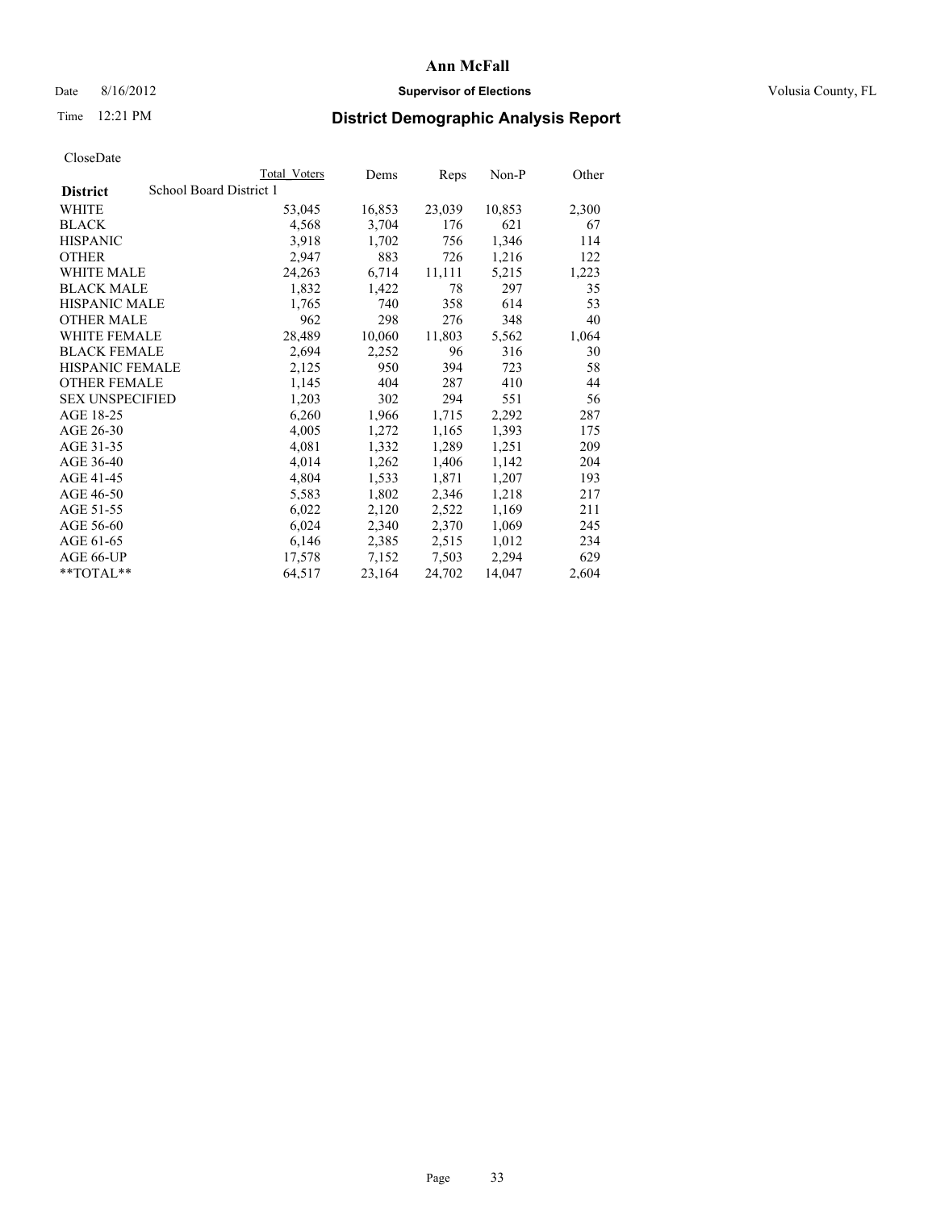# Ann McFall

Date 8/16/2012 **Supervisor of Elections** Volusia County, FL

Time 12:21 PM **District Demographic Analysis Report**

CloseDate

| **District** School Board District 1 | Total Voters | Dems | Reps | Non-P | Other |
|---|---|---|---|---|---|
| WHITE | 53,045 | 16,853 | 23,039 | 10,853 | 2,300 |
| BLACK | 4,568 | 3,704 | 176 | 621 | 67 |
| HISPANIC | 3,918 | 1,702 | 756 | 1,346 | 114 |
| OTHER | 2,947 | 883 | 726 | 1,216 | 122 |
| WHITE MALE | 24,263 | 6,714 | 11,111 | 5,215 | 1,223 |
| BLACK MALE | 1,832 | 1,422 | 78 | 297 | 35 |
| HISPANIC MALE | 1,765 | 740 | 358 | 614 | 53 |
| OTHER MALE | 962 | 298 | 276 | 348 | 40 |
| WHITE FEMALE | 28,489 | 10,060 | 11,803 | 5,562 | 1,064 |
| BLACK FEMALE | 2,694 | 2,252 | 96 | 316 | 30 |
| HISPANIC FEMALE | 2,125 | 950 | 394 | 723 | 58 |
| OTHER FEMALE | 1,145 | 404 | 287 | 410 | 44 |
| SEX UNSPECIFIED | 1,203 | 302 | 294 | 551 | 56 |
| AGE 18-25 | 6,260 | 1,966 | 1,715 | 2,292 | 287 |
| AGE 26-30 | 4,005 | 1,272 | 1,165 | 1,393 | 175 |
| AGE 31-35 | 4,081 | 1,332 | 1,289 | 1,251 | 209 |
| AGE 36-40 | 4,014 | 1,262 | 1,406 | 1,142 | 204 |
| AGE 41-45 | 4,804 | 1,533 | 1,871 | 1,207 | 193 |
| AGE 46-50 | 5,583 | 1,802 | 2,346 | 1,218 | 217 |
| AGE 51-55 | 6,022 | 2,120 | 2,522 | 1,169 | 211 |
| AGE 56-60 | 6,024 | 2,340 | 2,370 | 1,069 | 245 |
| AGE 61-65 | 6,146 | 2,385 | 2,515 | 1,012 | 234 |
| AGE 66-UP | 17,578 | 7,152 | 7,503 | 2,294 | 629 |
| **TOTAL** | 64,517 | 23,164 | 24,702 | 14,047 | 2,604 |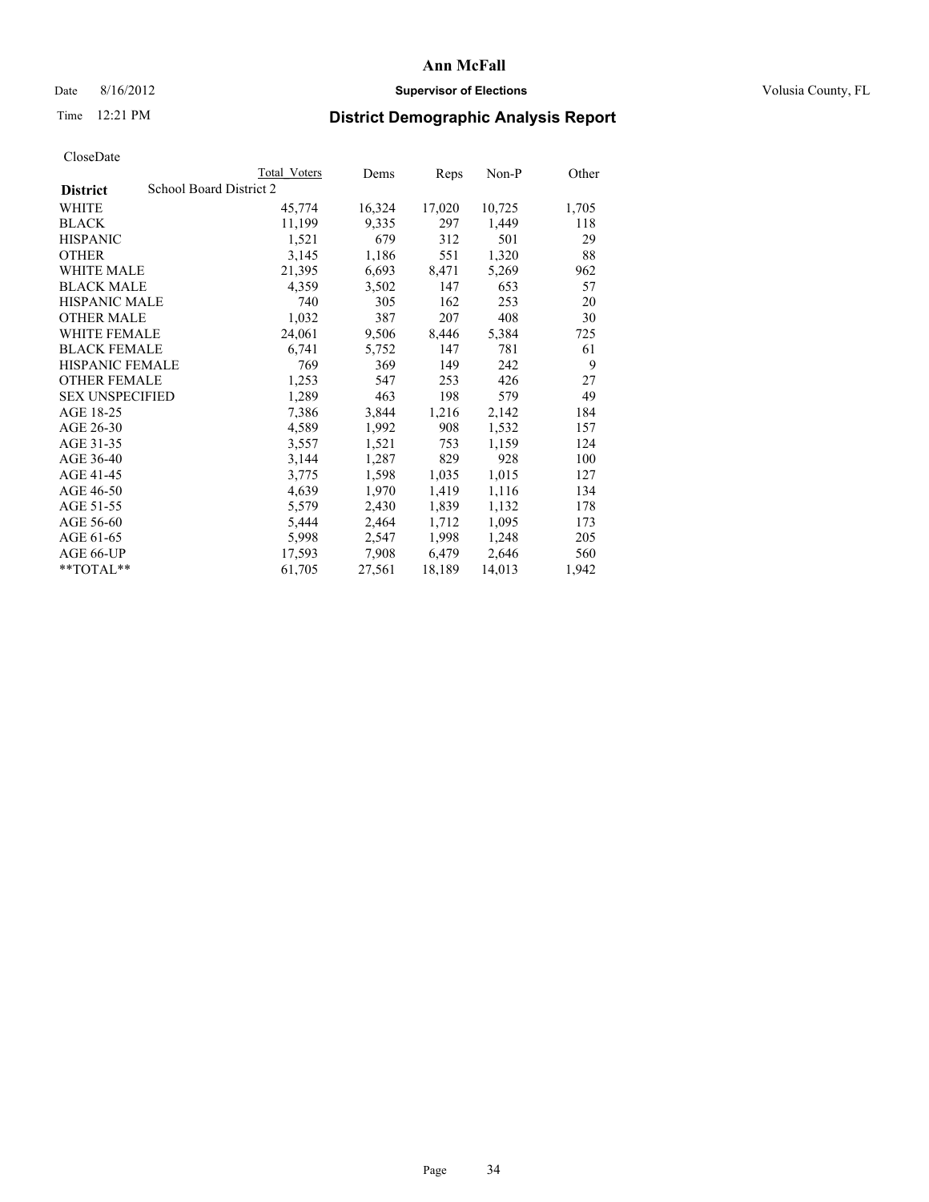# Ann McFall

Date 8/16/2012 **Supervisor of Elections** Volusia County, FL

Time 12:21 PM **District Demographic Analysis Report**

CloseDate

| **District** | Total Voters | Dems | Reps | Non-P | Other |
|---|---|---|---|---|---|
| School Board District 2 | | | | | |
| WHITE | 45,774 | 16,324 | 17,020 | 10,725 | 1,705 |
| BLACK | 11,199 | 9,335 | 297 | 1,449 | 118 |
| HISPANIC | 1,521 | 679 | 312 | 501 | 29 |
| OTHER | 3,145 | 1,186 | 551 | 1,320 | 88 |
| WHITE MALE | 21,395 | 6,693 | 8,471 | 5,269 | 962 |
| BLACK MALE | 4,359 | 3,502 | 147 | 653 | 57 |
| HISPANIC MALE | 740 | 305 | 162 | 253 | 20 |
| OTHER MALE | 1,032 | 387 | 207 | 408 | 30 |
| WHITE FEMALE | 24,061 | 9,506 | 8,446 | 5,384 | 725 |
| BLACK FEMALE | 6,741 | 5,752 | 147 | 781 | 61 |
| HISPANIC FEMALE | 769 | 369 | 149 | 242 | 9 |
| OTHER FEMALE | 1,253 | 547 | 253 | 426 | 27 |
| SEX UNSPECIFIED | 1,289 | 463 | 198 | 579 | 49 |
| AGE 18-25 | 7,386 | 3,844 | 1,216 | 2,142 | 184 |
| AGE 26-30 | 4,589 | 1,992 | 908 | 1,532 | 157 |
| AGE 31-35 | 3,557 | 1,521 | 753 | 1,159 | 124 |
| AGE 36-40 | 3,144 | 1,287 | 829 | 928 | 100 |
| AGE 41-45 | 3,775 | 1,598 | 1,035 | 1,015 | 127 |
| AGE 46-50 | 4,639 | 1,970 | 1,419 | 1,116 | 134 |
| AGE 51-55 | 5,579 | 2,430 | 1,839 | 1,132 | 178 |
| AGE 56-60 | 5,444 | 2,464 | 1,712 | 1,095 | 173 |
| AGE 61-65 | 5,998 | 2,547 | 1,998 | 1,248 | 205 |
| AGE 66-UP | 17,593 | 7,908 | 6,479 | 2,646 | 560 |
| **TOTAL** | 61,705 | 27,561 | 18,189 | 14,013 | 1,942 |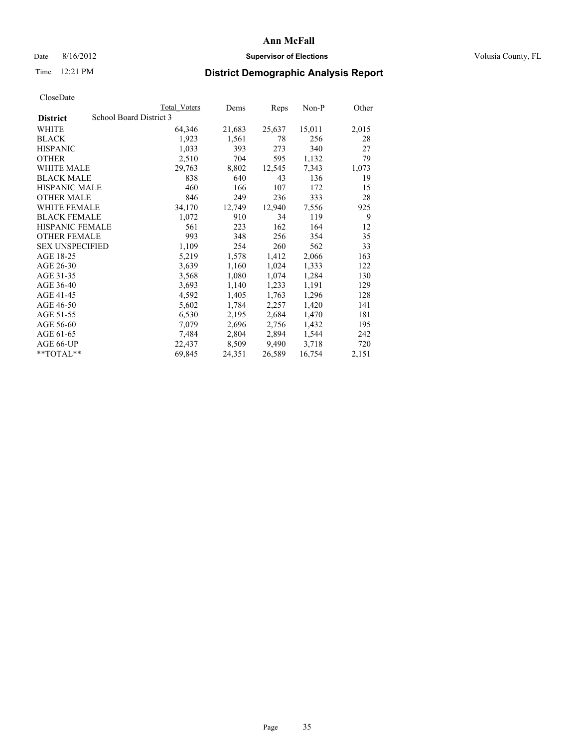**Ann McFall**

Date 8/16/2012 **Supervisor of Elections** Volusia County, FL

Time 12:21 PM **District Demographic Analysis Report**

CloseDate

| **District** | School Board District 3 | Total Voters | Dems | Reps | Non-P | Other |
|---|---|---|---|---|---|---|
| WHITE | | 64,346 | 21,683 | 25,637 | 15,011 | 2,015 |
| BLACK | | 1,923 | 1,561 | 78 | 256 | 28 |
| HISPANIC | | 1,033 | 393 | 273 | 340 | 27 |
| OTHER | | 2,510 | 704 | 595 | 1,132 | 79 |
| WHITE MALE | | 29,763 | 8,802 | 12,545 | 7,343 | 1,073 |
| BLACK MALE | | 838 | 640 | 43 | 136 | 19 |
| HISPANIC MALE | | 460 | 166 | 107 | 172 | 15 |
| OTHER MALE | | 846 | 249 | 236 | 333 | 28 |
| WHITE FEMALE | | 34,170 | 12,749 | 12,940 | 7,556 | 925 |
| BLACK FEMALE | | 1,072 | 910 | 34 | 119 | 9 |
| HISPANIC FEMALE | | 561 | 223 | 162 | 164 | 12 |
| OTHER FEMALE | | 993 | 348 | 256 | 354 | 35 |
| SEX UNSPECIFIED | | 1,109 | 254 | 260 | 562 | 33 |
| AGE 18-25 | | 5,219 | 1,578 | 1,412 | 2,066 | 163 |
| AGE 26-30 | | 3,639 | 1,160 | 1,024 | 1,333 | 122 |
| AGE 31-35 | | 3,568 | 1,080 | 1,074 | 1,284 | 130 |
| AGE 36-40 | | 3,693 | 1,140 | 1,233 | 1,191 | 129 |
| AGE 41-45 | | 4,592 | 1,405 | 1,763 | 1,296 | 128 |
| AGE 46-50 | | 5,602 | 1,784 | 2,257 | 1,420 | 141 |
| AGE 51-55 | | 6,530 | 2,195 | 2,684 | 1,470 | 181 |
| AGE 56-60 | | 7,079 | 2,696 | 2,756 | 1,432 | 195 |
| AGE 61-65 | | 7,484 | 2,804 | 2,894 | 1,544 | 242 |
| AGE 66-UP | | 22,437 | 8,509 | 9,490 | 3,718 | 720 |
| **TOTAL** | | 69,845 | 24,351 | 26,589 | 16,754 | 2,151 |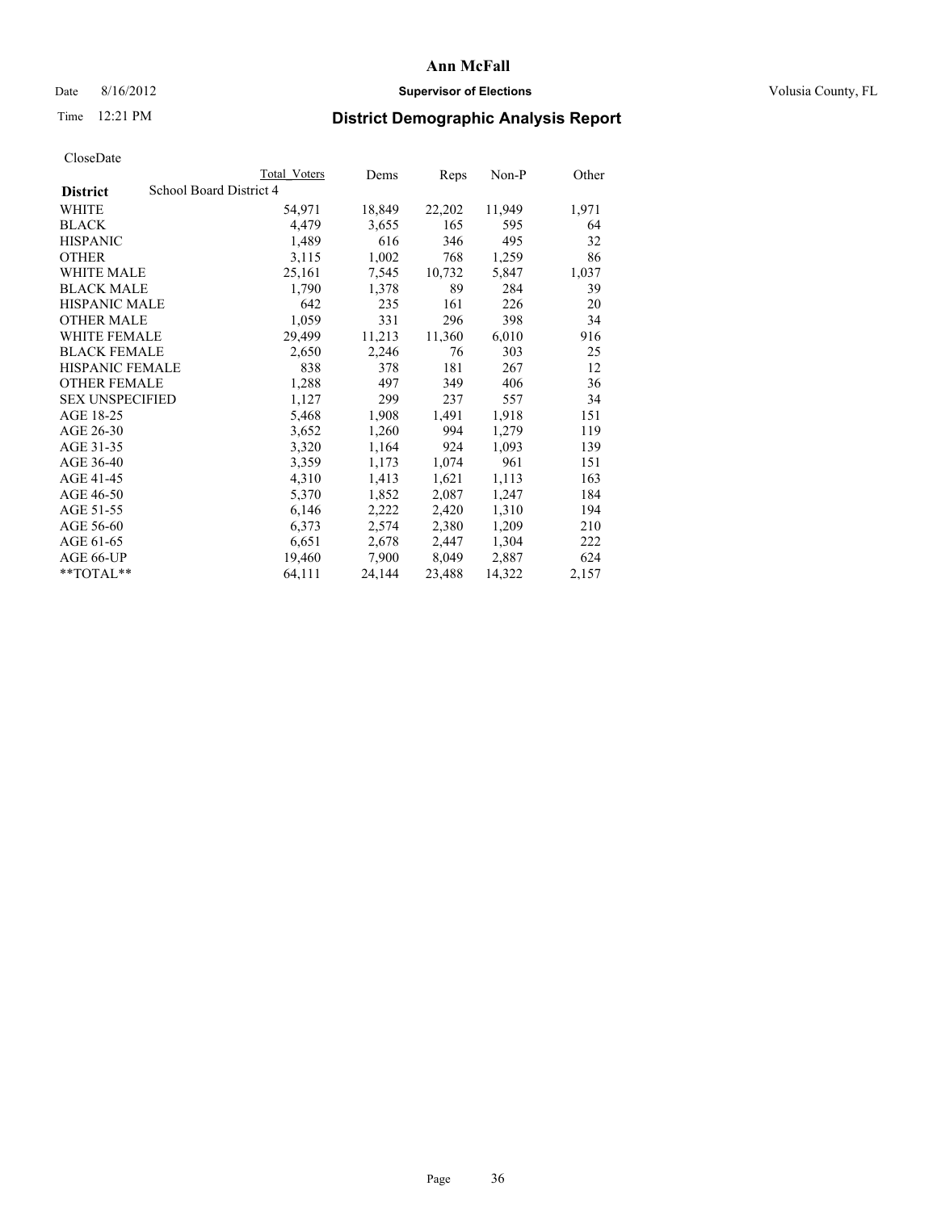# Ann McFall

Date 8/16/2012 **Supervisor of Elections** Volusia County, FL

Time 12:21 PM **District Demographic Analysis Report**

CloseDate

| | Total Voters | Dems | Reps | Non-P | Other |
|---|---|---|---|---|---|
| **District** School Board District 4 | | | | | |
| WHITE | 54,971 | 18,849 | 22,202 | 11,949 | 1,971 |
| BLACK | 4,479 | 3,655 | 165 | 595 | 64 |
| HISPANIC | 1,489 | 616 | 346 | 495 | 32 |
| OTHER | 3,115 | 1,002 | 768 | 1,259 | 86 |
| WHITE MALE | 25,161 | 7,545 | 10,732 | 5,847 | 1,037 |
| BLACK MALE | 1,790 | 1,378 | 89 | 284 | 39 |
| HISPANIC MALE | 642 | 235 | 161 | 226 | 20 |
| OTHER MALE | 1,059 | 331 | 296 | 398 | 34 |
| WHITE FEMALE | 29,499 | 11,213 | 11,360 | 6,010 | 916 |
| BLACK FEMALE | 2,650 | 2,246 | 76 | 303 | 25 |
| HISPANIC FEMALE | 838 | 378 | 181 | 267 | 12 |
| OTHER FEMALE | 1,288 | 497 | 349 | 406 | 36 |
| SEX UNSPECIFIED | 1,127 | 299 | 237 | 557 | 34 |
| AGE 18-25 | 5,468 | 1,908 | 1,491 | 1,918 | 151 |
| AGE 26-30 | 3,652 | 1,260 | 994 | 1,279 | 119 |
| AGE 31-35 | 3,320 | 1,164 | 924 | 1,093 | 139 |
| AGE 36-40 | 3,359 | 1,173 | 1,074 | 961 | 151 |
| AGE 41-45 | 4,310 | 1,413 | 1,621 | 1,113 | 163 |
| AGE 46-50 | 5,370 | 1,852 | 2,087 | 1,247 | 184 |
| AGE 51-55 | 6,146 | 2,222 | 2,420 | 1,310 | 194 |
| AGE 56-60 | 6,373 | 2,574 | 2,380 | 1,209 | 210 |
| AGE 61-65 | 6,651 | 2,678 | 2,447 | 1,304 | 222 |
| AGE 66-UP | 19,460 | 7,900 | 8,049 | 2,887 | 624 |
| **TOTAL** | 64,111 | 24,144 | 23,488 | 14,322 | 2,157 |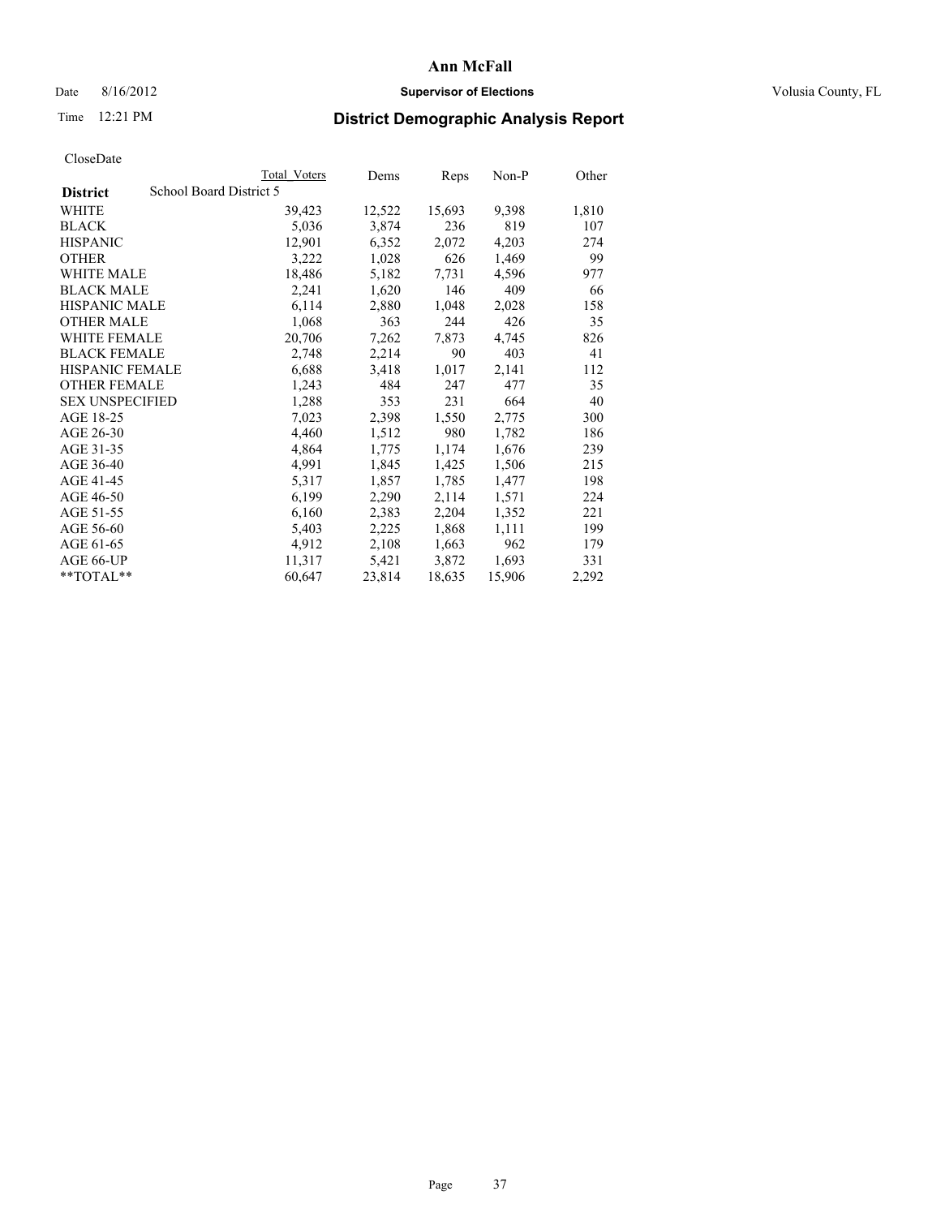# Ann McFall

Date 8/16/2012 **Supervisor of Elections** Volusia County, FL

Time 12:21 PM **District Demographic Analysis Report**

CloseDate

| **District** | School Board District 5 | Total Voters | Dems | Reps | Non-P | Other |
|---|---|---|---|---|---|---|
| WHITE | | 39,423 | 12,522 | 15,693 | 9,398 | 1,810 |
| BLACK | | 5,036 | 3,874 | 236 | 819 | 107 |
| HISPANIC | | 12,901 | 6,352 | 2,072 | 4,203 | 274 |
| OTHER | | 3,222 | 1,028 | 626 | 1,469 | 99 |
| WHITE MALE | | 18,486 | 5,182 | 7,731 | 4,596 | 977 |
| BLACK MALE | | 2,241 | 1,620 | 146 | 409 | 66 |
| HISPANIC MALE | | 6,114 | 2,880 | 1,048 | 2,028 | 158 |
| OTHER MALE | | 1,068 | 363 | 244 | 426 | 35 |
| WHITE FEMALE | | 20,706 | 7,262 | 7,873 | 4,745 | 826 |
| BLACK FEMALE | | 2,748 | 2,214 | 90 | 403 | 41 |
| HISPANIC FEMALE | | 6,688 | 3,418 | 1,017 | 2,141 | 112 |
| OTHER FEMALE | | 1,243 | 484 | 247 | 477 | 35 |
| SEX UNSPECIFIED | | 1,288 | 353 | 231 | 664 | 40 |
| AGE 18-25 | | 7,023 | 2,398 | 1,550 | 2,775 | 300 |
| AGE 26-30 | | 4,460 | 1,512 | 980 | 1,782 | 186 |
| AGE 31-35 | | 4,864 | 1,775 | 1,174 | 1,676 | 239 |
| AGE 36-40 | | 4,991 | 1,845 | 1,425 | 1,506 | 215 |
| AGE 41-45 | | 5,317 | 1,857 | 1,785 | 1,477 | 198 |
| AGE 46-50 | | 6,199 | 2,290 | 2,114 | 1,571 | 224 |
| AGE 51-55 | | 6,160 | 2,383 | 2,204 | 1,352 | 221 |
| AGE 56-60 | | 5,403 | 2,225 | 1,868 | 1,111 | 199 |
| AGE 61-65 | | 4,912 | 2,108 | 1,663 | 962 | 179 |
| AGE 66-UP | | 11,317 | 5,421 | 3,872 | 1,693 | 331 |
| **TOTAL** | | 60,647 | 23,814 | 18,635 | 15,906 | 2,292 |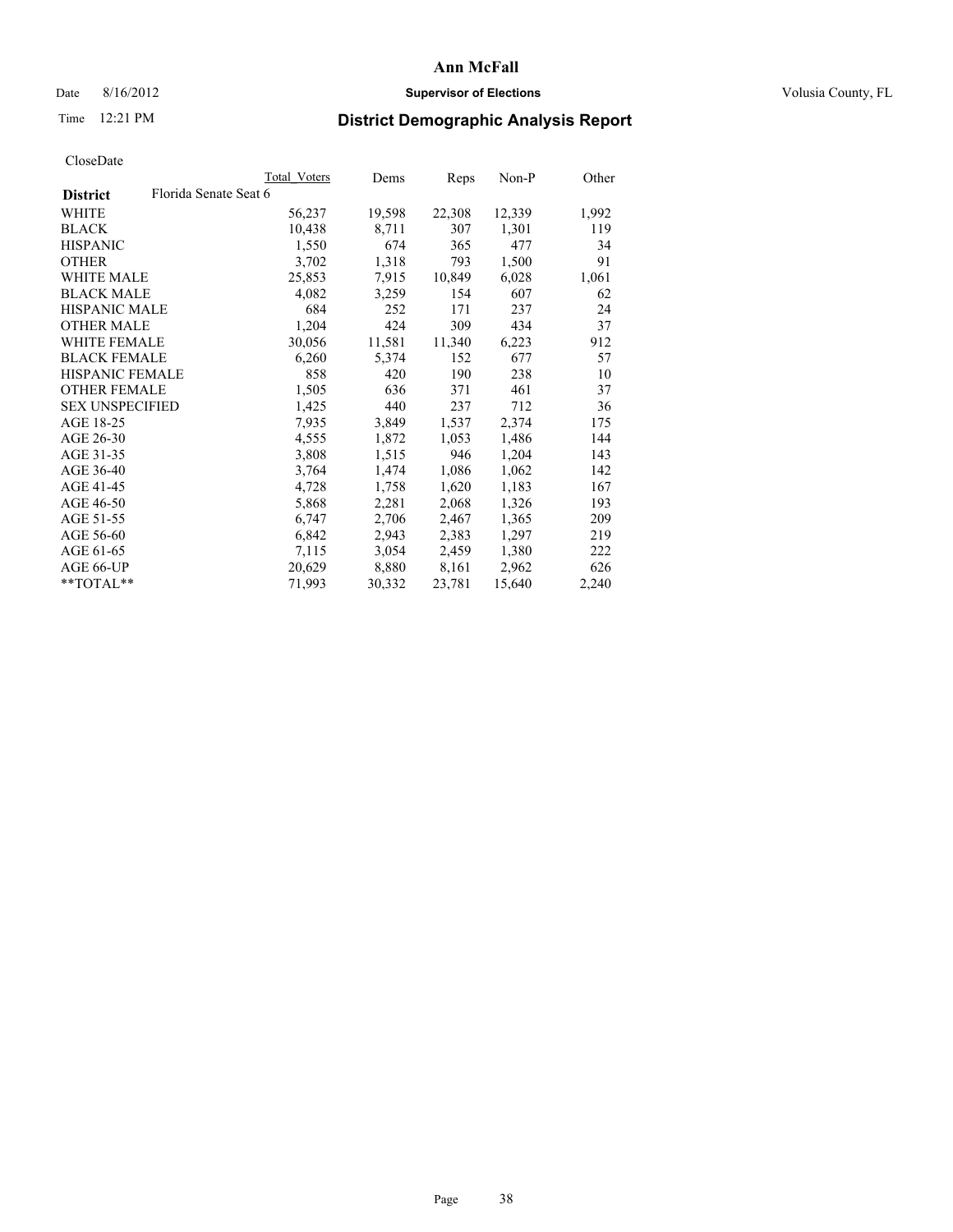# Ann McFall

Date 8/16/2012 **Supervisor of Elections** Volusia County, FL

Time 12:21 PM **District Demographic Analysis Report**

CloseDate

| **District** | Florida Senate Seat 6 | Total_Voters | Dems | Reps | Non-P | Other |
|---|---|---|---|---|---|---|
| WHITE | | 56,237 | 19,598 | 22,308 | 12,339 | 1,992 |
| BLACK | | 10,438 | 8,711 | 307 | 1,301 | 119 |
| HISPANIC | | 1,550 | 674 | 365 | 477 | 34 |
| OTHER | | 3,702 | 1,318 | 793 | 1,500 | 91 |
| WHITE MALE | | 25,853 | 7,915 | 10,849 | 6,028 | 1,061 |
| BLACK MALE | | 4,082 | 3,259 | 154 | 607 | 62 |
| HISPANIC MALE | | 684 | 252 | 171 | 237 | 24 |
| OTHER MALE | | 1,204 | 424 | 309 | 434 | 37 |
| WHITE FEMALE | | 30,056 | 11,581 | 11,340 | 6,223 | 912 |
| BLACK FEMALE | | 6,260 | 5,374 | 152 | 677 | 57 |
| HISPANIC FEMALE | | 858 | 420 | 190 | 238 | 10 |
| OTHER FEMALE | | 1,505 | 636 | 371 | 461 | 37 |
| SEX UNSPECIFIED | | 1,425 | 440 | 237 | 712 | 36 |
| AGE 18-25 | | 7,935 | 3,849 | 1,537 | 2,374 | 175 |
| AGE 26-30 | | 4,555 | 1,872 | 1,053 | 1,486 | 144 |
| AGE 31-35 | | 3,808 | 1,515 | 946 | 1,204 | 143 |
| AGE 36-40 | | 3,764 | 1,474 | 1,086 | 1,062 | 142 |
| AGE 41-45 | | 4,728 | 1,758 | 1,620 | 1,183 | 167 |
| AGE 46-50 | | 5,868 | 2,281 | 2,068 | 1,326 | 193 |
| AGE 51-55 | | 6,747 | 2,706 | 2,467 | 1,365 | 209 |
| AGE 56-60 | | 6,842 | 2,943 | 2,383 | 1,297 | 219 |
| AGE 61-65 | | 7,115 | 3,054 | 2,459 | 1,380 | 222 |
| AGE 66-UP | | 20,629 | 8,880 | 8,161 | 2,962 | 626 |
| **TOTAL** | | 71,993 | 30,332 | 23,781 | 15,640 | 2,240 |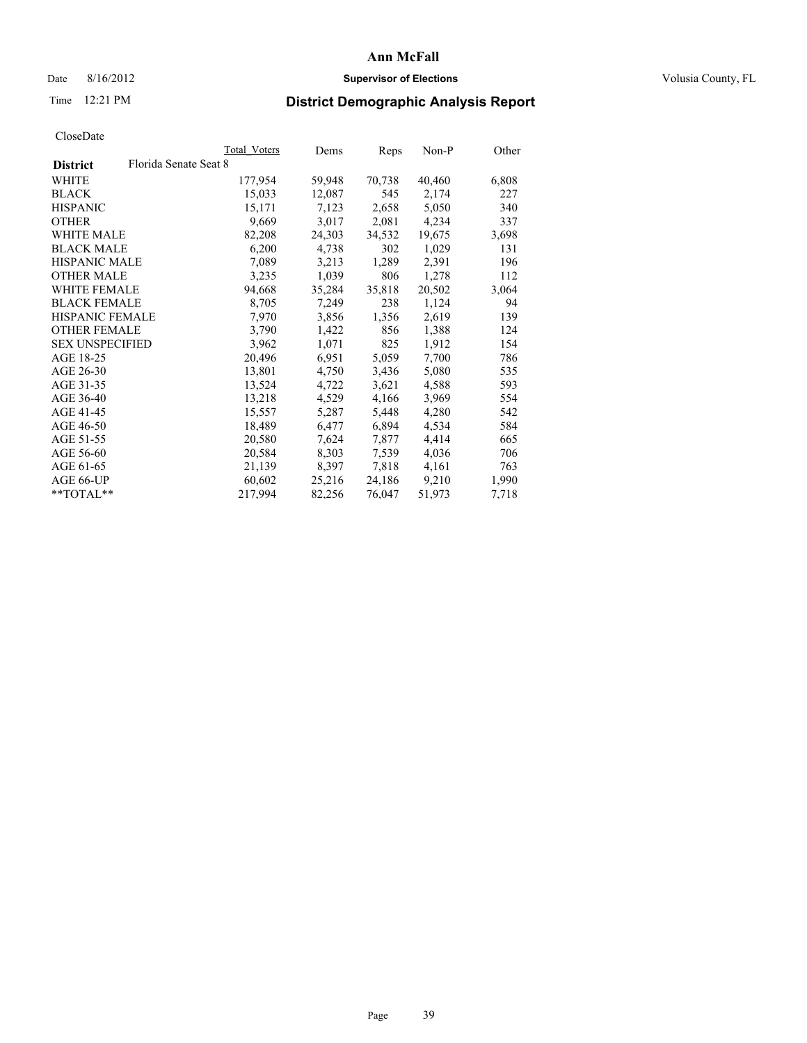# Ann McFall

Date 8/16/2012 **Supervisor of Elections** Volusia County, FL

Time 12:21 PM **District Demographic Analysis Report**

CloseDate

| **District** | Florida Senate Seat 8 | Total Voters | Dems | Reps | Non-P | Other |
|---|---|---|---|---|---|---|
| WHITE | | 177,954 | 59,948 | 70,738 | 40,460 | 6,808 |
| BLACK | | 15,033 | 12,087 | 545 | 2,174 | 227 |
| HISPANIC | | 15,171 | 7,123 | 2,658 | 5,050 | 340 |
| OTHER | | 9,669 | 3,017 | 2,081 | 4,234 | 337 |
| WHITE MALE | | 82,208 | 24,303 | 34,532 | 19,675 | 3,698 |
| BLACK MALE | | 6,200 | 4,738 | 302 | 1,029 | 131 |
| HISPANIC MALE | | 7,089 | 3,213 | 1,289 | 2,391 | 196 |
| OTHER MALE | | 3,235 | 1,039 | 806 | 1,278 | 112 |
| WHITE FEMALE | | 94,668 | 35,284 | 35,818 | 20,502 | 3,064 |
| BLACK FEMALE | | 8,705 | 7,249 | 238 | 1,124 | 94 |
| HISPANIC FEMALE | | 7,970 | 3,856 | 1,356 | 2,619 | 139 |
| OTHER FEMALE | | 3,790 | 1,422 | 856 | 1,388 | 124 |
| SEX UNSPECIFIED | | 3,962 | 1,071 | 825 | 1,912 | 154 |
| AGE 18-25 | | 20,496 | 6,951 | 5,059 | 7,700 | 786 |
| AGE 26-30 | | 13,801 | 4,750 | 3,436 | 5,080 | 535 |
| AGE 31-35 | | 13,524 | 4,722 | 3,621 | 4,588 | 593 |
| AGE 36-40 | | 13,218 | 4,529 | 4,166 | 3,969 | 554 |
| AGE 41-45 | | 15,557 | 5,287 | 5,448 | 4,280 | 542 |
| AGE 46-50 | | 18,489 | 6,477 | 6,894 | 4,534 | 584 |
| AGE 51-55 | | 20,580 | 7,624 | 7,877 | 4,414 | 665 |
| AGE 56-60 | | 20,584 | 8,303 | 7,539 | 4,036 | 706 |
| AGE 61-65 | | 21,139 | 8,397 | 7,818 | 4,161 | 763 |
| AGE 66-UP | | 60,602 | 25,216 | 24,186 | 9,210 | 1,990 |
| **TOTAL** | | 217,994 | 82,256 | 76,047 | 51,973 | 7,718 |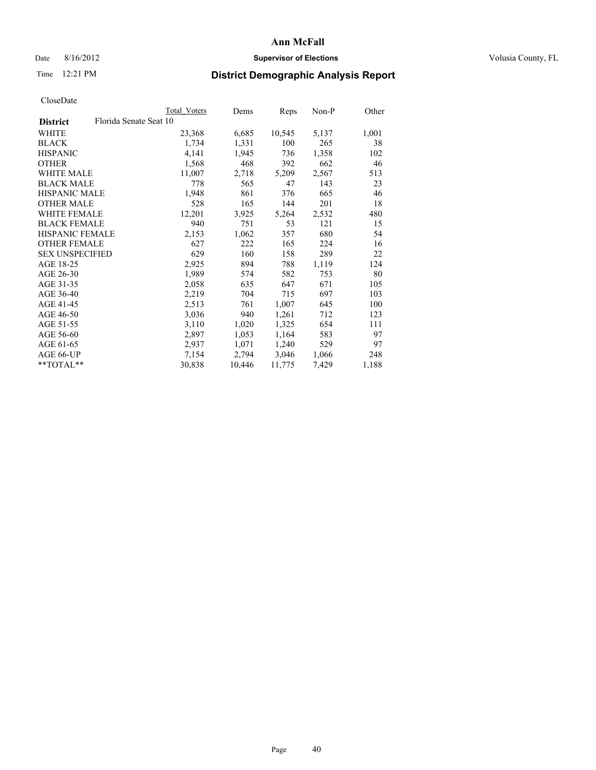# Ann McFall

Date 8/16/2012 **Supervisor of Elections** Volusia County, FL

Time 12:21 PM

## District Demographic Analysis Report

CloseDate

| | Total Voters | Dems | Reps | Non-P | Other |
|---|---|---|---|---|---|
| **District** Florida Senate Seat 10 | | | | | |
| WHITE | 23,368 | 6,685 | 10,545 | 5,137 | 1,001 |
| BLACK | 1,734 | 1,331 | 100 | 265 | 38 |
| HISPANIC | 4,141 | 1,945 | 736 | 1,358 | 102 |
| OTHER | 1,568 | 468 | 392 | 662 | 46 |
| WHITE MALE | 11,007 | 2,718 | 5,209 | 2,567 | 513 |
| BLACK MALE | 778 | 565 | 47 | 143 | 23 |
| HISPANIC MALE | 1,948 | 861 | 376 | 665 | 46 |
| OTHER MALE | 528 | 165 | 144 | 201 | 18 |
| WHITE FEMALE | 12,201 | 3,925 | 5,264 | 2,532 | 480 |
| BLACK FEMALE | 940 | 751 | 53 | 121 | 15 |
| HISPANIC FEMALE | 2,153 | 1,062 | 357 | 680 | 54 |
| OTHER FEMALE | 627 | 222 | 165 | 224 | 16 |
| SEX UNSPECIFIED | 629 | 160 | 158 | 289 | 22 |
| AGE 18-25 | 2,925 | 894 | 788 | 1,119 | 124 |
| AGE 26-30 | 1,989 | 574 | 582 | 753 | 80 |
| AGE 31-35 | 2,058 | 635 | 647 | 671 | 105 |
| AGE 36-40 | 2,219 | 704 | 715 | 697 | 103 |
| AGE 41-45 | 2,513 | 761 | 1,007 | 645 | 100 |
| AGE 46-50 | 3,036 | 940 | 1,261 | 712 | 123 |
| AGE 51-55 | 3,110 | 1,020 | 1,325 | 654 | 111 |
| AGE 56-60 | 2,897 | 1,053 | 1,164 | 583 | 97 |
| AGE 61-65 | 2,937 | 1,071 | 1,240 | 529 | 97 |
| AGE 66-UP | 7,154 | 2,794 | 3,046 | 1,066 | 248 |
| **TOTAL** | 30,838 | 10,446 | 11,775 | 7,429 | 1,188 |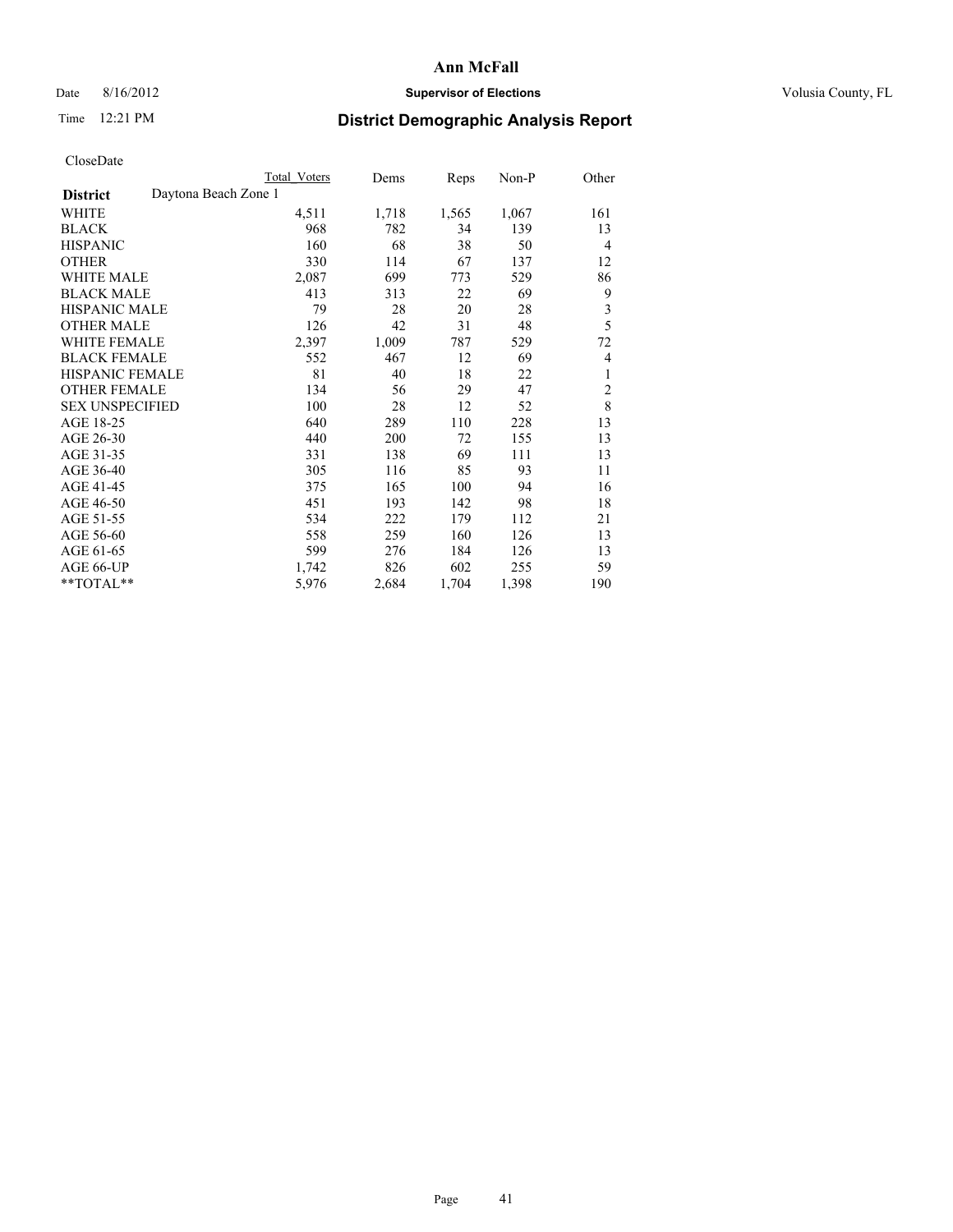# Ann McFall

Date 8/16/2012 **Supervisor of Elections** Volusia County, FL

Time 12:21 PM **District Demographic Analysis Report**

CloseDate

| | Total Voters | Dems | Reps | Non-P | Other |
|---|---|---|---|---|---|
| **District** Daytona Beach Zone 1 | | | | | |
| WHITE | 4,511 | 1,718 | 1,565 | 1,067 | 161 |
| BLACK | 968 | 782 | 34 | 139 | 13 |
| HISPANIC | 160 | 68 | 38 | 50 | 4 |
| OTHER | 330 | 114 | 67 | 137 | 12 |
| WHITE MALE | 2,087 | 699 | 773 | 529 | 86 |
| BLACK MALE | 413 | 313 | 22 | 69 | 9 |
| HISPANIC MALE | 79 | 28 | 20 | 28 | 3 |
| OTHER MALE | 126 | 42 | 31 | 48 | 5 |
| WHITE FEMALE | 2,397 | 1,009 | 787 | 529 | 72 |
| BLACK FEMALE | 552 | 467 | 12 | 69 | 4 |
| HISPANIC FEMALE | 81 | 40 | 18 | 22 | 1 |
| OTHER FEMALE | 134 | 56 | 29 | 47 | 2 |
| SEX UNSPECIFIED | 100 | 28 | 12 | 52 | 8 |
| AGE 18-25 | 640 | 289 | 110 | 228 | 13 |
| AGE 26-30 | 440 | 200 | 72 | 155 | 13 |
| AGE 31-35 | 331 | 138 | 69 | 111 | 13 |
| AGE 36-40 | 305 | 116 | 85 | 93 | 11 |
| AGE 41-45 | 375 | 165 | 100 | 94 | 16 |
| AGE 46-50 | 451 | 193 | 142 | 98 | 18 |
| AGE 51-55 | 534 | 222 | 179 | 112 | 21 |
| AGE 56-60 | 558 | 259 | 160 | 126 | 13 |
| AGE 61-65 | 599 | 276 | 184 | 126 | 13 |
| AGE 66-UP | 1,742 | 826 | 602 | 255 | 59 |
| **TOTAL** | 5,976 | 2,684 | 1,704 | 1,398 | 190 |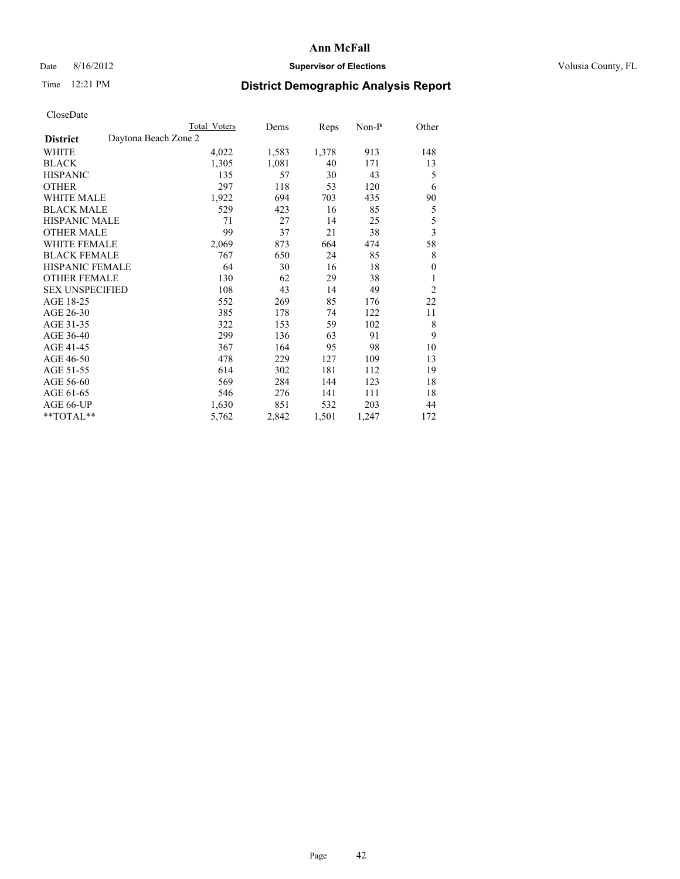# Ann McFall

Date 8/16/2012 **Supervisor of Elections** Volusia County, FL

Time 12:21 PM

## District Demographic Analysis Report

CloseDate

| District | Daytona Beach Zone 2 | Total Voters | Dems | Reps | Non-P | Other |
|---|---|---|---|---|---|---|
| WHITE | | 4,022 | 1,583 | 1,378 | 913 | 148 |
| BLACK | | 1,305 | 1,081 | 40 | 171 | 13 |
| HISPANIC | | 135 | 57 | 30 | 43 | 5 |
| OTHER | | 297 | 118 | 53 | 120 | 6 |
| WHITE MALE | | 1,922 | 694 | 703 | 435 | 90 |
| BLACK MALE | | 529 | 423 | 16 | 85 | 5 |
| HISPANIC MALE | | 71 | 27 | 14 | 25 | 5 |
| OTHER MALE | | 99 | 37 | 21 | 38 | 3 |
| WHITE FEMALE | | 2,069 | 873 | 664 | 474 | 58 |
| BLACK FEMALE | | 767 | 650 | 24 | 85 | 8 |
| HISPANIC FEMALE | | 64 | 30 | 16 | 18 | 0 |
| OTHER FEMALE | | 130 | 62 | 29 | 38 | 1 |
| SEX UNSPECIFIED | | 108 | 43 | 14 | 49 | 2 |
| AGE 18-25 | | 552 | 269 | 85 | 176 | 22 |
| AGE 26-30 | | 385 | 178 | 74 | 122 | 11 |
| AGE 31-35 | | 322 | 153 | 59 | 102 | 8 |
| AGE 36-40 | | 299 | 136 | 63 | 91 | 9 |
| AGE 41-45 | | 367 | 164 | 95 | 98 | 10 |
| AGE 46-50 | | 478 | 229 | 127 | 109 | 13 |
| AGE 51-55 | | 614 | 302 | 181 | 112 | 19 |
| AGE 56-60 | | 569 | 284 | 144 | 123 | 18 |
| AGE 61-65 | | 546 | 276 | 141 | 111 | 18 |
| AGE 66-UP | | 1,630 | 851 | 532 | 203 | 44 |
| **TOTAL** | | 5,762 | 2,842 | 1,501 | 1,247 | 172 |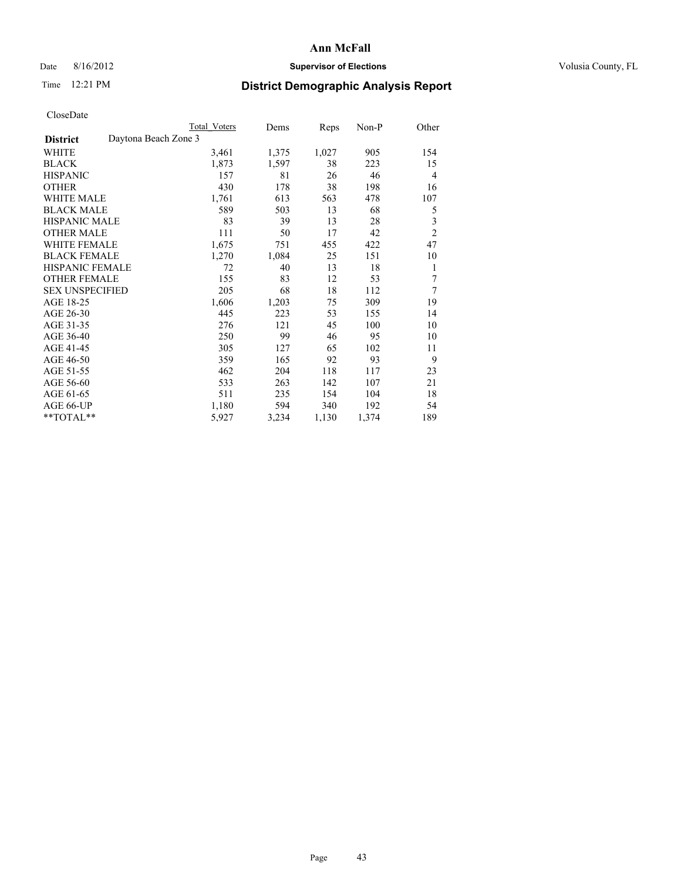**Ann McFall**

Date 8/16/2012 **Supervisor of Elections** Volusia County, FL

Time 12:21 PM

## District Demographic Analysis Report

CloseDate

| | Total Voters | Dems | Reps | Non-P | Other |
|---|---|---|---|---|---|
| **District** Daytona Beach Zone 3 | | | | | |
| WHITE | 3,461 | 1,375 | 1,027 | 905 | 154 |
| BLACK | 1,873 | 1,597 | 38 | 223 | 15 |
| HISPANIC | 157 | 81 | 26 | 46 | 4 |
| OTHER | 430 | 178 | 38 | 198 | 16 |
| WHITE MALE | 1,761 | 613 | 563 | 478 | 107 |
| BLACK MALE | 589 | 503 | 13 | 68 | 5 |
| HISPANIC MALE | 83 | 39 | 13 | 28 | 3 |
| OTHER MALE | 111 | 50 | 17 | 42 | 2 |
| WHITE FEMALE | 1,675 | 751 | 455 | 422 | 47 |
| BLACK FEMALE | 1,270 | 1,084 | 25 | 151 | 10 |
| HISPANIC FEMALE | 72 | 40 | 13 | 18 | 1 |
| OTHER FEMALE | 155 | 83 | 12 | 53 | 7 |
| SEX UNSPECIFIED | 205 | 68 | 18 | 112 | 7 |
| AGE 18-25 | 1,606 | 1,203 | 75 | 309 | 19 |
| AGE 26-30 | 445 | 223 | 53 | 155 | 14 |
| AGE 31-35 | 276 | 121 | 45 | 100 | 10 |
| AGE 36-40 | 250 | 99 | 46 | 95 | 10 |
| AGE 41-45 | 305 | 127 | 65 | 102 | 11 |
| AGE 46-50 | 359 | 165 | 92 | 93 | 9 |
| AGE 51-55 | 462 | 204 | 118 | 117 | 23 |
| AGE 56-60 | 533 | 263 | 142 | 107 | 21 |
| AGE 61-65 | 511 | 235 | 154 | 104 | 18 |
| AGE 66-UP | 1,180 | 594 | 340 | 192 | 54 |
| **TOTAL** | 5,927 | 3,234 | 1,130 | 1,374 | 189 |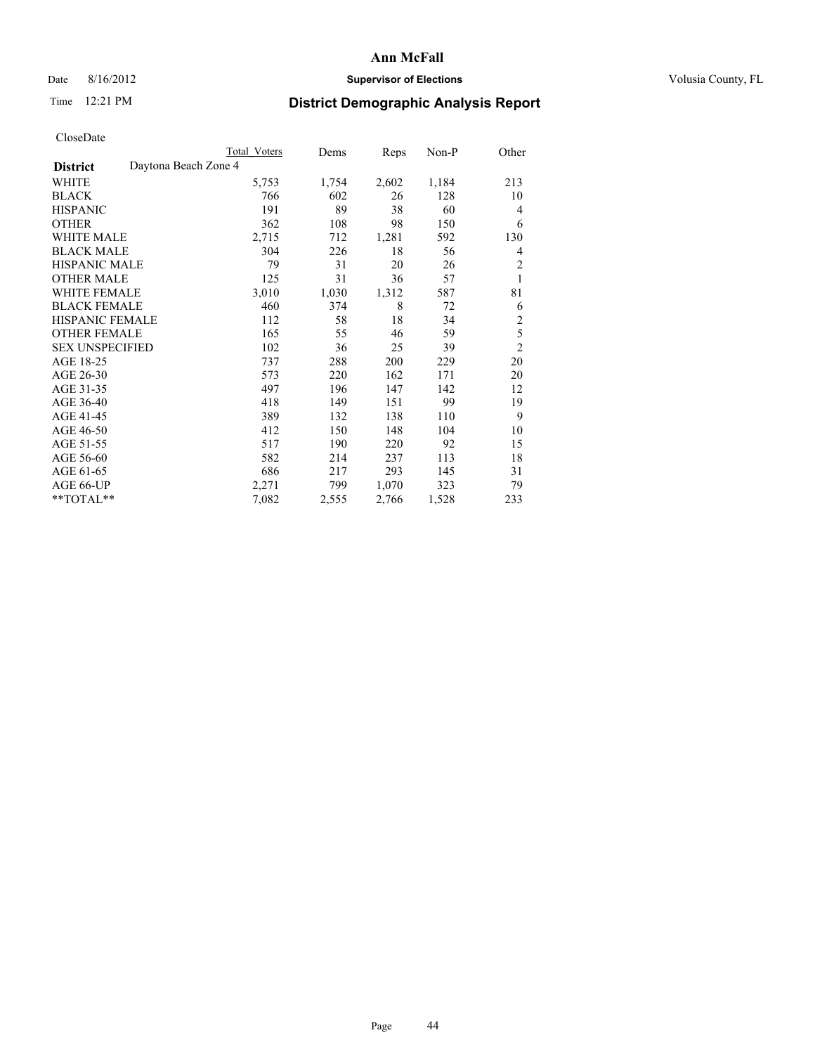# Ann McFall

Date 8/16/2012 **Supervisor of Elections** Volusia County, FL

Time 12:21 PM **District Demographic Analysis Report**

CloseDate

| | Total Voters | Dems | Reps | Non-P | Other |
|---|---|---|---|---|---|
| **District** Daytona Beach Zone 4 | | | | | |
| WHITE | 5,753 | 1,754 | 2,602 | 1,184 | 213 |
| BLACK | 766 | 602 | 26 | 128 | 10 |
| HISPANIC | 191 | 89 | 38 | 60 | 4 |
| OTHER | 362 | 108 | 98 | 150 | 6 |
| WHITE MALE | 2,715 | 712 | 1,281 | 592 | 130 |
| BLACK MALE | 304 | 226 | 18 | 56 | 4 |
| HISPANIC MALE | 79 | 31 | 20 | 26 | 2 |
| OTHER MALE | 125 | 31 | 36 | 57 | 1 |
| WHITE FEMALE | 3,010 | 1,030 | 1,312 | 587 | 81 |
| BLACK FEMALE | 460 | 374 | 8 | 72 | 6 |
| HISPANIC FEMALE | 112 | 58 | 18 | 34 | 2 |
| OTHER FEMALE | 165 | 55 | 46 | 59 | 5 |
| SEX UNSPECIFIED | 102 | 36 | 25 | 39 | 2 |
| AGE 18-25 | 737 | 288 | 200 | 229 | 20 |
| AGE 26-30 | 573 | 220 | 162 | 171 | 20 |
| AGE 31-35 | 497 | 196 | 147 | 142 | 12 |
| AGE 36-40 | 418 | 149 | 151 | 99 | 19 |
| AGE 41-45 | 389 | 132 | 138 | 110 | 9 |
| AGE 46-50 | 412 | 150 | 148 | 104 | 10 |
| AGE 51-55 | 517 | 190 | 220 | 92 | 15 |
| AGE 56-60 | 582 | 214 | 237 | 113 | 18 |
| AGE 61-65 | 686 | 217 | 293 | 145 | 31 |
| AGE 66-UP | 2,271 | 799 | 1,070 | 323 | 79 |
| **TOTAL** | 7,082 | 2,555 | 2,766 | 1,528 | 233 |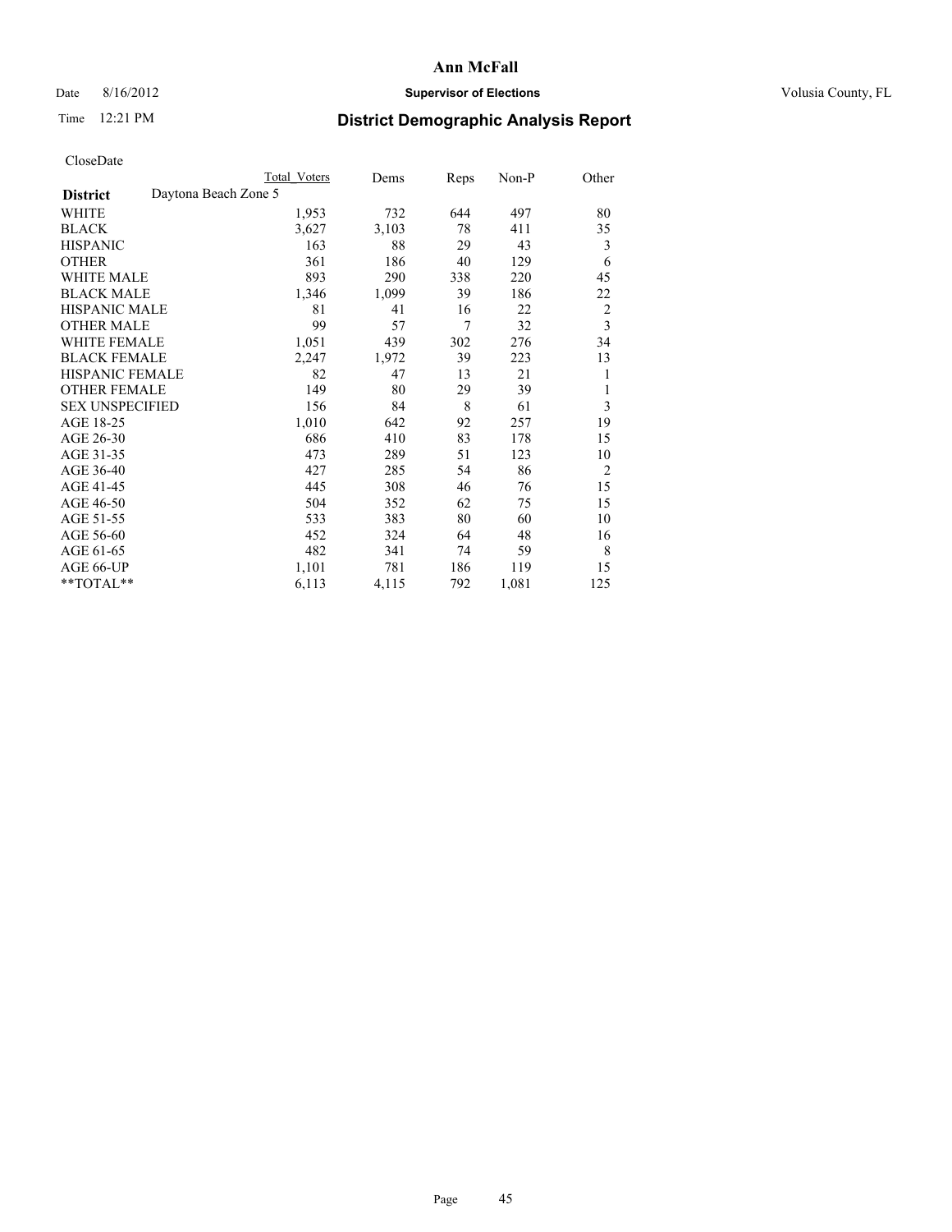# Ann McFall

Date 8/16/2012 **Supervisor of Elections** Volusia County, FL

Time 12:21 PM **District Demographic Analysis Report**

CloseDate

| | Total Voters | Dems | Reps | Non-P | Other |
|---|---|---|---|---|---|
| **District** Daytona Beach Zone 5 | | | | | |
| WHITE | 1,953 | 732 | 644 | 497 | 80 |
| BLACK | 3,627 | 3,103 | 78 | 411 | 35 |
| HISPANIC | 163 | 88 | 29 | 43 | 3 |
| OTHER | 361 | 186 | 40 | 129 | 6 |
| WHITE MALE | 893 | 290 | 338 | 220 | 45 |
| BLACK MALE | 1,346 | 1,099 | 39 | 186 | 22 |
| HISPANIC MALE | 81 | 41 | 16 | 22 | 2 |
| OTHER MALE | 99 | 57 | 7 | 32 | 3 |
| WHITE FEMALE | 1,051 | 439 | 302 | 276 | 34 |
| BLACK FEMALE | 2,247 | 1,972 | 39 | 223 | 13 |
| HISPANIC FEMALE | 82 | 47 | 13 | 21 | 1 |
| OTHER FEMALE | 149 | 80 | 29 | 39 | 1 |
| SEX UNSPECIFIED | 156 | 84 | 8 | 61 | 3 |
| AGE 18-25 | 1,010 | 642 | 92 | 257 | 19 |
| AGE 26-30 | 686 | 410 | 83 | 178 | 15 |
| AGE 31-35 | 473 | 289 | 51 | 123 | 10 |
| AGE 36-40 | 427 | 285 | 54 | 86 | 2 |
| AGE 41-45 | 445 | 308 | 46 | 76 | 15 |
| AGE 46-50 | 504 | 352 | 62 | 75 | 15 |
| AGE 51-55 | 533 | 383 | 80 | 60 | 10 |
| AGE 56-60 | 452 | 324 | 64 | 48 | 16 |
| AGE 61-65 | 482 | 341 | 74 | 59 | 8 |
| AGE 66-UP | 1,101 | 781 | 186 | 119 | 15 |
| **TOTAL** | 6,113 | 4,115 | 792 | 1,081 | 125 |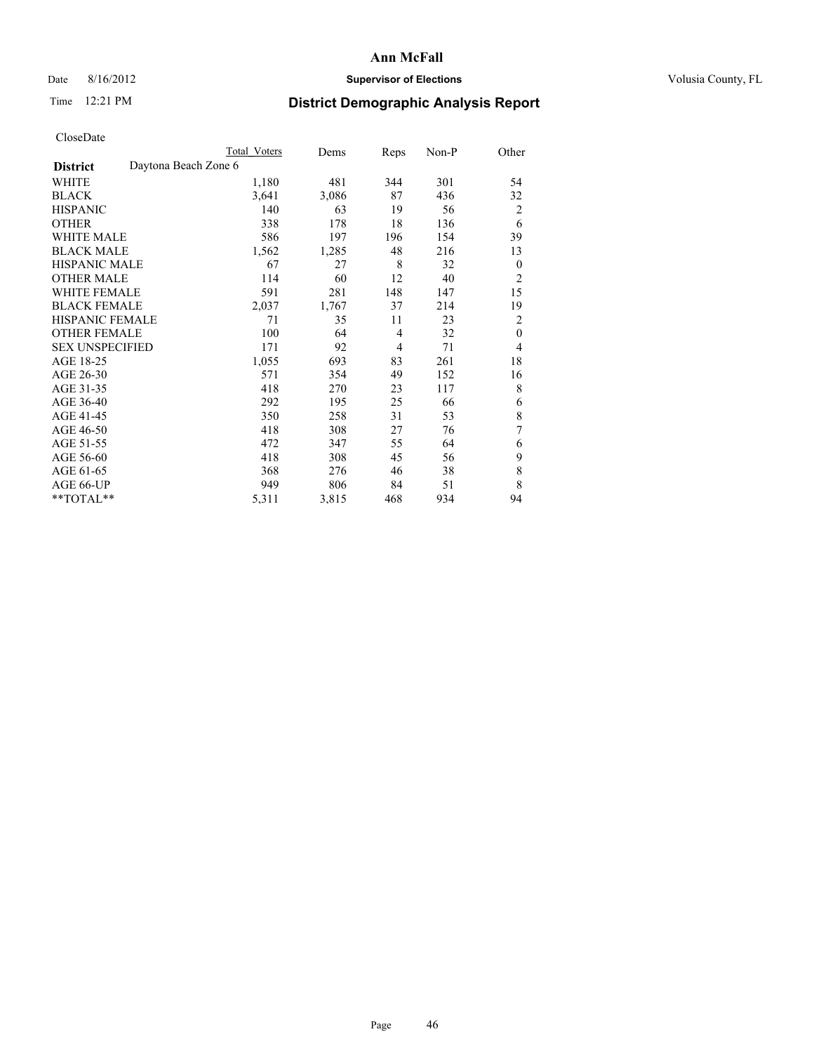**Ann McFall**

Date 8/16/2012 **Supervisor of Elections** Volusia County, FL

Time 12:21 PM

## District Demographic Analysis Report

CloseDate

| | Total Voters | Dems | Reps | Non-P | Other |
|---|---|---|---|---|---|
| **District** Daytona Beach Zone 6 | | | | | |
| WHITE | 1,180 | 481 | 344 | 301 | 54 |
| BLACK | 3,641 | 3,086 | 87 | 436 | 32 |
| HISPANIC | 140 | 63 | 19 | 56 | 2 |
| OTHER | 338 | 178 | 18 | 136 | 6 |
| WHITE MALE | 586 | 197 | 196 | 154 | 39 |
| BLACK MALE | 1,562 | 1,285 | 48 | 216 | 13 |
| HISPANIC MALE | 67 | 27 | 8 | 32 | 0 |
| OTHER MALE | 114 | 60 | 12 | 40 | 2 |
| WHITE FEMALE | 591 | 281 | 148 | 147 | 15 |
| BLACK FEMALE | 2,037 | 1,767 | 37 | 214 | 19 |
| HISPANIC FEMALE | 71 | 35 | 11 | 23 | 2 |
| OTHER FEMALE | 100 | 64 | 4 | 32 | 0 |
| SEX UNSPECIFIED | 171 | 92 | 4 | 71 | 4 |
| AGE 18-25 | 1,055 | 693 | 83 | 261 | 18 |
| AGE 26-30 | 571 | 354 | 49 | 152 | 16 |
| AGE 31-35 | 418 | 270 | 23 | 117 | 8 |
| AGE 36-40 | 292 | 195 | 25 | 66 | 6 |
| AGE 41-45 | 350 | 258 | 31 | 53 | 8 |
| AGE 46-50 | 418 | 308 | 27 | 76 | 7 |
| AGE 51-55 | 472 | 347 | 55 | 64 | 6 |
| AGE 56-60 | 418 | 308 | 45 | 56 | 9 |
| AGE 61-65 | 368 | 276 | 46 | 38 | 8 |
| AGE 66-UP | 949 | 806 | 84 | 51 | 8 |
| **TOTAL** | 5,311 | 3,815 | 468 | 934 | 94 |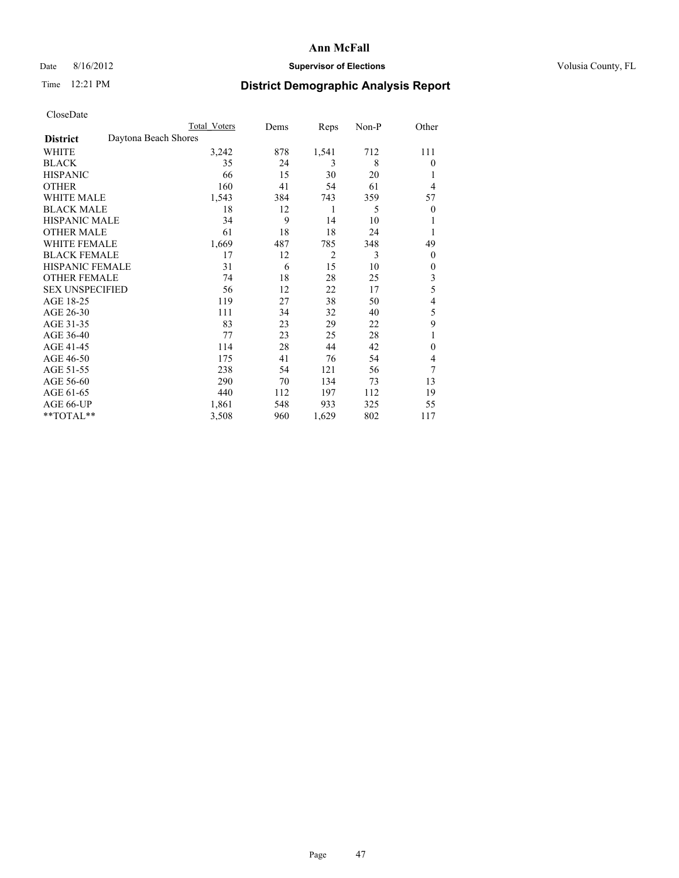# Ann McFall

Date 8/16/2012 **Supervisor of Elections** Volusia County, FL

Time 12:21 PM **District Demographic Analysis Report**

CloseDate

| | Total Voters | Dems | Reps | Non-P | Other |
|---|---|---|---|---|---|
| **District** Daytona Beach Shores | | | | | |
| WHITE | 3,242 | 878 | 1,541 | 712 | 111 |
| BLACK | 35 | 24 | 3 | 8 | 0 |
| HISPANIC | 66 | 15 | 30 | 20 | 1 |
| OTHER | 160 | 41 | 54 | 61 | 4 |
| WHITE MALE | 1,543 | 384 | 743 | 359 | 57 |
| BLACK MALE | 18 | 12 | 1 | 5 | 0 |
| HISPANIC MALE | 34 | 9 | 14 | 10 | 1 |
| OTHER MALE | 61 | 18 | 18 | 24 | 1 |
| WHITE FEMALE | 1,669 | 487 | 785 | 348 | 49 |
| BLACK FEMALE | 17 | 12 | 2 | 3 | 0 |
| HISPANIC FEMALE | 31 | 6 | 15 | 10 | 0 |
| OTHER FEMALE | 74 | 18 | 28 | 25 | 3 |
| SEX UNSPECIFIED | 56 | 12 | 22 | 17 | 5 |
| AGE 18-25 | 119 | 27 | 38 | 50 | 4 |
| AGE 26-30 | 111 | 34 | 32 | 40 | 5 |
| AGE 31-35 | 83 | 23 | 29 | 22 | 9 |
| AGE 36-40 | 77 | 23 | 25 | 28 | 1 |
| AGE 41-45 | 114 | 28 | 44 | 42 | 0 |
| AGE 46-50 | 175 | 41 | 76 | 54 | 4 |
| AGE 51-55 | 238 | 54 | 121 | 56 | 7 |
| AGE 56-60 | 290 | 70 | 134 | 73 | 13 |
| AGE 61-65 | 440 | 112 | 197 | 112 | 19 |
| AGE 66-UP | 1,861 | 548 | 933 | 325 | 55 |
| **TOTAL** | 3,508 | 960 | 1,629 | 802 | 117 |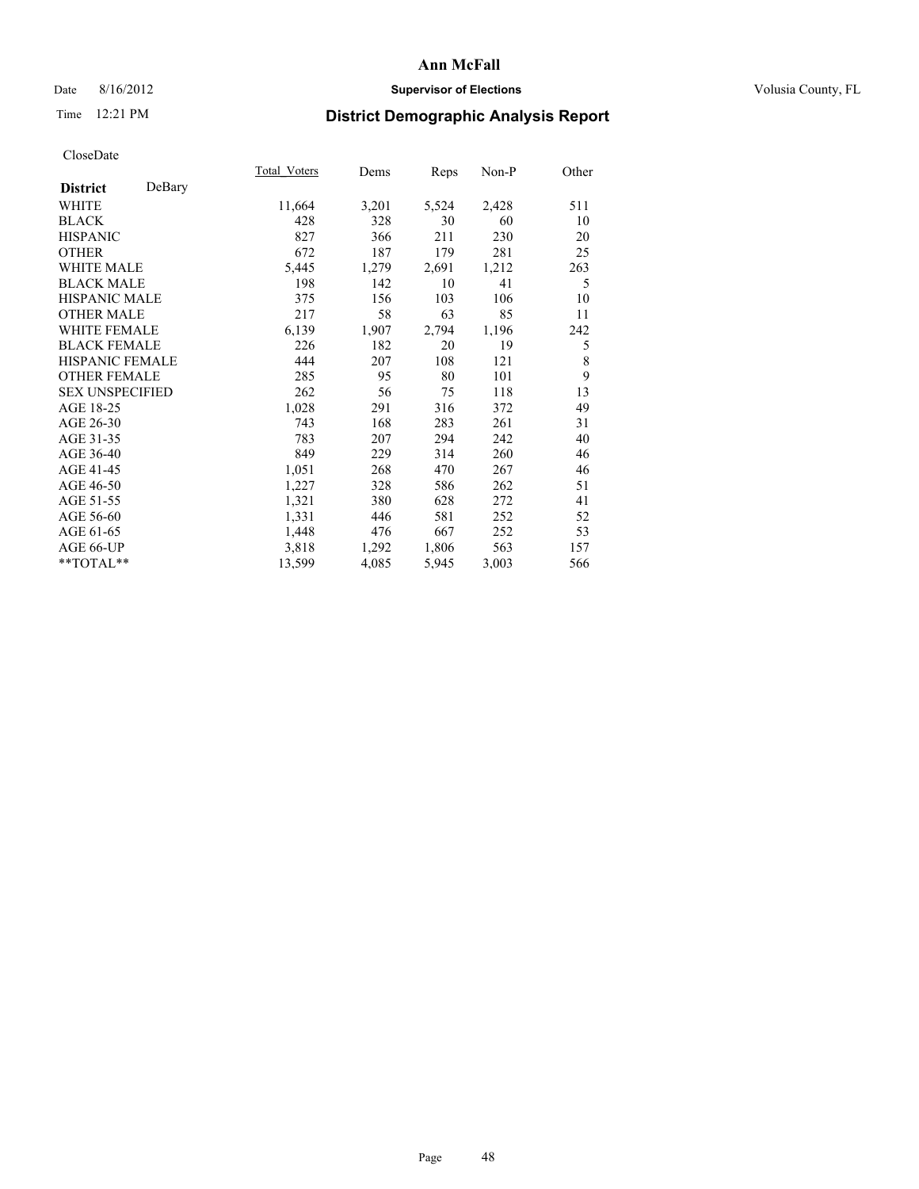# Ann McFall

Date 8/16/2012 **Supervisor of Elections** Volusia County, FL

Time 12:21 PM **District Demographic Analysis Report**

CloseDate

| **District** DeBary | Total_Voters | Dems | Reps | Non-P | Other |
|---|---|---|---|---|---|
| WHITE | 11,664 | 3,201 | 5,524 | 2,428 | 511 |
| BLACK | 428 | 328 | 30 | 60 | 10 |
| HISPANIC | 827 | 366 | 211 | 230 | 20 |
| OTHER | 672 | 187 | 179 | 281 | 25 |
| WHITE MALE | 5,445 | 1,279 | 2,691 | 1,212 | 263 |
| BLACK MALE | 198 | 142 | 10 | 41 | 5 |
| HISPANIC MALE | 375 | 156 | 103 | 106 | 10 |
| OTHER MALE | 217 | 58 | 63 | 85 | 11 |
| WHITE FEMALE | 6,139 | 1,907 | 2,794 | 1,196 | 242 |
| BLACK FEMALE | 226 | 182 | 20 | 19 | 5 |
| HISPANIC FEMALE | 444 | 207 | 108 | 121 | 8 |
| OTHER FEMALE | 285 | 95 | 80 | 101 | 9 |
| SEX UNSPECIFIED | 262 | 56 | 75 | 118 | 13 |
| AGE 18-25 | 1,028 | 291 | 316 | 372 | 49 |
| AGE 26-30 | 743 | 168 | 283 | 261 | 31 |
| AGE 31-35 | 783 | 207 | 294 | 242 | 40 |
| AGE 36-40 | 849 | 229 | 314 | 260 | 46 |
| AGE 41-45 | 1,051 | 268 | 470 | 267 | 46 |
| AGE 46-50 | 1,227 | 328 | 586 | 262 | 51 |
| AGE 51-55 | 1,321 | 380 | 628 | 272 | 41 |
| AGE 56-60 | 1,331 | 446 | 581 | 252 | 52 |
| AGE 61-65 | 1,448 | 476 | 667 | 252 | 53 |
| AGE 66-UP | 3,818 | 1,292 | 1,806 | 563 | 157 |
| **TOTAL** | 13,599 | 4,085 | 5,945 | 3,003 | 566 |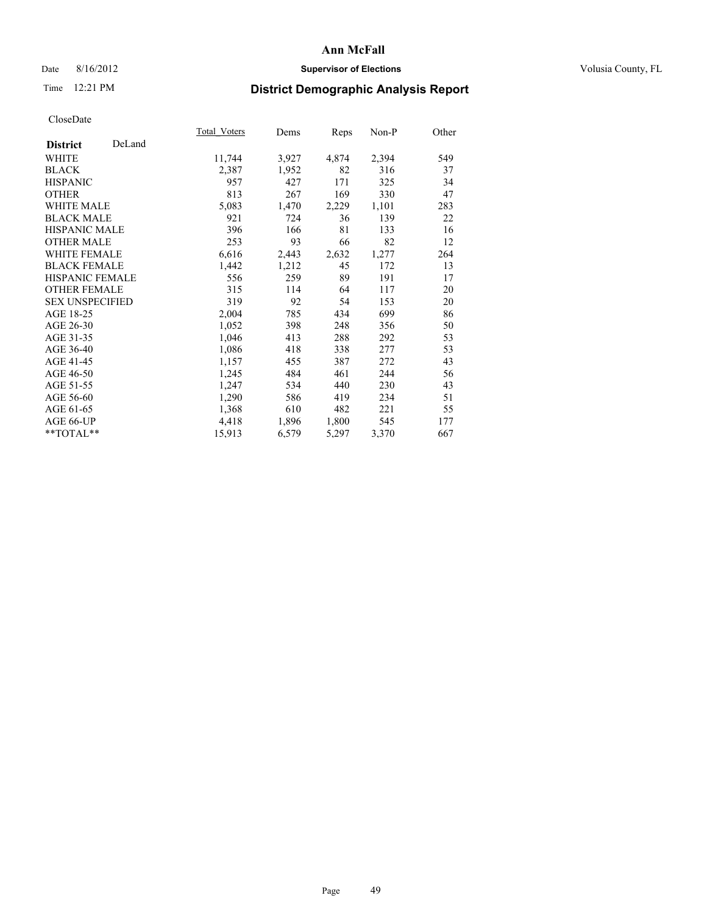**Ann McFall**

Date 8/16/2012 **Supervisor of Elections** Volusia County, FL

Time 12:21 PM **District Demographic Analysis Report**

CloseDate

| | Total_Voters | Dems | Reps | Non-P | Other |
|---|---|---|---|---|---|
| **District** DeLand | | | | | |
| WHITE | 11,744 | 3,927 | 4,874 | 2,394 | 549 |
| BLACK | 2,387 | 1,952 | 82 | 316 | 37 |
| HISPANIC | 957 | 427 | 171 | 325 | 34 |
| OTHER | 813 | 267 | 169 | 330 | 47 |
| WHITE MALE | 5,083 | 1,470 | 2,229 | 1,101 | 283 |
| BLACK MALE | 921 | 724 | 36 | 139 | 22 |
| HISPANIC MALE | 396 | 166 | 81 | 133 | 16 |
| OTHER MALE | 253 | 93 | 66 | 82 | 12 |
| WHITE FEMALE | 6,616 | 2,443 | 2,632 | 1,277 | 264 |
| BLACK FEMALE | 1,442 | 1,212 | 45 | 172 | 13 |
| HISPANIC FEMALE | 556 | 259 | 89 | 191 | 17 |
| OTHER FEMALE | 315 | 114 | 64 | 117 | 20 |
| SEX UNSPECIFIED | 319 | 92 | 54 | 153 | 20 |
| AGE 18-25 | 2,004 | 785 | 434 | 699 | 86 |
| AGE 26-30 | 1,052 | 398 | 248 | 356 | 50 |
| AGE 31-35 | 1,046 | 413 | 288 | 292 | 53 |
| AGE 36-40 | 1,086 | 418 | 338 | 277 | 53 |
| AGE 41-45 | 1,157 | 455 | 387 | 272 | 43 |
| AGE 46-50 | 1,245 | 484 | 461 | 244 | 56 |
| AGE 51-55 | 1,247 | 534 | 440 | 230 | 43 |
| AGE 56-60 | 1,290 | 586 | 419 | 234 | 51 |
| AGE 61-65 | 1,368 | 610 | 482 | 221 | 55 |
| AGE 66-UP | 4,418 | 1,896 | 1,800 | 545 | 177 |
| **TOTAL** | 15,913 | 6,579 | 5,297 | 3,370 | 667 |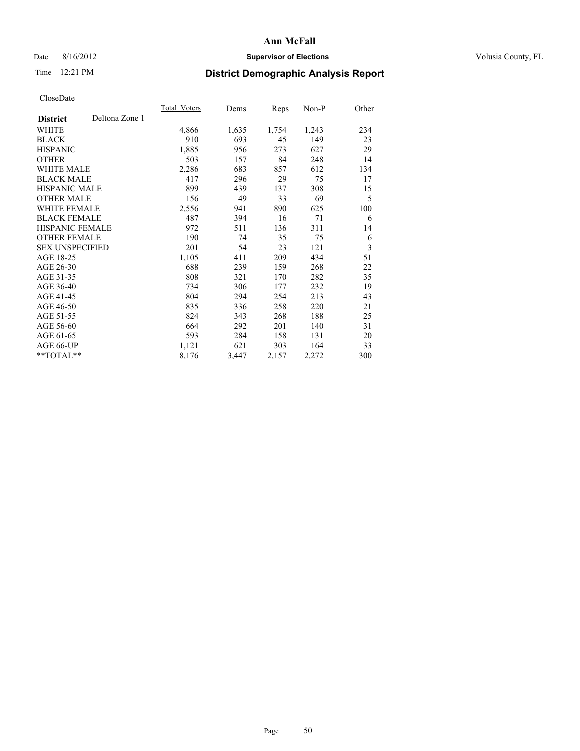# Ann McFall

Date 8/16/2012 **Supervisor of Elections** Volusia County, FL

Time 12:21 PM

## District Demographic Analysis Report

CloseDate

| | Total_Voters | Dems | Reps | Non-P | Other |
|---|---|---|---|---|---|
| **District** Deltona Zone 1 | | | | | |
| WHITE | 4,866 | 1,635 | 1,754 | 1,243 | 234 |
| BLACK | 910 | 693 | 45 | 149 | 23 |
| HISPANIC | 1,885 | 956 | 273 | 627 | 29 |
| OTHER | 503 | 157 | 84 | 248 | 14 |
| WHITE MALE | 2,286 | 683 | 857 | 612 | 134 |
| BLACK MALE | 417 | 296 | 29 | 75 | 17 |
| HISPANIC MALE | 899 | 439 | 137 | 308 | 15 |
| OTHER MALE | 156 | 49 | 33 | 69 | 5 |
| WHITE FEMALE | 2,556 | 941 | 890 | 625 | 100 |
| BLACK FEMALE | 487 | 394 | 16 | 71 | 6 |
| HISPANIC FEMALE | 972 | 511 | 136 | 311 | 14 |
| OTHER FEMALE | 190 | 74 | 35 | 75 | 6 |
| SEX UNSPECIFIED | 201 | 54 | 23 | 121 | 3 |
| AGE 18-25 | 1,105 | 411 | 209 | 434 | 51 |
| AGE 26-30 | 688 | 239 | 159 | 268 | 22 |
| AGE 31-35 | 808 | 321 | 170 | 282 | 35 |
| AGE 36-40 | 734 | 306 | 177 | 232 | 19 |
| AGE 41-45 | 804 | 294 | 254 | 213 | 43 |
| AGE 46-50 | 835 | 336 | 258 | 220 | 21 |
| AGE 51-55 | 824 | 343 | 268 | 188 | 25 |
| AGE 56-60 | 664 | 292 | 201 | 140 | 31 |
| AGE 61-65 | 593 | 284 | 158 | 131 | 20 |
| AGE 66-UP | 1,121 | 621 | 303 | 164 | 33 |
| **TOTAL** | 8,176 | 3,447 | 2,157 | 2,272 | 300 |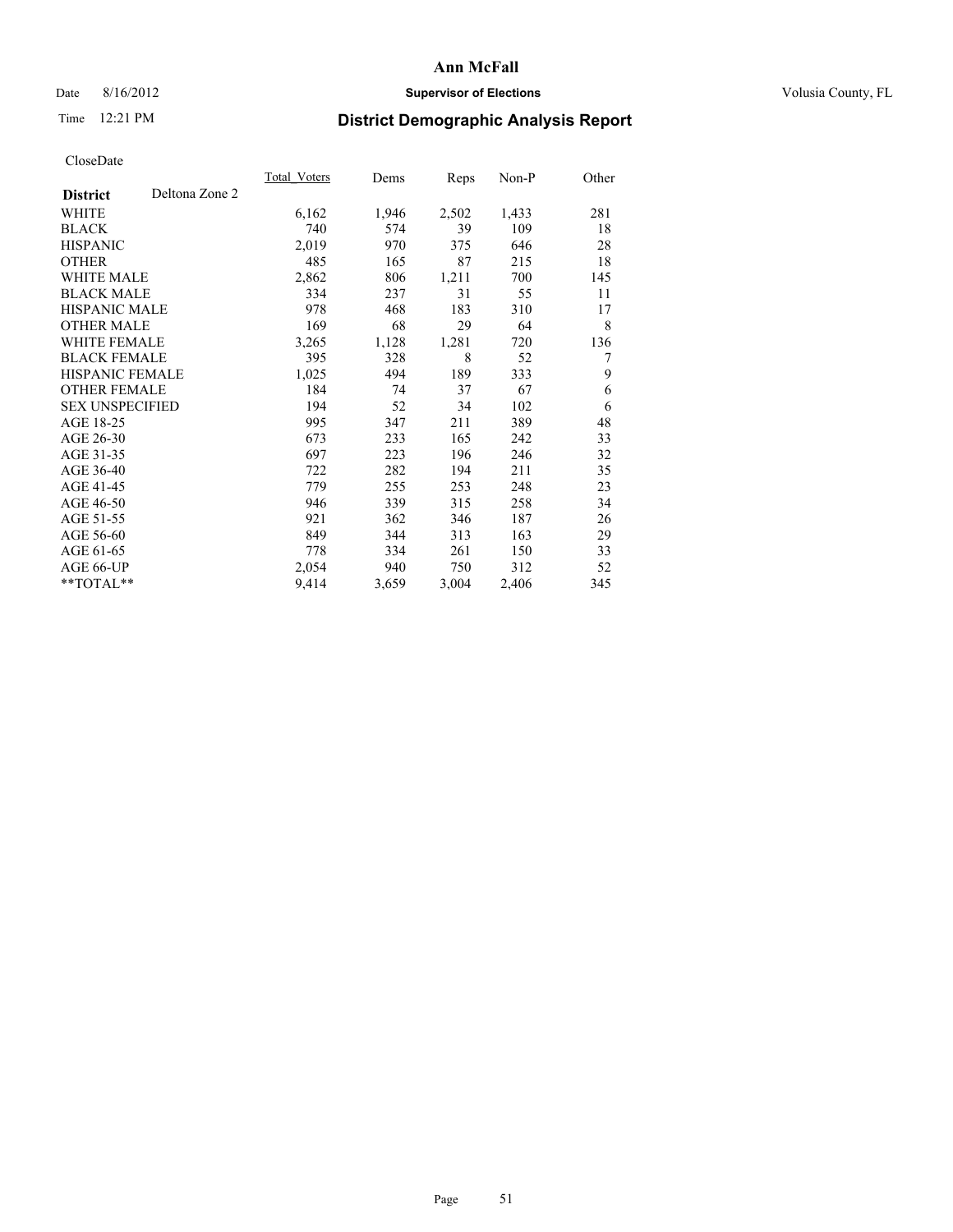# Ann McFall

Date 8/16/2012 **Supervisor of Elections** Volusia County, FL

Time 12:21 PM **District Demographic Analysis Report**

CloseDate

| **District** Deltona Zone 2 | Total_Voters | Dems | Reps | Non-P | Other |
|---|---|---|---|---|---|
| WHITE | 6,162 | 1,946 | 2,502 | 1,433 | 281 |
| BLACK | 740 | 574 | 39 | 109 | 18 |
| HISPANIC | 2,019 | 970 | 375 | 646 | 28 |
| OTHER | 485 | 165 | 87 | 215 | 18 |
| WHITE MALE | 2,862 | 806 | 1,211 | 700 | 145 |
| BLACK MALE | 334 | 237 | 31 | 55 | 11 |
| HISPANIC MALE | 978 | 468 | 183 | 310 | 17 |
| OTHER MALE | 169 | 68 | 29 | 64 | 8 |
| WHITE FEMALE | 3,265 | 1,128 | 1,281 | 720 | 136 |
| BLACK FEMALE | 395 | 328 | 8 | 52 | 7 |
| HISPANIC FEMALE | 1,025 | 494 | 189 | 333 | 9 |
| OTHER FEMALE | 184 | 74 | 37 | 67 | 6 |
| SEX UNSPECIFIED | 194 | 52 | 34 | 102 | 6 |
| AGE 18-25 | 995 | 347 | 211 | 389 | 48 |
| AGE 26-30 | 673 | 233 | 165 | 242 | 33 |
| AGE 31-35 | 697 | 223 | 196 | 246 | 32 |
| AGE 36-40 | 722 | 282 | 194 | 211 | 35 |
| AGE 41-45 | 779 | 255 | 253 | 248 | 23 |
| AGE 46-50 | 946 | 339 | 315 | 258 | 34 |
| AGE 51-55 | 921 | 362 | 346 | 187 | 26 |
| AGE 56-60 | 849 | 344 | 313 | 163 | 29 |
| AGE 61-65 | 778 | 334 | 261 | 150 | 33 |
| AGE 66-UP | 2,054 | 940 | 750 | 312 | 52 |
| **TOTAL** | 9,414 | 3,659 | 3,004 | 2,406 | 345 |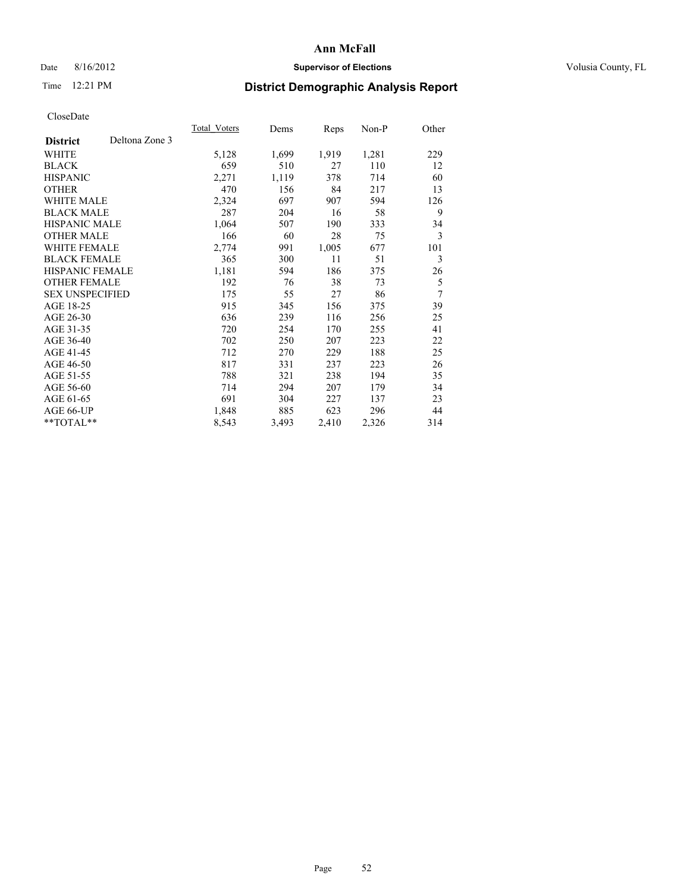# Ann McFall

Date 8/16/2012 **Supervisor of Elections** Volusia County, FL

Time 12:21 PM **District Demographic Analysis Report**

CloseDate

| | Total_Voters | Dems | Reps | Non-P | Other |
|---|---|---|---|---|---|
| **District** Deltona Zone 3 | | | | | |
| WHITE | 5,128 | 1,699 | 1,919 | 1,281 | 229 |
| BLACK | 659 | 510 | 27 | 110 | 12 |
| HISPANIC | 2,271 | 1,119 | 378 | 714 | 60 |
| OTHER | 470 | 156 | 84 | 217 | 13 |
| WHITE MALE | 2,324 | 697 | 907 | 594 | 126 |
| BLACK MALE | 287 | 204 | 16 | 58 | 9 |
| HISPANIC MALE | 1,064 | 507 | 190 | 333 | 34 |
| OTHER MALE | 166 | 60 | 28 | 75 | 3 |
| WHITE FEMALE | 2,774 | 991 | 1,005 | 677 | 101 |
| BLACK FEMALE | 365 | 300 | 11 | 51 | 3 |
| HISPANIC FEMALE | 1,181 | 594 | 186 | 375 | 26 |
| OTHER FEMALE | 192 | 76 | 38 | 73 | 5 |
| SEX UNSPECIFIED | 175 | 55 | 27 | 86 | 7 |
| AGE 18-25 | 915 | 345 | 156 | 375 | 39 |
| AGE 26-30 | 636 | 239 | 116 | 256 | 25 |
| AGE 31-35 | 720 | 254 | 170 | 255 | 41 |
| AGE 36-40 | 702 | 250 | 207 | 223 | 22 |
| AGE 41-45 | 712 | 270 | 229 | 188 | 25 |
| AGE 46-50 | 817 | 331 | 237 | 223 | 26 |
| AGE 51-55 | 788 | 321 | 238 | 194 | 35 |
| AGE 56-60 | 714 | 294 | 207 | 179 | 34 |
| AGE 61-65 | 691 | 304 | 227 | 137 | 23 |
| AGE 66-UP | 1,848 | 885 | 623 | 296 | 44 |
| **TOTAL** | 8,543 | 3,493 | 2,410 | 2,326 | 314 |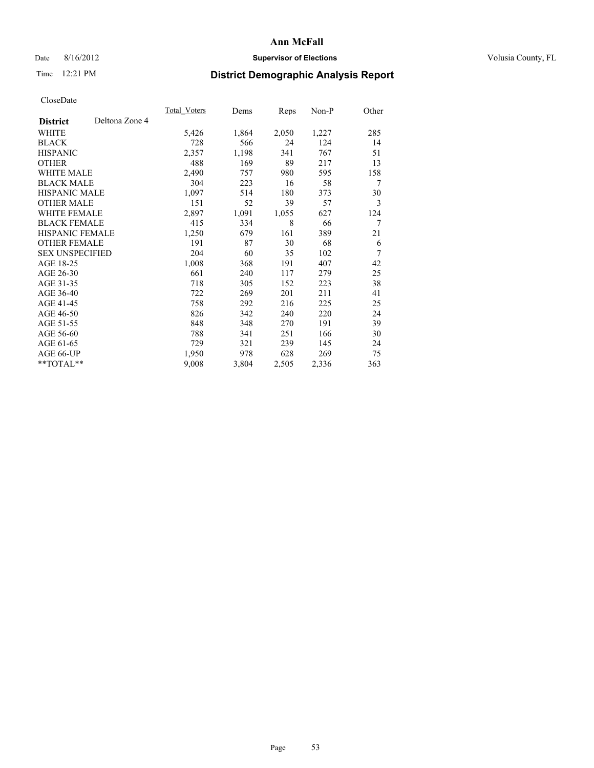# Ann McFall

Date 8/16/2012 **Supervisor of Elections** Volusia County, FL

Time 12:21 PM

## District Demographic Analysis Report

CloseDate

| **District** Deltona Zone 4 | Total_Voters | Dems | Reps | Non-P | Other |
|---|---|---|---|---|---|
| WHITE | 5,426 | 1,864 | 2,050 | 1,227 | 285 |
| BLACK | 728 | 566 | 24 | 124 | 14 |
| HISPANIC | 2,357 | 1,198 | 341 | 767 | 51 |
| OTHER | 488 | 169 | 89 | 217 | 13 |
| WHITE MALE | 2,490 | 757 | 980 | 595 | 158 |
| BLACK MALE | 304 | 223 | 16 | 58 | 7 |
| HISPANIC MALE | 1,097 | 514 | 180 | 373 | 30 |
| OTHER MALE | 151 | 52 | 39 | 57 | 3 |
| WHITE FEMALE | 2,897 | 1,091 | 1,055 | 627 | 124 |
| BLACK FEMALE | 415 | 334 | 8 | 66 | 7 |
| HISPANIC FEMALE | 1,250 | 679 | 161 | 389 | 21 |
| OTHER FEMALE | 191 | 87 | 30 | 68 | 6 |
| SEX UNSPECIFIED | 204 | 60 | 35 | 102 | 7 |
| AGE 18-25 | 1,008 | 368 | 191 | 407 | 42 |
| AGE 26-30 | 661 | 240 | 117 | 279 | 25 |
| AGE 31-35 | 718 | 305 | 152 | 223 | 38 |
| AGE 36-40 | 722 | 269 | 201 | 211 | 41 |
| AGE 41-45 | 758 | 292 | 216 | 225 | 25 |
| AGE 46-50 | 826 | 342 | 240 | 220 | 24 |
| AGE 51-55 | 848 | 348 | 270 | 191 | 39 |
| AGE 56-60 | 788 | 341 | 251 | 166 | 30 |
| AGE 61-65 | 729 | 321 | 239 | 145 | 24 |
| AGE 66-UP | 1,950 | 978 | 628 | 269 | 75 |
| **TOTAL** | 9,008 | 3,804 | 2,505 | 2,336 | 363 |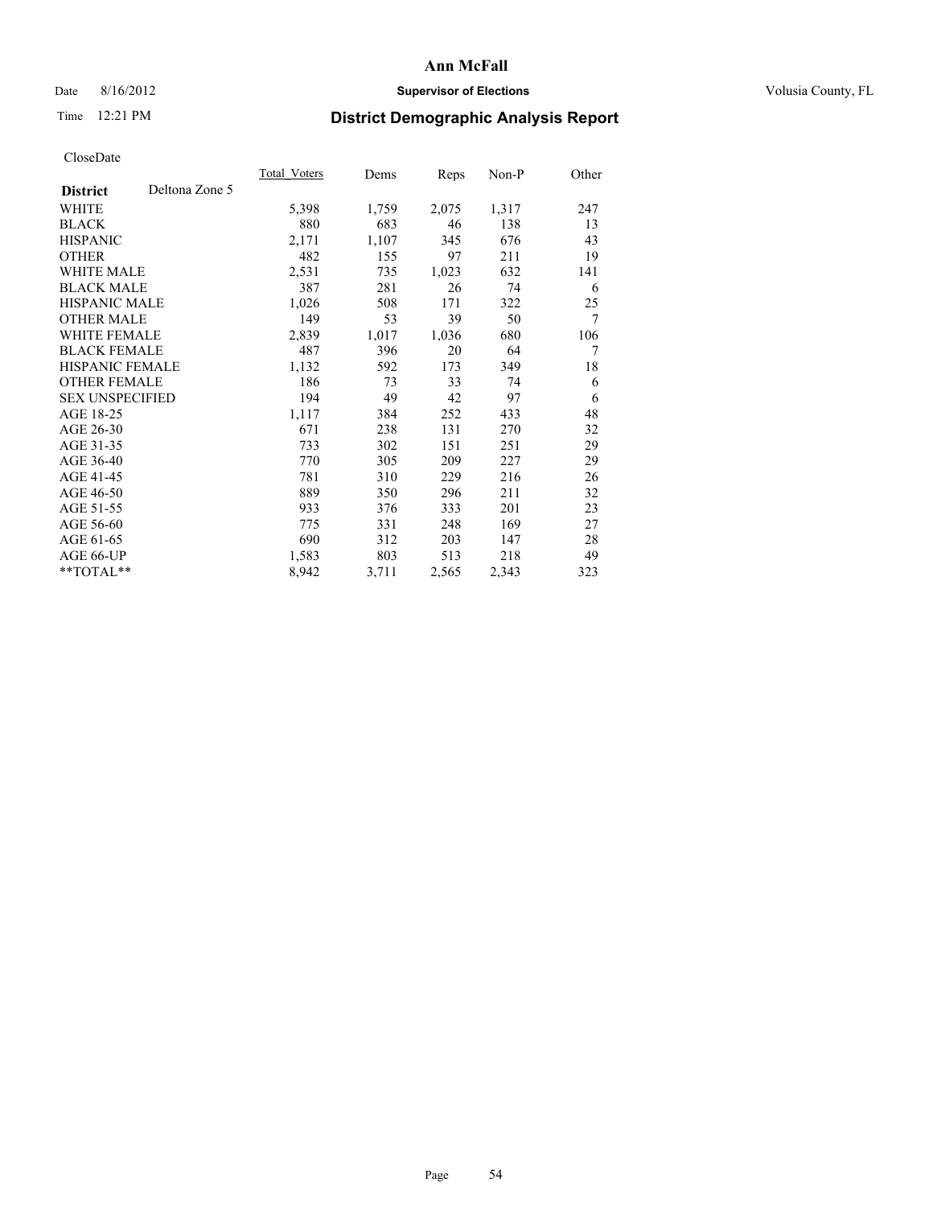# Ann McFall

Date 8/16/2012 **Supervisor of Elections** Volusia County, FL

Time 12:21 PM **District Demographic Analysis Report**

CloseDate

| **District** Deltona Zone 5 | Total_Voters | Dems | Reps | Non-P | Other |
|---|---|---|---|---|---|
| WHITE | 5,398 | 1,759 | 2,075 | 1,317 | 247 |
| BLACK | 880 | 683 | 46 | 138 | 13 |
| HISPANIC | 2,171 | 1,107 | 345 | 676 | 43 |
| OTHER | 482 | 155 | 97 | 211 | 19 |
| WHITE MALE | 2,531 | 735 | 1,023 | 632 | 141 |
| BLACK MALE | 387 | 281 | 26 | 74 | 6 |
| HISPANIC MALE | 1,026 | 508 | 171 | 322 | 25 |
| OTHER MALE | 149 | 53 | 39 | 50 | 7 |
| WHITE FEMALE | 2,839 | 1,017 | 1,036 | 680 | 106 |
| BLACK FEMALE | 487 | 396 | 20 | 64 | 7 |
| HISPANIC FEMALE | 1,132 | 592 | 173 | 349 | 18 |
| OTHER FEMALE | 186 | 73 | 33 | 74 | 6 |
| SEX UNSPECIFIED | 194 | 49 | 42 | 97 | 6 |
| AGE 18-25 | 1,117 | 384 | 252 | 433 | 48 |
| AGE 26-30 | 671 | 238 | 131 | 270 | 32 |
| AGE 31-35 | 733 | 302 | 151 | 251 | 29 |
| AGE 36-40 | 770 | 305 | 209 | 227 | 29 |
| AGE 41-45 | 781 | 310 | 229 | 216 | 26 |
| AGE 46-50 | 889 | 350 | 296 | 211 | 32 |
| AGE 51-55 | 933 | 376 | 333 | 201 | 23 |
| AGE 56-60 | 775 | 331 | 248 | 169 | 27 |
| AGE 61-65 | 690 | 312 | 203 | 147 | 28 |
| AGE 66-UP | 1,583 | 803 | 513 | 218 | 49 |
| **TOTAL** | 8,942 | 3,711 | 2,565 | 2,343 | 323 |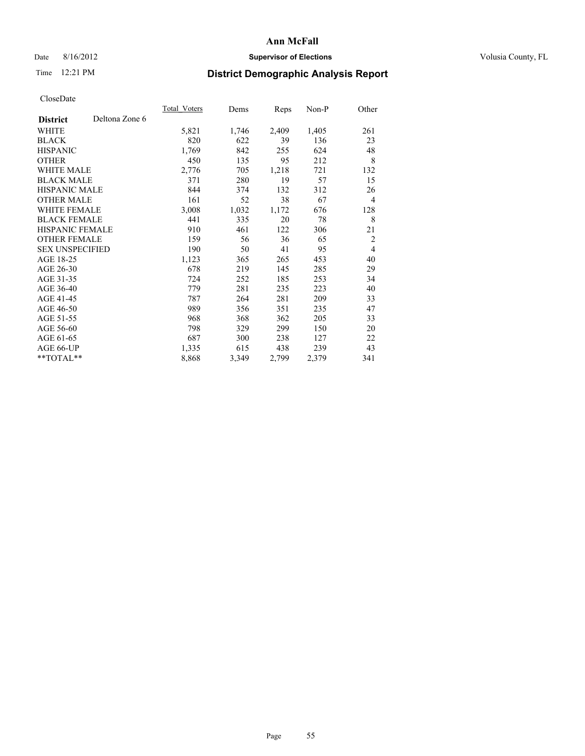# Ann McFall

Date 8/16/2012 **Supervisor of Elections** Volusia County, FL

Time 12:21 PM

## District Demographic Analysis Report

CloseDate

| **District** Deltona Zone 6 | Total_Voters | Dems | Reps | Non-P | Other |
|---|---|---|---|---|---|
| WHITE | 5,821 | 1,746 | 2,409 | 1,405 | 261 |
| BLACK | 820 | 622 | 39 | 136 | 23 |
| HISPANIC | 1,769 | 842 | 255 | 624 | 48 |
| OTHER | 450 | 135 | 95 | 212 | 8 |
| WHITE MALE | 2,776 | 705 | 1,218 | 721 | 132 |
| BLACK MALE | 371 | 280 | 19 | 57 | 15 |
| HISPANIC MALE | 844 | 374 | 132 | 312 | 26 |
| OTHER MALE | 161 | 52 | 38 | 67 | 4 |
| WHITE FEMALE | 3,008 | 1,032 | 1,172 | 676 | 128 |
| BLACK FEMALE | 441 | 335 | 20 | 78 | 8 |
| HISPANIC FEMALE | 910 | 461 | 122 | 306 | 21 |
| OTHER FEMALE | 159 | 56 | 36 | 65 | 2 |
| SEX UNSPECIFIED | 190 | 50 | 41 | 95 | 4 |
| AGE 18-25 | 1,123 | 365 | 265 | 453 | 40 |
| AGE 26-30 | 678 | 219 | 145 | 285 | 29 |
| AGE 31-35 | 724 | 252 | 185 | 253 | 34 |
| AGE 36-40 | 779 | 281 | 235 | 223 | 40 |
| AGE 41-45 | 787 | 264 | 281 | 209 | 33 |
| AGE 46-50 | 989 | 356 | 351 | 235 | 47 |
| AGE 51-55 | 968 | 368 | 362 | 205 | 33 |
| AGE 56-60 | 798 | 329 | 299 | 150 | 20 |
| AGE 61-65 | 687 | 300 | 238 | 127 | 22 |
| AGE 66-UP | 1,335 | 615 | 438 | 239 | 43 |
| **TOTAL** | 8,868 | 3,349 | 2,799 | 2,379 | 341 |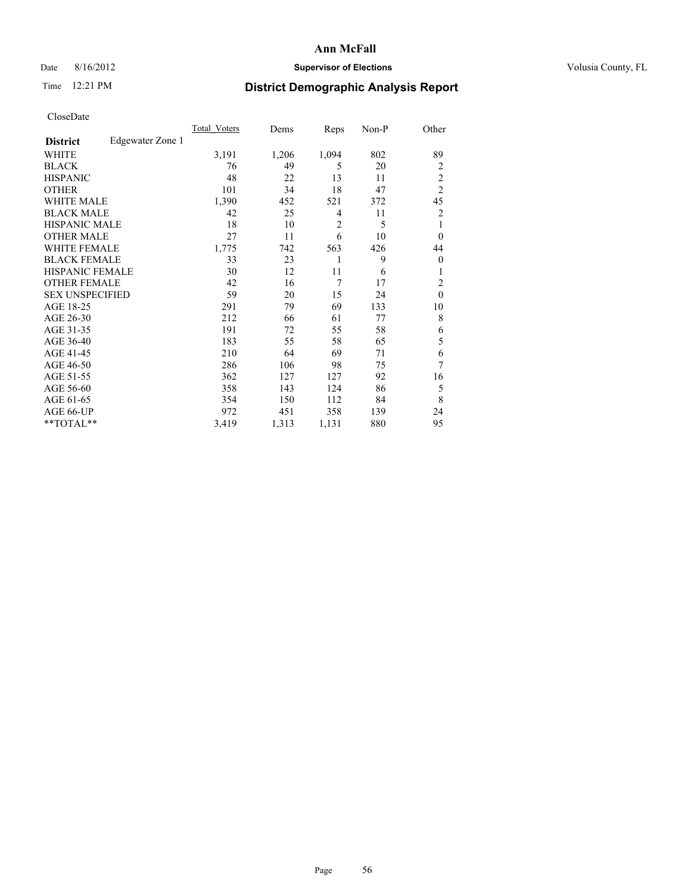# Ann McFall

Date 8/16/2012 **Supervisor of Elections** Volusia County, FL

Time 12:21 PM **District Demographic Analysis Report**

CloseDate

| **District** Edgewater Zone 1 | Total_Voters | Dems | Reps | Non-P | Other |
|---|---|---|---|---|---|
| WHITE | 3,191 | 1,206 | 1,094 | 802 | 89 |
| BLACK | 76 | 49 | 5 | 20 | 2 |
| HISPANIC | 48 | 22 | 13 | 11 | 2 |
| OTHER | 101 | 34 | 18 | 47 | 2 |
| WHITE MALE | 1,390 | 452 | 521 | 372 | 45 |
| BLACK MALE | 42 | 25 | 4 | 11 | 2 |
| HISPANIC MALE | 18 | 10 | 2 | 5 | 1 |
| OTHER MALE | 27 | 11 | 6 | 10 | 0 |
| WHITE FEMALE | 1,775 | 742 | 563 | 426 | 44 |
| BLACK FEMALE | 33 | 23 | 1 | 9 | 0 |
| HISPANIC FEMALE | 30 | 12 | 11 | 6 | 1 |
| OTHER FEMALE | 42 | 16 | 7 | 17 | 2 |
| SEX UNSPECIFIED | 59 | 20 | 15 | 24 | 0 |
| AGE 18-25 | 291 | 79 | 69 | 133 | 10 |
| AGE 26-30 | 212 | 66 | 61 | 77 | 8 |
| AGE 31-35 | 191 | 72 | 55 | 58 | 6 |
| AGE 36-40 | 183 | 55 | 58 | 65 | 5 |
| AGE 41-45 | 210 | 64 | 69 | 71 | 6 |
| AGE 46-50 | 286 | 106 | 98 | 75 | 7 |
| AGE 51-55 | 362 | 127 | 127 | 92 | 16 |
| AGE 56-60 | 358 | 143 | 124 | 86 | 5 |
| AGE 61-65 | 354 | 150 | 112 | 84 | 8 |
| AGE 66-UP | 972 | 451 | 358 | 139 | 24 |
| **TOTAL** | 3,419 | 1,313 | 1,131 | 880 | 95 |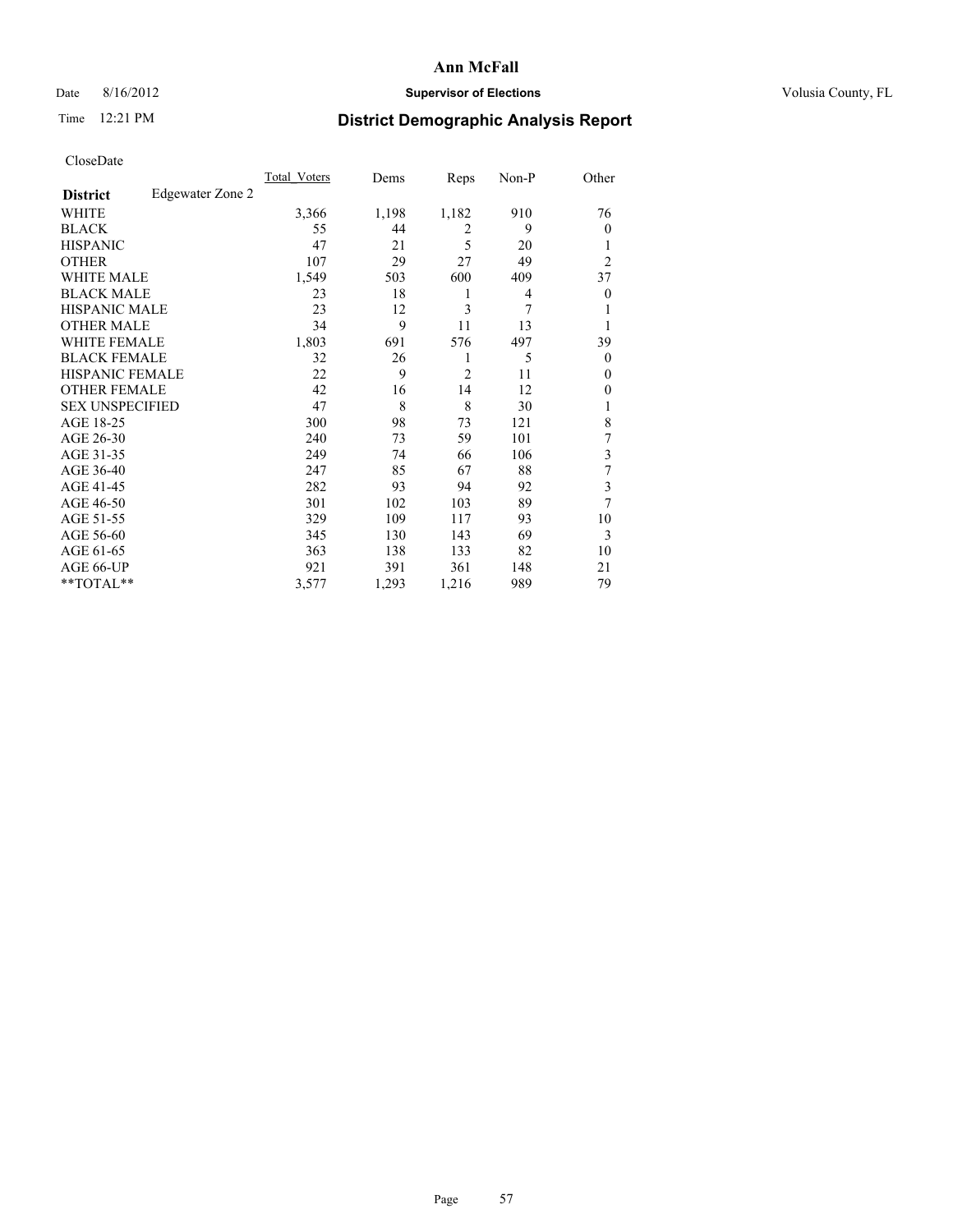# Ann McFall

Date 8/16/2012 **Supervisor of Elections** Volusia County, FL

Time 12:21 PM **District Demographic Analysis Report**

CloseDate

| **District** Edgewater Zone 2 | Total_Voters | Dems | Reps | Non-P | Other |
|---|---|---|---|---|---|
| WHITE | 3,366 | 1,198 | 1,182 | 910 | 76 |
| BLACK | 55 | 44 | 2 | 9 | 0 |
| HISPANIC | 47 | 21 | 5 | 20 | 1 |
| OTHER | 107 | 29 | 27 | 49 | 2 |
| WHITE MALE | 1,549 | 503 | 600 | 409 | 37 |
| BLACK MALE | 23 | 18 | 1 | 4 | 0 |
| HISPANIC MALE | 23 | 12 | 3 | 7 | 1 |
| OTHER MALE | 34 | 9 | 11 | 13 | 1 |
| WHITE FEMALE | 1,803 | 691 | 576 | 497 | 39 |
| BLACK FEMALE | 32 | 26 | 1 | 5 | 0 |
| HISPANIC FEMALE | 22 | 9 | 2 | 11 | 0 |
| OTHER FEMALE | 42 | 16 | 14 | 12 | 0 |
| SEX UNSPECIFIED | 47 | 8 | 8 | 30 | 1 |
| AGE 18-25 | 300 | 98 | 73 | 121 | 8 |
| AGE 26-30 | 240 | 73 | 59 | 101 | 7 |
| AGE 31-35 | 249 | 74 | 66 | 106 | 3 |
| AGE 36-40 | 247 | 85 | 67 | 88 | 7 |
| AGE 41-45 | 282 | 93 | 94 | 92 | 3 |
| AGE 46-50 | 301 | 102 | 103 | 89 | 7 |
| AGE 51-55 | 329 | 109 | 117 | 93 | 10 |
| AGE 56-60 | 345 | 130 | 143 | 69 | 3 |
| AGE 61-65 | 363 | 138 | 133 | 82 | 10 |
| AGE 66-UP | 921 | 391 | 361 | 148 | 21 |
| **TOTAL** | 3,577 | 1,293 | 1,216 | 989 | 79 |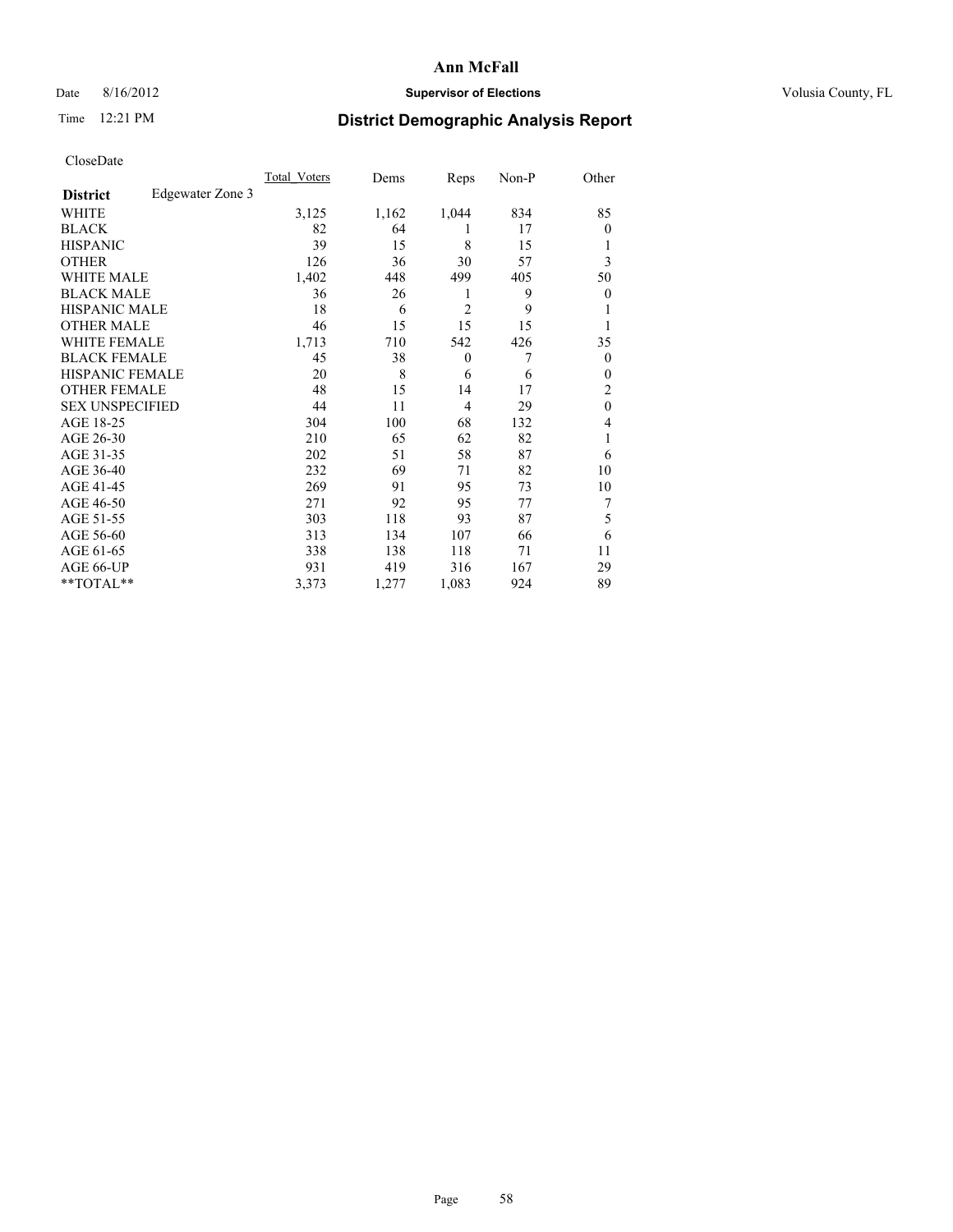# Ann McFall

Date 8/16/2012 **Supervisor of Elections** Volusia County, FL

Time 12:21 PM **District Demographic Analysis Report**

CloseDate

| **District** Edgewater Zone 3 | Total_Voters | Dems | Reps | Non-P | Other |
|---|---|---|---|---|---|
| WHITE | 3,125 | 1,162 | 1,044 | 834 | 85 |
| BLACK | 82 | 64 | 1 | 17 | 0 |
| HISPANIC | 39 | 15 | 8 | 15 | 1 |
| OTHER | 126 | 36 | 30 | 57 | 3 |
| WHITE MALE | 1,402 | 448 | 499 | 405 | 50 |
| BLACK MALE | 36 | 26 | 1 | 9 | 0 |
| HISPANIC MALE | 18 | 6 | 2 | 9 | 1 |
| OTHER MALE | 46 | 15 | 15 | 15 | 1 |
| WHITE FEMALE | 1,713 | 710 | 542 | 426 | 35 |
| BLACK FEMALE | 45 | 38 | 0 | 7 | 0 |
| HISPANIC FEMALE | 20 | 8 | 6 | 6 | 0 |
| OTHER FEMALE | 48 | 15 | 14 | 17 | 2 |
| SEX UNSPECIFIED | 44 | 11 | 4 | 29 | 0 |
| AGE 18-25 | 304 | 100 | 68 | 132 | 4 |
| AGE 26-30 | 210 | 65 | 62 | 82 | 1 |
| AGE 31-35 | 202 | 51 | 58 | 87 | 6 |
| AGE 36-40 | 232 | 69 | 71 | 82 | 10 |
| AGE 41-45 | 269 | 91 | 95 | 73 | 10 |
| AGE 46-50 | 271 | 92 | 95 | 77 | 7 |
| AGE 51-55 | 303 | 118 | 93 | 87 | 5 |
| AGE 56-60 | 313 | 134 | 107 | 66 | 6 |
| AGE 61-65 | 338 | 138 | 118 | 71 | 11 |
| AGE 66-UP | 931 | 419 | 316 | 167 | 29 |
| **TOTAL** | 3,373 | 1,277 | 1,083 | 924 | 89 |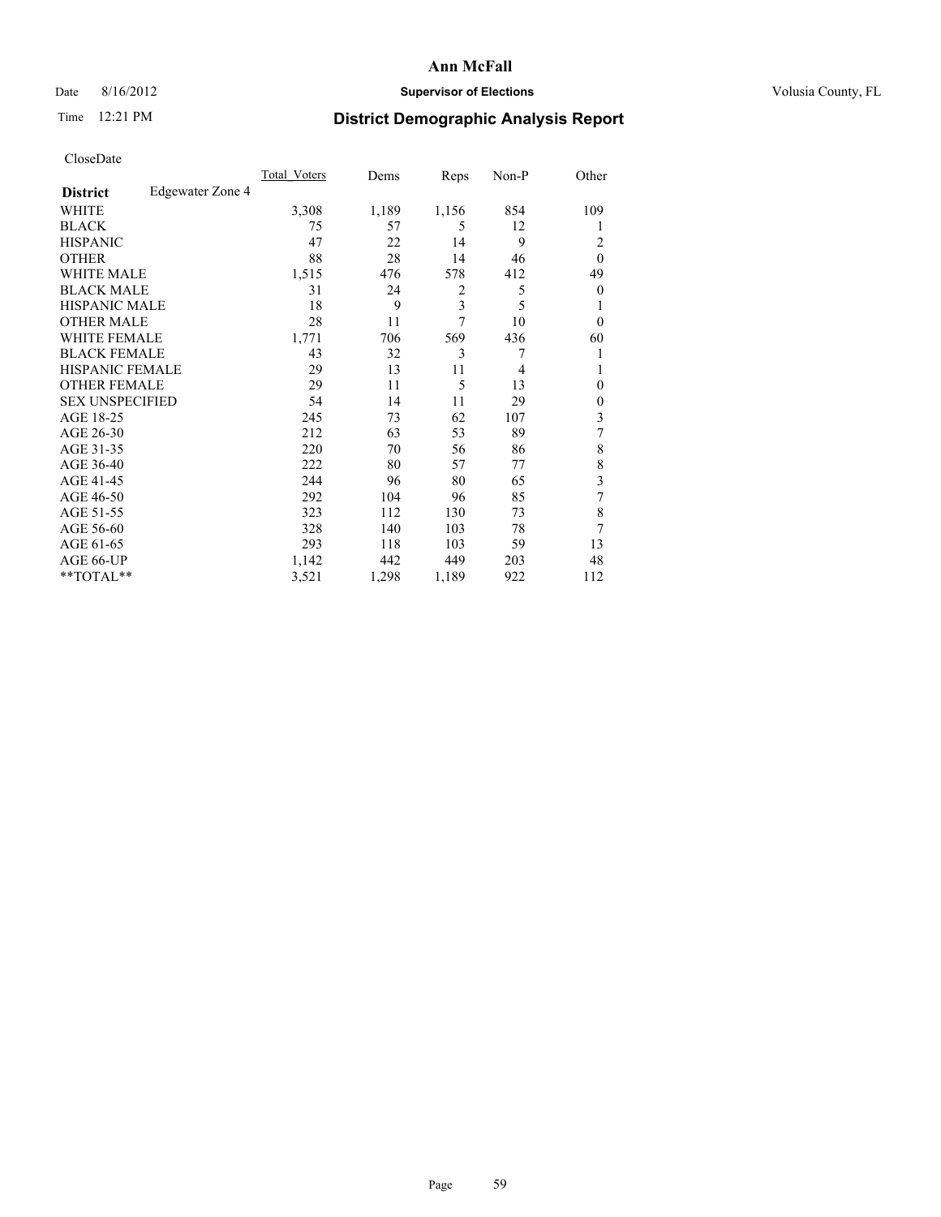# Ann McFall

Date 8/16/2012 **Supervisor of Elections** Volusia County, FL

Time 12:21 PM **District Demographic Analysis Report**

CloseDate

| | Total_Voters | Dems | Reps | Non-P | Other |
|---|---|---|---|---|---|
| **District** Edgewater Zone 4 | | | | | |
| WHITE | 3,308 | 1,189 | 1,156 | 854 | 109 |
| BLACK | 75 | 57 | 5 | 12 | 1 |
| HISPANIC | 47 | 22 | 14 | 9 | 2 |
| OTHER | 88 | 28 | 14 | 46 | 0 |
| WHITE MALE | 1,515 | 476 | 578 | 412 | 49 |
| BLACK MALE | 31 | 24 | 2 | 5 | 0 |
| HISPANIC MALE | 18 | 9 | 3 | 5 | 1 |
| OTHER MALE | 28 | 11 | 7 | 10 | 0 |
| WHITE FEMALE | 1,771 | 706 | 569 | 436 | 60 |
| BLACK FEMALE | 43 | 32 | 3 | 7 | 1 |
| HISPANIC FEMALE | 29 | 13 | 11 | 4 | 1 |
| OTHER FEMALE | 29 | 11 | 5 | 13 | 0 |
| SEX UNSPECIFIED | 54 | 14 | 11 | 29 | 0 |
| AGE 18-25 | 245 | 73 | 62 | 107 | 3 |
| AGE 26-30 | 212 | 63 | 53 | 89 | 7 |
| AGE 31-35 | 220 | 70 | 56 | 86 | 8 |
| AGE 36-40 | 222 | 80 | 57 | 77 | 8 |
| AGE 41-45 | 244 | 96 | 80 | 65 | 3 |
| AGE 46-50 | 292 | 104 | 96 | 85 | 7 |
| AGE 51-55 | 323 | 112 | 130 | 73 | 8 |
| AGE 56-60 | 328 | 140 | 103 | 78 | 7 |
| AGE 61-65 | 293 | 118 | 103 | 59 | 13 |
| AGE 66-UP | 1,142 | 442 | 449 | 203 | 48 |
| **TOTAL** | 3,521 | 1,298 | 1,189 | 922 | 112 |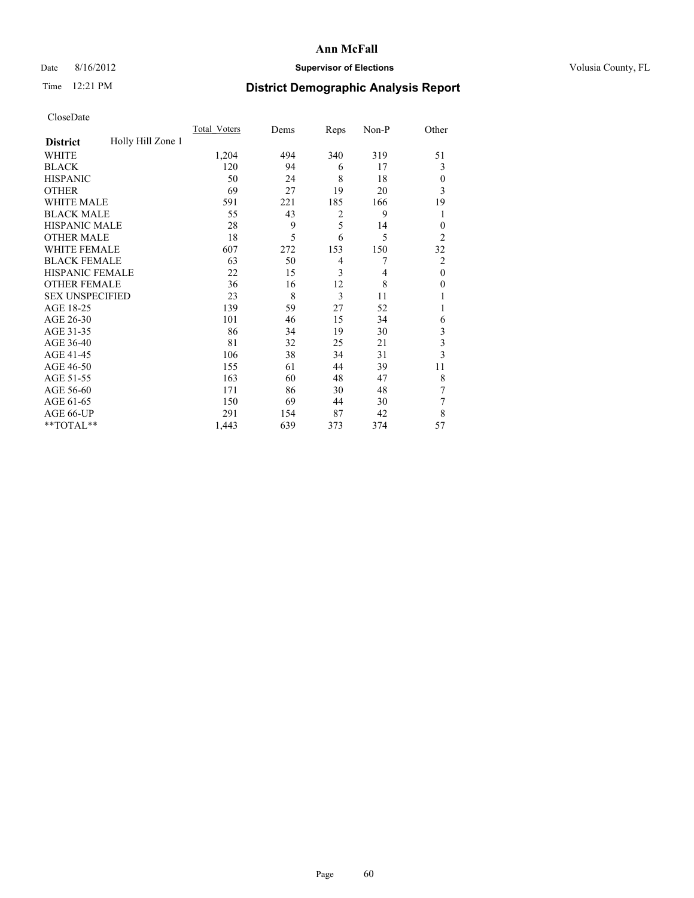# Ann McFall

Date 8/16/2012 **Supervisor of Elections** Volusia County, FL

Time 12:21 PM **District Demographic Analysis Report**

CloseDate

| | Total_Voters | Dems | Reps | Non-P | Other |
|---|---|---|---|---|---|
| **District** Holly Hill Zone 1 | | | | | |
| WHITE | 1,204 | 494 | 340 | 319 | 51 |
| BLACK | 120 | 94 | 6 | 17 | 3 |
| HISPANIC | 50 | 24 | 8 | 18 | 0 |
| OTHER | 69 | 27 | 19 | 20 | 3 |
| WHITE MALE | 591 | 221 | 185 | 166 | 19 |
| BLACK MALE | 55 | 43 | 2 | 9 | 1 |
| HISPANIC MALE | 28 | 9 | 5 | 14 | 0 |
| OTHER MALE | 18 | 5 | 6 | 5 | 2 |
| WHITE FEMALE | 607 | 272 | 153 | 150 | 32 |
| BLACK FEMALE | 63 | 50 | 4 | 7 | 2 |
| HISPANIC FEMALE | 22 | 15 | 3 | 4 | 0 |
| OTHER FEMALE | 36 | 16 | 12 | 8 | 0 |
| SEX UNSPECIFIED | 23 | 8 | 3 | 11 | 1 |
| AGE 18-25 | 139 | 59 | 27 | 52 | 1 |
| AGE 26-30 | 101 | 46 | 15 | 34 | 6 |
| AGE 31-35 | 86 | 34 | 19 | 30 | 3 |
| AGE 36-40 | 81 | 32 | 25 | 21 | 3 |
| AGE 41-45 | 106 | 38 | 34 | 31 | 3 |
| AGE 46-50 | 155 | 61 | 44 | 39 | 11 |
| AGE 51-55 | 163 | 60 | 48 | 47 | 8 |
| AGE 56-60 | 171 | 86 | 30 | 48 | 7 |
| AGE 61-65 | 150 | 69 | 44 | 30 | 7 |
| AGE 66-UP | 291 | 154 | 87 | 42 | 8 |
| **TOTAL** | 1,443 | 639 | 373 | 374 | 57 |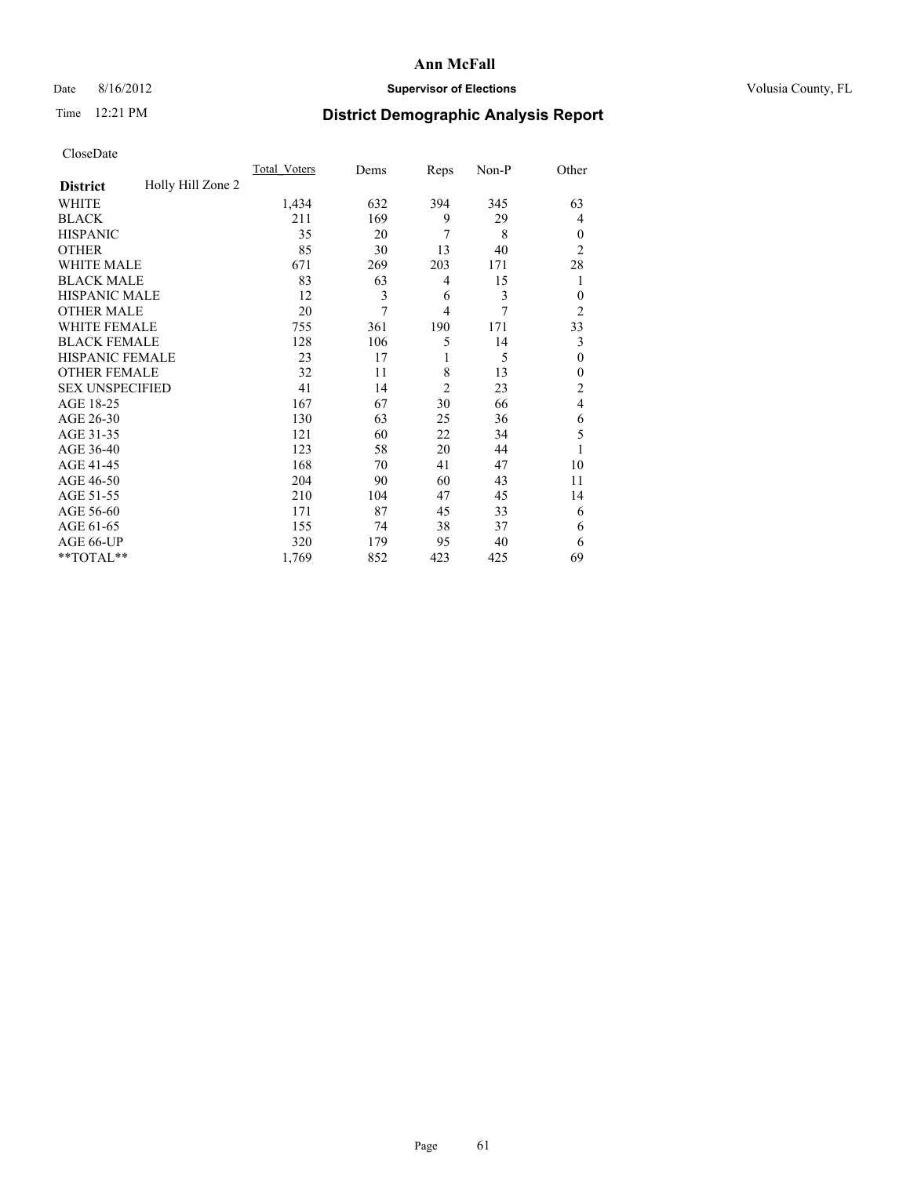# Ann McFall

Date 8/16/2012 **Supervisor of Elections** Volusia County, FL

Time 12:21 PM

## District Demographic Analysis Report

CloseDate

| **District** Holly Hill Zone 2 | Total_Voters | Dems | Reps | Non-P | Other |
|---|---|---|---|---|---|
| WHITE | 1,434 | 632 | 394 | 345 | 63 |
| BLACK | 211 | 169 | 9 | 29 | 4 |
| HISPANIC | 35 | 20 | 7 | 8 | 0 |
| OTHER | 85 | 30 | 13 | 40 | 2 |
| WHITE MALE | 671 | 269 | 203 | 171 | 28 |
| BLACK MALE | 83 | 63 | 4 | 15 | 1 |
| HISPANIC MALE | 12 | 3 | 6 | 3 | 0 |
| OTHER MALE | 20 | 7 | 4 | 7 | 2 |
| WHITE FEMALE | 755 | 361 | 190 | 171 | 33 |
| BLACK FEMALE | 128 | 106 | 5 | 14 | 3 |
| HISPANIC FEMALE | 23 | 17 | 1 | 5 | 0 |
| OTHER FEMALE | 32 | 11 | 8 | 13 | 0 |
| SEX UNSPECIFIED | 41 | 14 | 2 | 23 | 2 |
| AGE 18-25 | 167 | 67 | 30 | 66 | 4 |
| AGE 26-30 | 130 | 63 | 25 | 36 | 6 |
| AGE 31-35 | 121 | 60 | 22 | 34 | 5 |
| AGE 36-40 | 123 | 58 | 20 | 44 | 1 |
| AGE 41-45 | 168 | 70 | 41 | 47 | 10 |
| AGE 46-50 | 204 | 90 | 60 | 43 | 11 |
| AGE 51-55 | 210 | 104 | 47 | 45 | 14 |
| AGE 56-60 | 171 | 87 | 45 | 33 | 6 |
| AGE 61-65 | 155 | 74 | 38 | 37 | 6 |
| AGE 66-UP | 320 | 179 | 95 | 40 | 6 |
| **TOTAL** | 1,769 | 852 | 423 | 425 | 69 |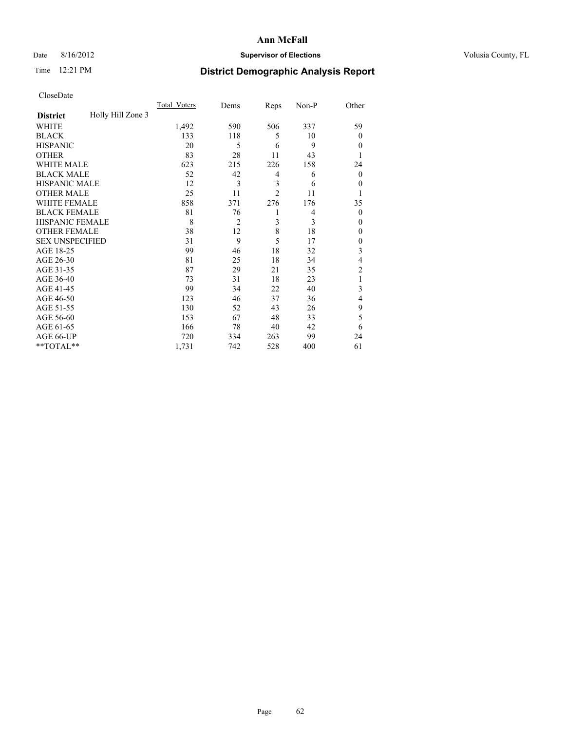# Ann McFall

Date 8/16/2012 **Supervisor of Elections** Volusia County, FL

Time 12:21 PM

## District Demographic Analysis Report

CloseDate

| District | Holly Hill Zone 3 | Total_Voters | Dems | Reps | Non-P | Other |
|---|---|---|---|---|---|---|
| WHITE | | 1,492 | 590 | 506 | 337 | 59 |
| BLACK | | 133 | 118 | 5 | 10 | 0 |
| HISPANIC | | 20 | 5 | 6 | 9 | 0 |
| OTHER | | 83 | 28 | 11 | 43 | 1 |
| WHITE MALE | | 623 | 215 | 226 | 158 | 24 |
| BLACK MALE | | 52 | 42 | 4 | 6 | 0 |
| HISPANIC MALE | | 12 | 3 | 3 | 6 | 0 |
| OTHER MALE | | 25 | 11 | 2 | 11 | 1 |
| WHITE FEMALE | | 858 | 371 | 276 | 176 | 35 |
| BLACK FEMALE | | 81 | 76 | 1 | 4 | 0 |
| HISPANIC FEMALE | | 8 | 2 | 3 | 3 | 0 |
| OTHER FEMALE | | 38 | 12 | 8 | 18 | 0 |
| SEX UNSPECIFIED | | 31 | 9 | 5 | 17 | 0 |
| AGE 18-25 | | 99 | 46 | 18 | 32 | 3 |
| AGE 26-30 | | 81 | 25 | 18 | 34 | 4 |
| AGE 31-35 | | 87 | 29 | 21 | 35 | 2 |
| AGE 36-40 | | 73 | 31 | 18 | 23 | 1 |
| AGE 41-45 | | 99 | 34 | 22 | 40 | 3 |
| AGE 46-50 | | 123 | 46 | 37 | 36 | 4 |
| AGE 51-55 | | 130 | 52 | 43 | 26 | 9 |
| AGE 56-60 | | 153 | 67 | 48 | 33 | 5 |
| AGE 61-65 | | 166 | 78 | 40 | 42 | 6 |
| AGE 66-UP | | 720 | 334 | 263 | 99 | 24 |
| **TOTAL** | | 1,731 | 742 | 528 | 400 | 61 |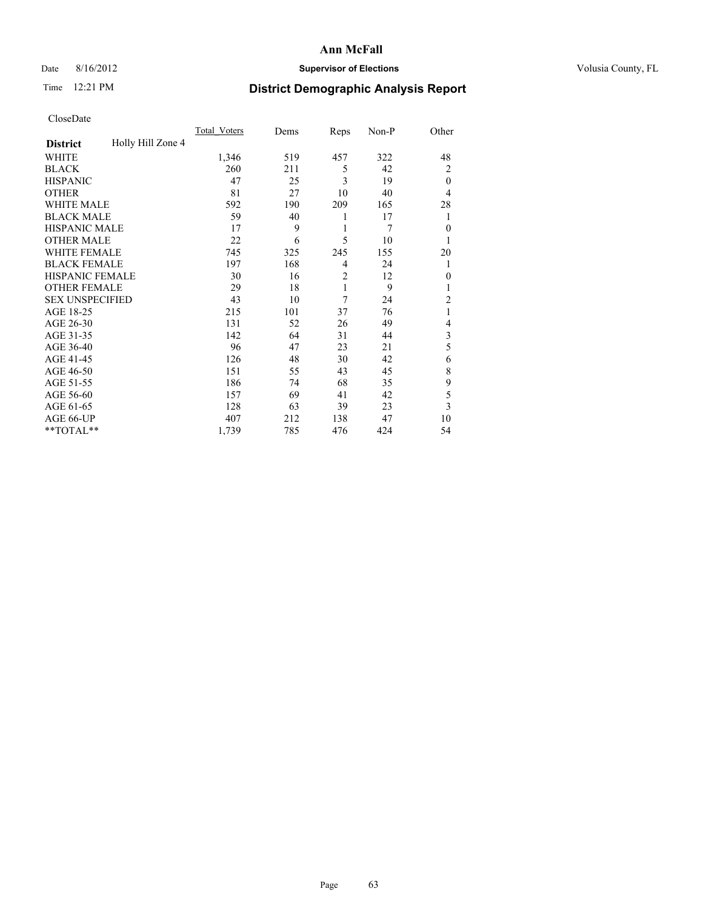# Ann McFall

Date 8/16/2012 **Supervisor of Elections** Volusia County, FL

Time 12:21 PM

## District Demographic Analysis Report

CloseDate

| | Total_Voters | Dems | Reps | Non-P | Other |
|---|---|---|---|---|---|
| **District** Holly Hill Zone 4 | | | | | |
| WHITE | 1,346 | 519 | 457 | 322 | 48 |
| BLACK | 260 | 211 | 5 | 42 | 2 |
| HISPANIC | 47 | 25 | 3 | 19 | 0 |
| OTHER | 81 | 27 | 10 | 40 | 4 |
| WHITE MALE | 592 | 190 | 209 | 165 | 28 |
| BLACK MALE | 59 | 40 | 1 | 17 | 1 |
| HISPANIC MALE | 17 | 9 | 1 | 7 | 0 |
| OTHER MALE | 22 | 6 | 5 | 10 | 1 |
| WHITE FEMALE | 745 | 325 | 245 | 155 | 20 |
| BLACK FEMALE | 197 | 168 | 4 | 24 | 1 |
| HISPANIC FEMALE | 30 | 16 | 2 | 12 | 0 |
| OTHER FEMALE | 29 | 18 | 1 | 9 | 1 |
| SEX UNSPECIFIED | 43 | 10 | 7 | 24 | 2 |
| AGE 18-25 | 215 | 101 | 37 | 76 | 1 |
| AGE 26-30 | 131 | 52 | 26 | 49 | 4 |
| AGE 31-35 | 142 | 64 | 31 | 44 | 3 |
| AGE 36-40 | 96 | 47 | 23 | 21 | 5 |
| AGE 41-45 | 126 | 48 | 30 | 42 | 6 |
| AGE 46-50 | 151 | 55 | 43 | 45 | 8 |
| AGE 51-55 | 186 | 74 | 68 | 35 | 9 |
| AGE 56-60 | 157 | 69 | 41 | 42 | 5 |
| AGE 61-65 | 128 | 63 | 39 | 23 | 3 |
| AGE 66-UP | 407 | 212 | 138 | 47 | 10 |
| **TOTAL** | 1,739 | 785 | 476 | 424 | 54 |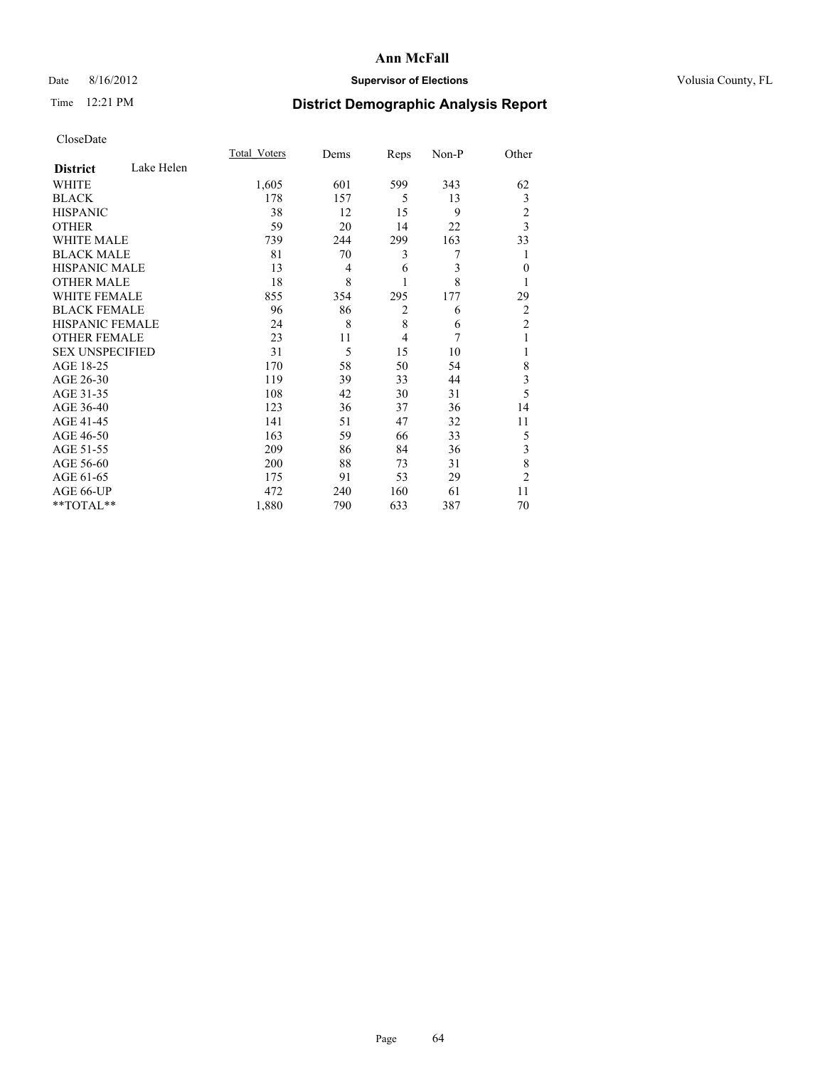# Ann McFall

Date 8/16/2012 **Supervisor of Elections** Volusia County, FL

Time 12:21 PM

## District Demographic Analysis Report

CloseDate

| **District** Lake Helen | Total_Voters | Dems | Reps | Non-P | Other |
|---|---|---|---|---|---|
| WHITE | 1,605 | 601 | 599 | 343 | 62 |
| BLACK | 178 | 157 | 5 | 13 | 3 |
| HISPANIC | 38 | 12 | 15 | 9 | 2 |
| OTHER | 59 | 20 | 14 | 22 | 3 |
| WHITE MALE | 739 | 244 | 299 | 163 | 33 |
| BLACK MALE | 81 | 70 | 3 | 7 | 1 |
| HISPANIC MALE | 13 | 4 | 6 | 3 | 0 |
| OTHER MALE | 18 | 8 | 1 | 8 | 1 |
| WHITE FEMALE | 855 | 354 | 295 | 177 | 29 |
| BLACK FEMALE | 96 | 86 | 2 | 6 | 2 |
| HISPANIC FEMALE | 24 | 8 | 8 | 6 | 2 |
| OTHER FEMALE | 23 | 11 | 4 | 7 | 1 |
| SEX UNSPECIFIED | 31 | 5 | 15 | 10 | 1 |
| AGE 18-25 | 170 | 58 | 50 | 54 | 8 |
| AGE 26-30 | 119 | 39 | 33 | 44 | 3 |
| AGE 31-35 | 108 | 42 | 30 | 31 | 5 |
| AGE 36-40 | 123 | 36 | 37 | 36 | 14 |
| AGE 41-45 | 141 | 51 | 47 | 32 | 11 |
| AGE 46-50 | 163 | 59 | 66 | 33 | 5 |
| AGE 51-55 | 209 | 86 | 84 | 36 | 3 |
| AGE 56-60 | 200 | 88 | 73 | 31 | 8 |
| AGE 61-65 | 175 | 91 | 53 | 29 | 2 |
| AGE 66-UP | 472 | 240 | 160 | 61 | 11 |
| **TOTAL** | 1,880 | 790 | 633 | 387 | 70 |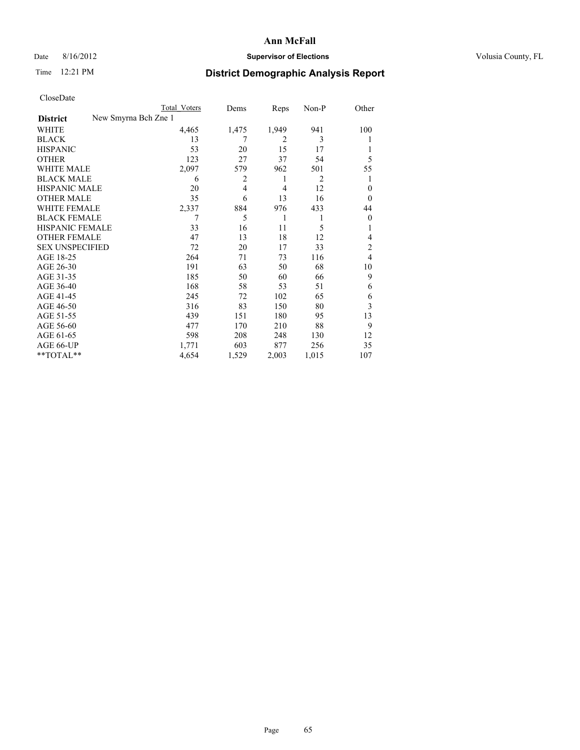**Ann McFall**

Date 8/16/2012 **Supervisor of Elections** Volusia County, FL

Time 12:21 PM **District Demographic Analysis Report**

CloseDate

| | Total Voters | Dems | Reps | Non-P | Other |
|---|---|---|---|---|---|
| **District** New Smyrna Bch Zne 1 | | | | | |
| WHITE | 4,465 | 1,475 | 1,949 | 941 | 100 |
| BLACK | 13 | 7 | 2 | 3 | 1 |
| HISPANIC | 53 | 20 | 15 | 17 | 1 |
| OTHER | 123 | 27 | 37 | 54 | 5 |
| WHITE MALE | 2,097 | 579 | 962 | 501 | 55 |
| BLACK MALE | 6 | 2 | 1 | 2 | 1 |
| HISPANIC MALE | 20 | 4 | 4 | 12 | 0 |
| OTHER MALE | 35 | 6 | 13 | 16 | 0 |
| WHITE FEMALE | 2,337 | 884 | 976 | 433 | 44 |
| BLACK FEMALE | 7 | 5 | 1 | 1 | 0 |
| HISPANIC FEMALE | 33 | 16 | 11 | 5 | 1 |
| OTHER FEMALE | 47 | 13 | 18 | 12 | 4 |
| SEX UNSPECIFIED | 72 | 20 | 17 | 33 | 2 |
| AGE 18-25 | 264 | 71 | 73 | 116 | 4 |
| AGE 26-30 | 191 | 63 | 50 | 68 | 10 |
| AGE 31-35 | 185 | 50 | 60 | 66 | 9 |
| AGE 36-40 | 168 | 58 | 53 | 51 | 6 |
| AGE 41-45 | 245 | 72 | 102 | 65 | 6 |
| AGE 46-50 | 316 | 83 | 150 | 80 | 3 |
| AGE 51-55 | 439 | 151 | 180 | 95 | 13 |
| AGE 56-60 | 477 | 170 | 210 | 88 | 9 |
| AGE 61-65 | 598 | 208 | 248 | 130 | 12 |
| AGE 66-UP | 1,771 | 603 | 877 | 256 | 35 |
| **TOTAL** | 4,654 | 1,529 | 2,003 | 1,015 | 107 |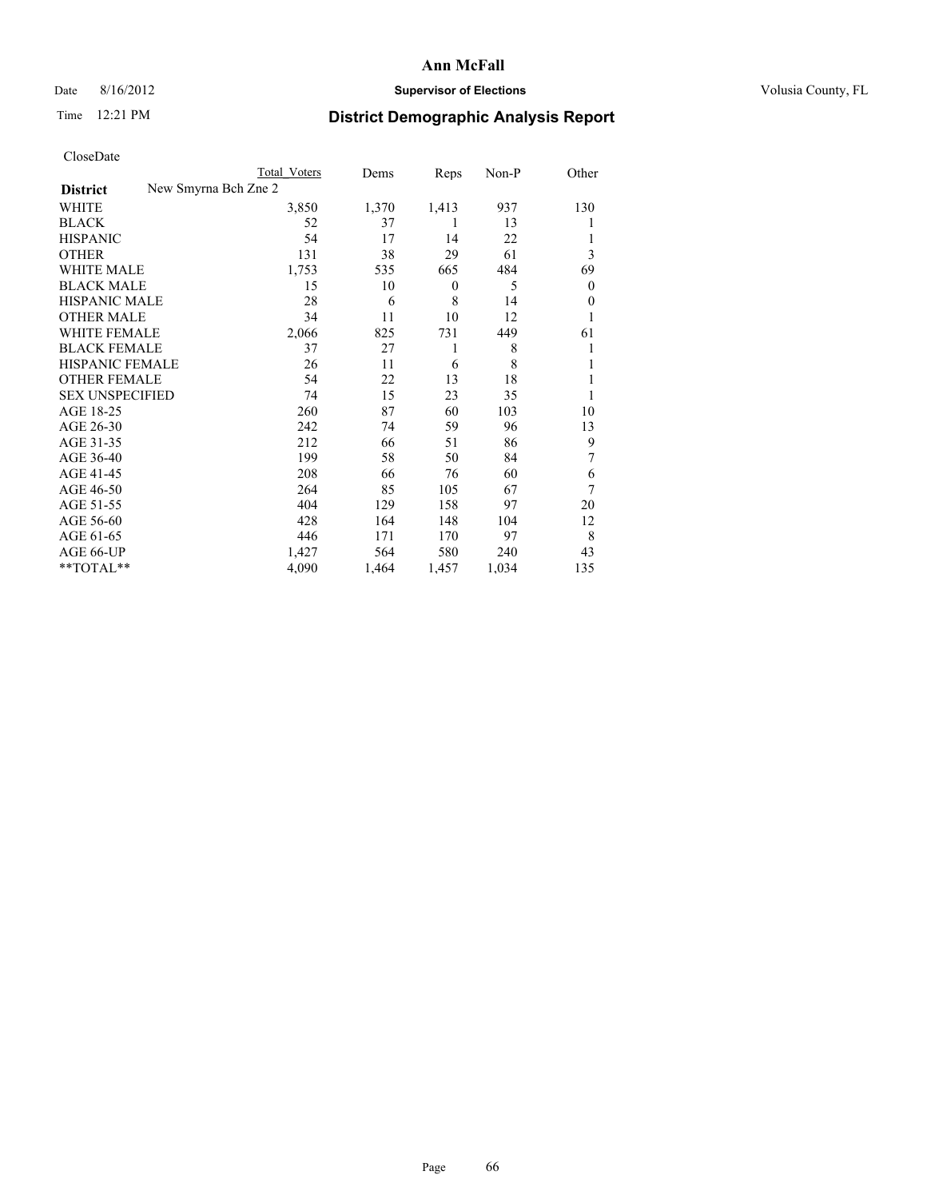# Ann McFall

Date 8/16/2012 **Supervisor of Elections** Volusia County, FL

Time 12:21 PM

## District Demographic Analysis Report

CloseDate

| | Total Voters | Dems | Reps | Non-P | Other |
|---|---|---|---|---|---|
| **District** New Smyrna Bch Zne 2 | | | | | |
| WHITE | 3,850 | 1,370 | 1,413 | 937 | 130 |
| BLACK | 52 | 37 | 1 | 13 | 1 |
| HISPANIC | 54 | 17 | 14 | 22 | 1 |
| OTHER | 131 | 38 | 29 | 61 | 3 |
| WHITE MALE | 1,753 | 535 | 665 | 484 | 69 |
| BLACK MALE | 15 | 10 | 0 | 5 | 0 |
| HISPANIC MALE | 28 | 6 | 8 | 14 | 0 |
| OTHER MALE | 34 | 11 | 10 | 12 | 1 |
| WHITE FEMALE | 2,066 | 825 | 731 | 449 | 61 |
| BLACK FEMALE | 37 | 27 | 1 | 8 | 1 |
| HISPANIC FEMALE | 26 | 11 | 6 | 8 | 1 |
| OTHER FEMALE | 54 | 22 | 13 | 18 | 1 |
| SEX UNSPECIFIED | 74 | 15 | 23 | 35 | 1 |
| AGE 18-25 | 260 | 87 | 60 | 103 | 10 |
| AGE 26-30 | 242 | 74 | 59 | 96 | 13 |
| AGE 31-35 | 212 | 66 | 51 | 86 | 9 |
| AGE 36-40 | 199 | 58 | 50 | 84 | 7 |
| AGE 41-45 | 208 | 66 | 76 | 60 | 6 |
| AGE 46-50 | 264 | 85 | 105 | 67 | 7 |
| AGE 51-55 | 404 | 129 | 158 | 97 | 20 |
| AGE 56-60 | 428 | 164 | 148 | 104 | 12 |
| AGE 61-65 | 446 | 171 | 170 | 97 | 8 |
| AGE 66-UP | 1,427 | 564 | 580 | 240 | 43 |
| **TOTAL** | 4,090 | 1,464 | 1,457 | 1,034 | 135 |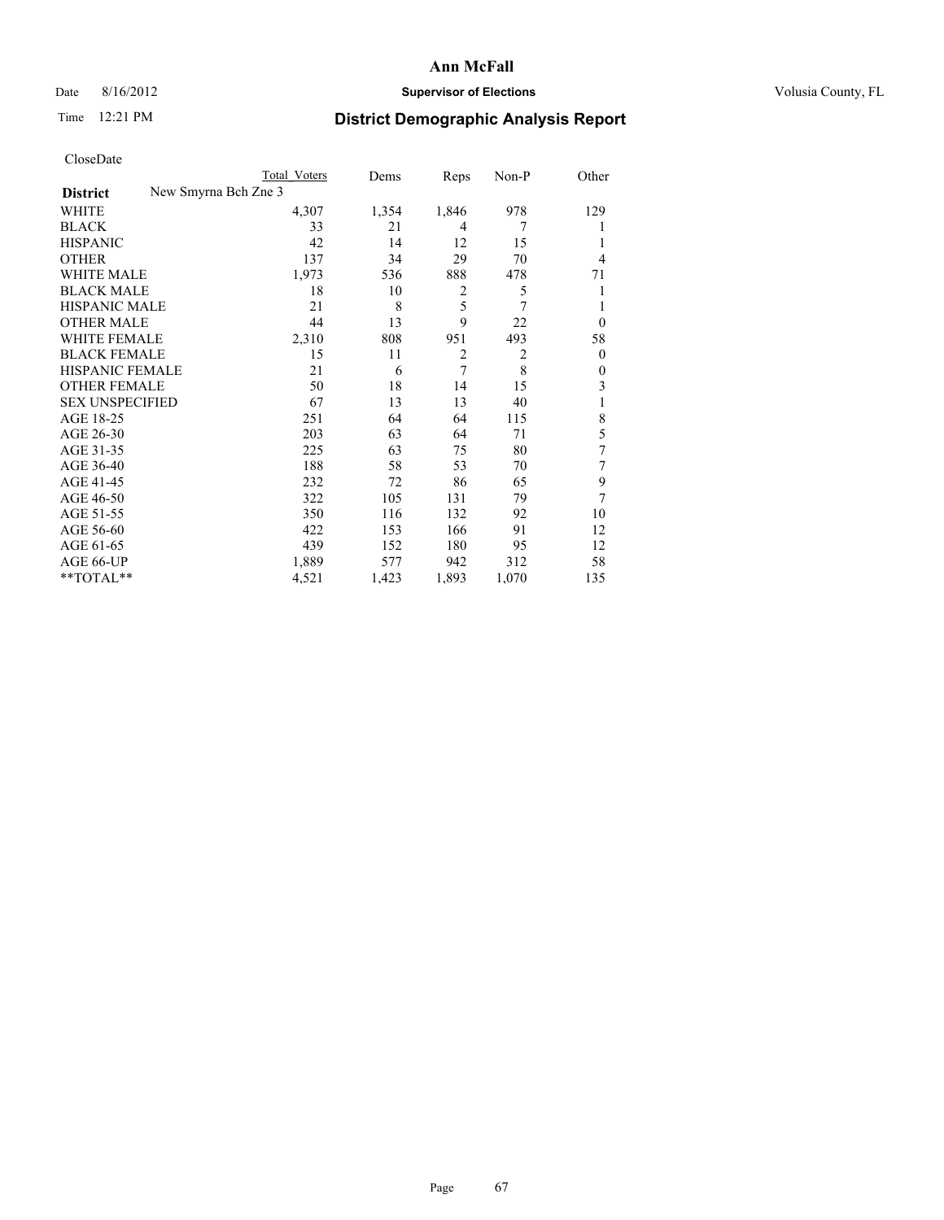**Ann McFall**

Date 8/16/2012 **Supervisor of Elections** Volusia County, FL

Time 12:21 PM **District Demographic Analysis Report**

CloseDate

| | Total Voters | Dems | Reps | Non-P | Other |
|---|---|---|---|---|---|
| **District** New Smyrna Bch Zne 3 | | | | | |
| WHITE | 4,307 | 1,354 | 1,846 | 978 | 129 |
| BLACK | 33 | 21 | 4 | 7 | 1 |
| HISPANIC | 42 | 14 | 12 | 15 | 1 |
| OTHER | 137 | 34 | 29 | 70 | 4 |
| WHITE MALE | 1,973 | 536 | 888 | 478 | 71 |
| BLACK MALE | 18 | 10 | 2 | 5 | 1 |
| HISPANIC MALE | 21 | 8 | 5 | 7 | 1 |
| OTHER MALE | 44 | 13 | 9 | 22 | 0 |
| WHITE FEMALE | 2,310 | 808 | 951 | 493 | 58 |
| BLACK FEMALE | 15 | 11 | 2 | 2 | 0 |
| HISPANIC FEMALE | 21 | 6 | 7 | 8 | 0 |
| OTHER FEMALE | 50 | 18 | 14 | 15 | 3 |
| SEX UNSPECIFIED | 67 | 13 | 13 | 40 | 1 |
| AGE 18-25 | 251 | 64 | 64 | 115 | 8 |
| AGE 26-30 | 203 | 63 | 64 | 71 | 5 |
| AGE 31-35 | 225 | 63 | 75 | 80 | 7 |
| AGE 36-40 | 188 | 58 | 53 | 70 | 7 |
| AGE 41-45 | 232 | 72 | 86 | 65 | 9 |
| AGE 46-50 | 322 | 105 | 131 | 79 | 7 |
| AGE 51-55 | 350 | 116 | 132 | 92 | 10 |
| AGE 56-60 | 422 | 153 | 166 | 91 | 12 |
| AGE 61-65 | 439 | 152 | 180 | 95 | 12 |
| AGE 66-UP | 1,889 | 577 | 942 | 312 | 58 |
| **TOTAL** | 4,521 | 1,423 | 1,893 | 1,070 | 135 |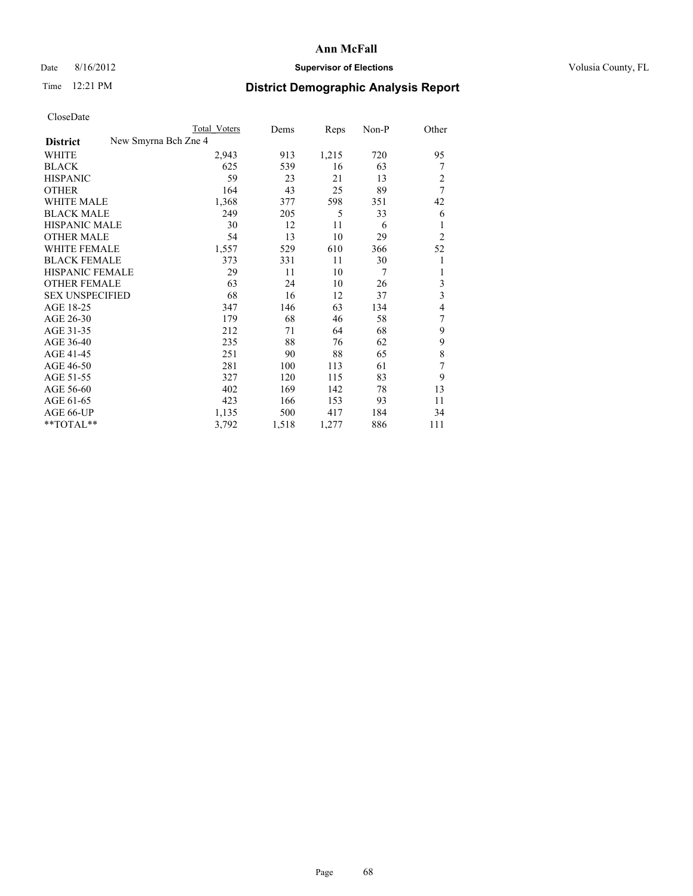# Ann McFall

Date 8/16/2012 **Supervisor of Elections** Volusia County, FL

Time 12:21 PM **District Demographic Analysis Report**

CloseDate

| District | New Smyrna Bch Zne 4 | Total Voters | Dems | Reps | Non-P | Other |
|---|---|---|---|---|---|---|
| WHITE | | 2,943 | 913 | 1,215 | 720 | 95 |
| BLACK | | 625 | 539 | 16 | 63 | 7 |
| HISPANIC | | 59 | 23 | 21 | 13 | 2 |
| OTHER | | 164 | 43 | 25 | 89 | 7 |
| WHITE MALE | | 1,368 | 377 | 598 | 351 | 42 |
| BLACK MALE | | 249 | 205 | 5 | 33 | 6 |
| HISPANIC MALE | | 30 | 12 | 11 | 6 | 1 |
| OTHER MALE | | 54 | 13 | 10 | 29 | 2 |
| WHITE FEMALE | | 1,557 | 529 | 610 | 366 | 52 |
| BLACK FEMALE | | 373 | 331 | 11 | 30 | 1 |
| HISPANIC FEMALE | | 29 | 11 | 10 | 7 | 1 |
| OTHER FEMALE | | 63 | 24 | 10 | 26 | 3 |
| SEX UNSPECIFIED | | 68 | 16 | 12 | 37 | 3 |
| AGE 18-25 | | 347 | 146 | 63 | 134 | 4 |
| AGE 26-30 | | 179 | 68 | 46 | 58 | 7 |
| AGE 31-35 | | 212 | 71 | 64 | 68 | 9 |
| AGE 36-40 | | 235 | 88 | 76 | 62 | 9 |
| AGE 41-45 | | 251 | 90 | 88 | 65 | 8 |
| AGE 46-50 | | 281 | 100 | 113 | 61 | 7 |
| AGE 51-55 | | 327 | 120 | 115 | 83 | 9 |
| AGE 56-60 | | 402 | 169 | 142 | 78 | 13 |
| AGE 61-65 | | 423 | 166 | 153 | 93 | 11 |
| AGE 66-UP | | 1,135 | 500 | 417 | 184 | 34 |
| **TOTAL** | | 3,792 | 1,518 | 1,277 | 886 | 111 |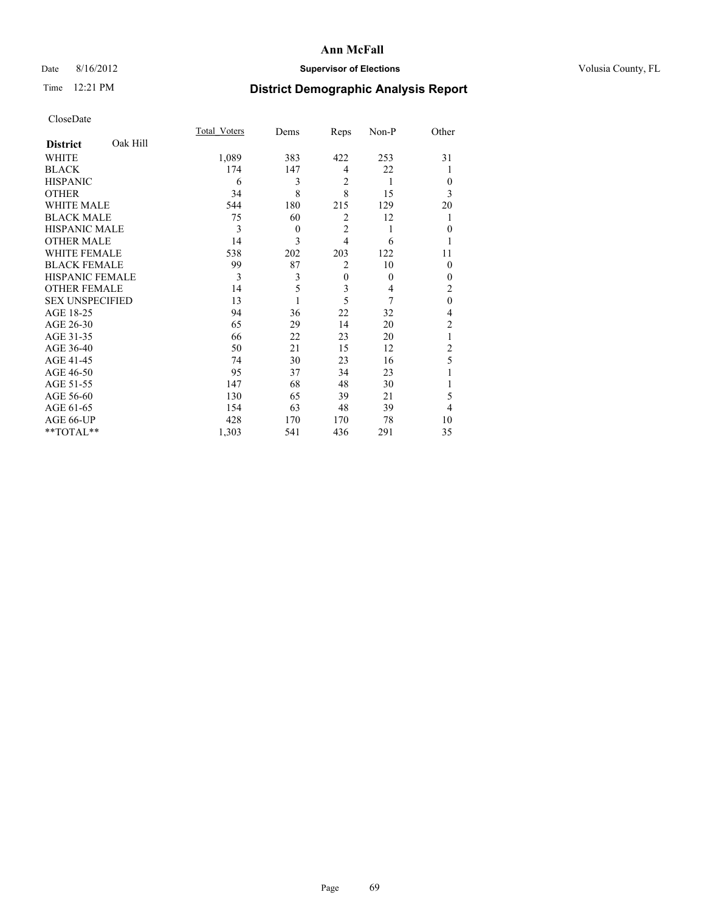# Ann McFall

Date 8/16/2012 **Supervisor of Elections** Volusia County, FL

Time 12:21 PM

## District Demographic Analysis Report

CloseDate

| **District** Oak Hill | Total_Voters | Dems | Reps | Non-P | Other |
|---|---|---|---|---|---|
| WHITE | 1,089 | 383 | 422 | 253 | 31 |
| BLACK | 174 | 147 | 4 | 22 | 1 |
| HISPANIC | 6 | 3 | 2 | 1 | 0 |
| OTHER | 34 | 8 | 8 | 15 | 3 |
| WHITE MALE | 544 | 180 | 215 | 129 | 20 |
| BLACK MALE | 75 | 60 | 2 | 12 | 1 |
| HISPANIC MALE | 3 | 0 | 2 | 1 | 0 |
| OTHER MALE | 14 | 3 | 4 | 6 | 1 |
| WHITE FEMALE | 538 | 202 | 203 | 122 | 11 |
| BLACK FEMALE | 99 | 87 | 2 | 10 | 0 |
| HISPANIC FEMALE | 3 | 3 | 0 | 0 | 0 |
| OTHER FEMALE | 14 | 5 | 3 | 4 | 2 |
| SEX UNSPECIFIED | 13 | 1 | 5 | 7 | 0 |
| AGE 18-25 | 94 | 36 | 22 | 32 | 4 |
| AGE 26-30 | 65 | 29 | 14 | 20 | 2 |
| AGE 31-35 | 66 | 22 | 23 | 20 | 1 |
| AGE 36-40 | 50 | 21 | 15 | 12 | 2 |
| AGE 41-45 | 74 | 30 | 23 | 16 | 5 |
| AGE 46-50 | 95 | 37 | 34 | 23 | 1 |
| AGE 51-55 | 147 | 68 | 48 | 30 | 1 |
| AGE 56-60 | 130 | 65 | 39 | 21 | 5 |
| AGE 61-65 | 154 | 63 | 48 | 39 | 4 |
| AGE 66-UP | 428 | 170 | 170 | 78 | 10 |
| **TOTAL** | 1,303 | 541 | 436 | 291 | 35 |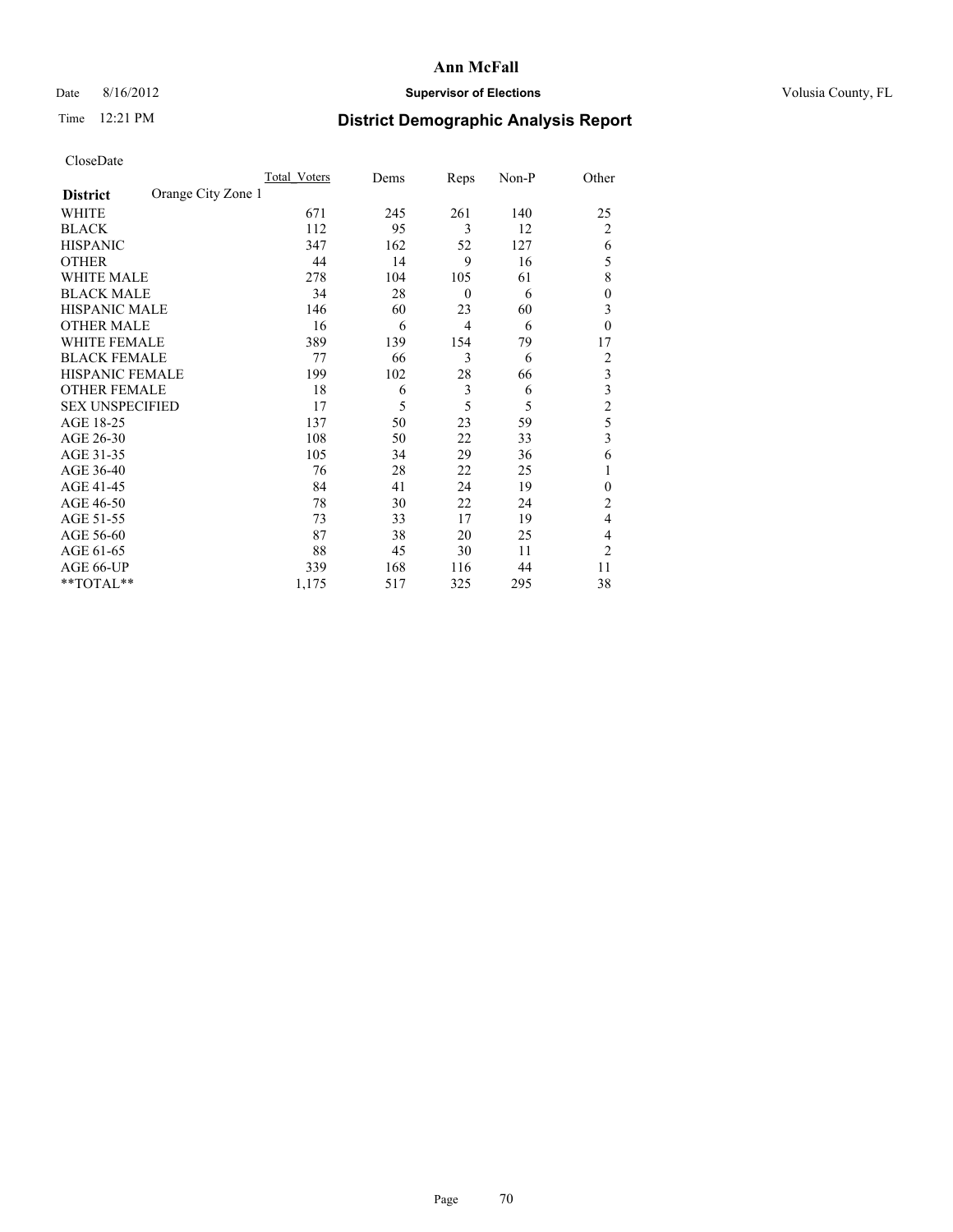**Ann McFall**

Date 8/16/2012 **Supervisor of Elections** Volusia County, FL

Time 12:21 PM **District Demographic Analysis Report**

CloseDate

| | Total_Voters | Dems | Reps | Non-P | Other |
|---|---|---|---|---|---|
| **District** Orange City Zone 1 | | | | | |
| WHITE | 671 | 245 | 261 | 140 | 25 |
| BLACK | 112 | 95 | 3 | 12 | 2 |
| HISPANIC | 347 | 162 | 52 | 127 | 6 |
| OTHER | 44 | 14 | 9 | 16 | 5 |
| WHITE MALE | 278 | 104 | 105 | 61 | 8 |
| BLACK MALE | 34 | 28 | 0 | 6 | 0 |
| HISPANIC MALE | 146 | 60 | 23 | 60 | 3 |
| OTHER MALE | 16 | 6 | 4 | 6 | 0 |
| WHITE FEMALE | 389 | 139 | 154 | 79 | 17 |
| BLACK FEMALE | 77 | 66 | 3 | 6 | 2 |
| HISPANIC FEMALE | 199 | 102 | 28 | 66 | 3 |
| OTHER FEMALE | 18 | 6 | 3 | 6 | 3 |
| SEX UNSPECIFIED | 17 | 5 | 5 | 5 | 2 |
| AGE 18-25 | 137 | 50 | 23 | 59 | 5 |
| AGE 26-30 | 108 | 50 | 22 | 33 | 3 |
| AGE 31-35 | 105 | 34 | 29 | 36 | 6 |
| AGE 36-40 | 76 | 28 | 22 | 25 | 1 |
| AGE 41-45 | 84 | 41 | 24 | 19 | 0 |
| AGE 46-50 | 78 | 30 | 22 | 24 | 2 |
| AGE 51-55 | 73 | 33 | 17 | 19 | 4 |
| AGE 56-60 | 87 | 38 | 20 | 25 | 4 |
| AGE 61-65 | 88 | 45 | 30 | 11 | 2 |
| AGE 66-UP | 339 | 168 | 116 | 44 | 11 |
| **TOTAL** | 1,175 | 517 | 325 | 295 | 38 |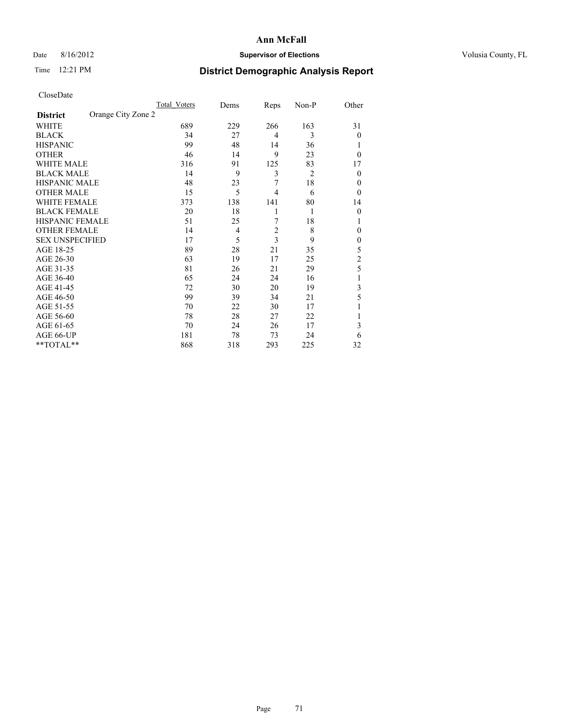# Ann McFall

Date 8/16/2012 **Supervisor of Elections** Volusia County, FL

Time 12:21 PM **District Demographic Analysis Report**

CloseDate

| | Total_Voters | Dems | Reps | Non-P | Other |
|---|---|---|---|---|---|
| **District** Orange City Zone 2 | | | | | |
| WHITE | 689 | 229 | 266 | 163 | 31 |
| BLACK | 34 | 27 | 4 | 3 | 0 |
| HISPANIC | 99 | 48 | 14 | 36 | 1 |
| OTHER | 46 | 14 | 9 | 23 | 0 |
| WHITE MALE | 316 | 91 | 125 | 83 | 17 |
| BLACK MALE | 14 | 9 | 3 | 2 | 0 |
| HISPANIC MALE | 48 | 23 | 7 | 18 | 0 |
| OTHER MALE | 15 | 5 | 4 | 6 | 0 |
| WHITE FEMALE | 373 | 138 | 141 | 80 | 14 |
| BLACK FEMALE | 20 | 18 | 1 | 1 | 0 |
| HISPANIC FEMALE | 51 | 25 | 7 | 18 | 1 |
| OTHER FEMALE | 14 | 4 | 2 | 8 | 0 |
| SEX UNSPECIFIED | 17 | 5 | 3 | 9 | 0 |
| AGE 18-25 | 89 | 28 | 21 | 35 | 5 |
| AGE 26-30 | 63 | 19 | 17 | 25 | 2 |
| AGE 31-35 | 81 | 26 | 21 | 29 | 5 |
| AGE 36-40 | 65 | 24 | 24 | 16 | 1 |
| AGE 41-45 | 72 | 30 | 20 | 19 | 3 |
| AGE 46-50 | 99 | 39 | 34 | 21 | 5 |
| AGE 51-55 | 70 | 22 | 30 | 17 | 1 |
| AGE 56-60 | 78 | 28 | 27 | 22 | 1 |
| AGE 61-65 | 70 | 24 | 26 | 17 | 3 |
| AGE 66-UP | 181 | 78 | 73 | 24 | 6 |
| **TOTAL** | 868 | 318 | 293 | 225 | 32 |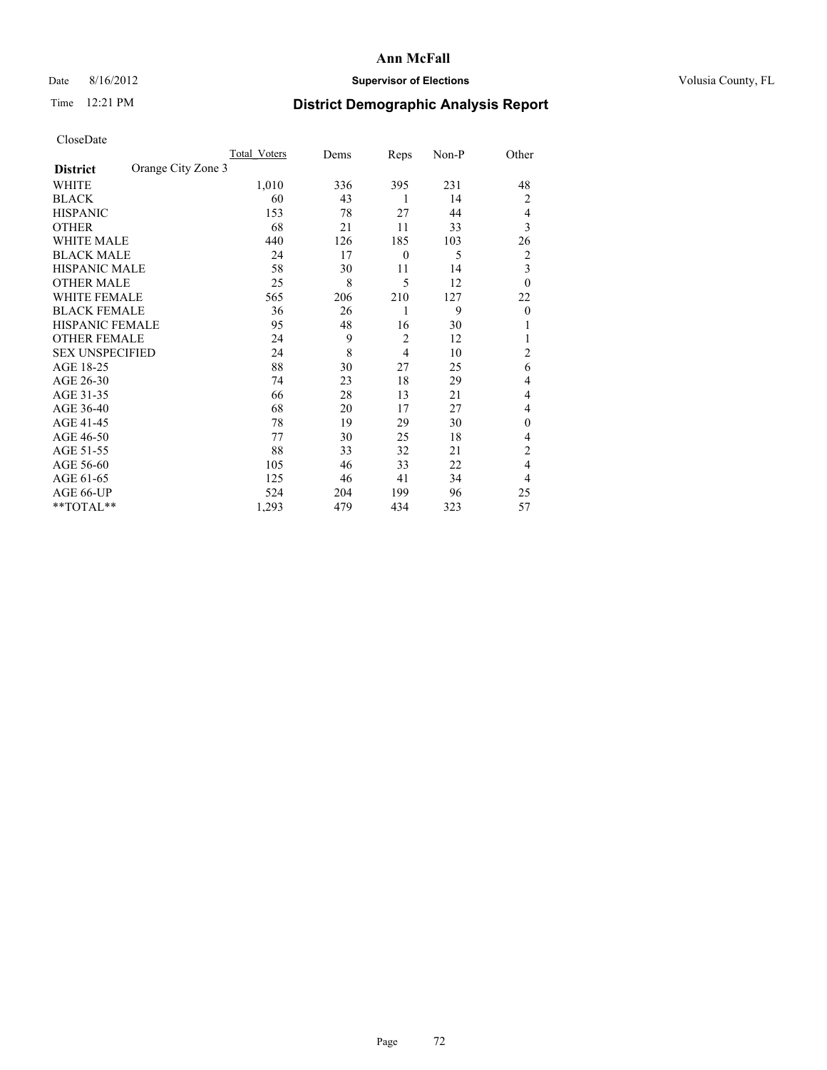# Ann McFall

Date 8/16/2012 **Supervisor of Elections** Volusia County, FL

Time 12:21 PM **District Demographic Analysis Report**

CloseDate

| | Total_Voters | Dems | Reps | Non-P | Other |
|---|---|---|---|---|---|
| **District** Orange City Zone 3 | | | | | |
| WHITE | 1,010 | 336 | 395 | 231 | 48 |
| BLACK | 60 | 43 | 1 | 14 | 2 |
| HISPANIC | 153 | 78 | 27 | 44 | 4 |
| OTHER | 68 | 21 | 11 | 33 | 3 |
| WHITE MALE | 440 | 126 | 185 | 103 | 26 |
| BLACK MALE | 24 | 17 | 0 | 5 | 2 |
| HISPANIC MALE | 58 | 30 | 11 | 14 | 3 |
| OTHER MALE | 25 | 8 | 5 | 12 | 0 |
| WHITE FEMALE | 565 | 206 | 210 | 127 | 22 |
| BLACK FEMALE | 36 | 26 | 1 | 9 | 0 |
| HISPANIC FEMALE | 95 | 48 | 16 | 30 | 1 |
| OTHER FEMALE | 24 | 9 | 2 | 12 | 1 |
| SEX UNSPECIFIED | 24 | 8 | 4 | 10 | 2 |
| AGE 18-25 | 88 | 30 | 27 | 25 | 6 |
| AGE 26-30 | 74 | 23 | 18 | 29 | 4 |
| AGE 31-35 | 66 | 28 | 13 | 21 | 4 |
| AGE 36-40 | 68 | 20 | 17 | 27 | 4 |
| AGE 41-45 | 78 | 19 | 29 | 30 | 0 |
| AGE 46-50 | 77 | 30 | 25 | 18 | 4 |
| AGE 51-55 | 88 | 33 | 32 | 21 | 2 |
| AGE 56-60 | 105 | 46 | 33 | 22 | 4 |
| AGE 61-65 | 125 | 46 | 41 | 34 | 4 |
| AGE 66-UP | 524 | 204 | 199 | 96 | 25 |
| **TOTAL** | 1,293 | 479 | 434 | 323 | 57 |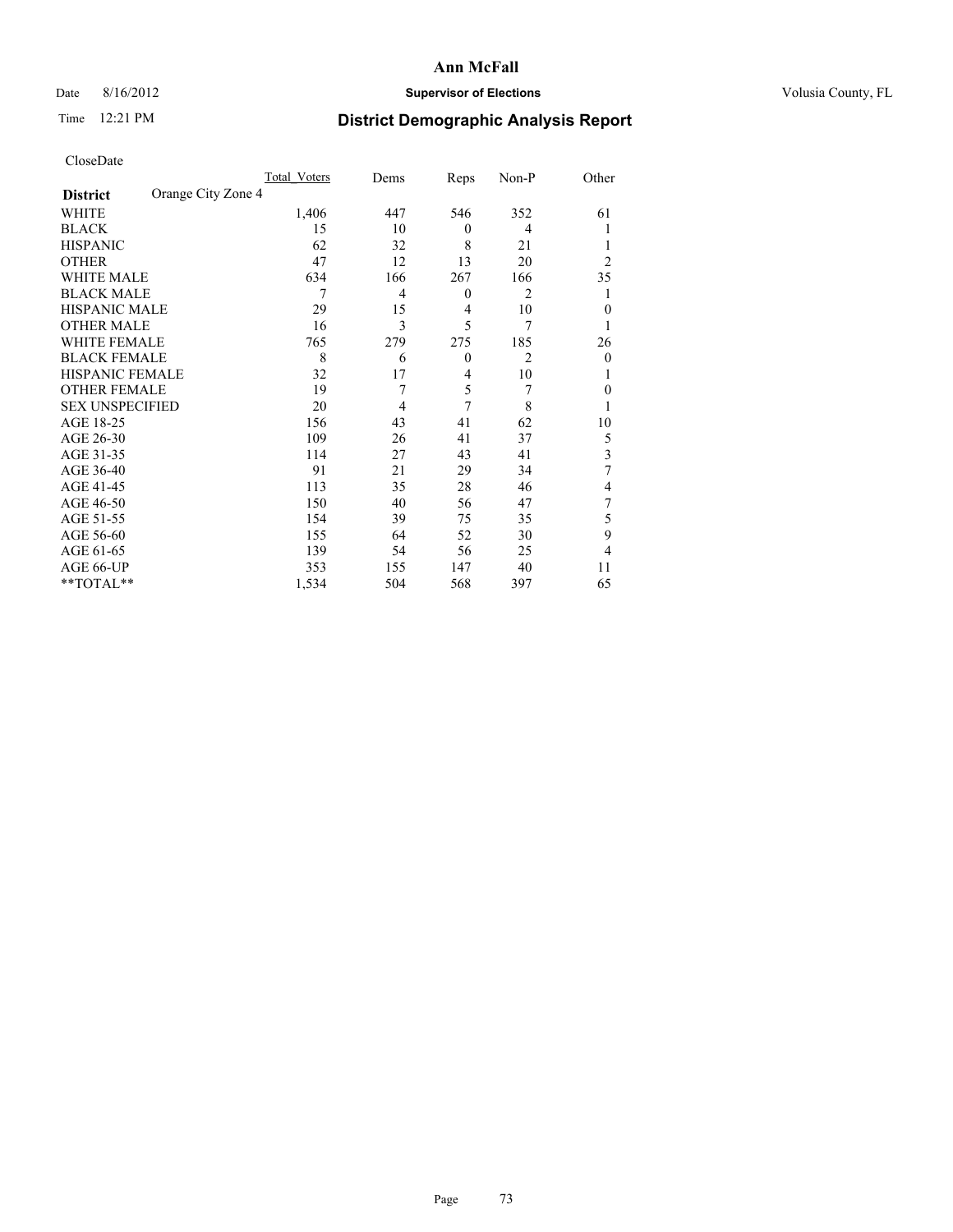# Ann McFall

Date 8/16/2012 **Supervisor of Elections** Volusia County, FL

Time 12:21 PM **District Demographic Analysis Report**

CloseDate

| **District** Orange City Zone 4 | Total_Voters | Dems | Reps | Non-P | Other |
|---|---|---|---|---|---|
| WHITE | 1,406 | 447 | 546 | 352 | 61 |
| BLACK | 15 | 10 | 0 | 4 | 1 |
| HISPANIC | 62 | 32 | 8 | 21 | 1 |
| OTHER | 47 | 12 | 13 | 20 | 2 |
| WHITE MALE | 634 | 166 | 267 | 166 | 35 |
| BLACK MALE | 7 | 4 | 0 | 2 | 1 |
| HISPANIC MALE | 29 | 15 | 4 | 10 | 0 |
| OTHER MALE | 16 | 3 | 5 | 7 | 1 |
| WHITE FEMALE | 765 | 279 | 275 | 185 | 26 |
| BLACK FEMALE | 8 | 6 | 0 | 2 | 0 |
| HISPANIC FEMALE | 32 | 17 | 4 | 10 | 1 |
| OTHER FEMALE | 19 | 7 | 5 | 7 | 0 |
| SEX UNSPECIFIED | 20 | 4 | 7 | 8 | 1 |
| AGE 18-25 | 156 | 43 | 41 | 62 | 10 |
| AGE 26-30 | 109 | 26 | 41 | 37 | 5 |
| AGE 31-35 | 114 | 27 | 43 | 41 | 3 |
| AGE 36-40 | 91 | 21 | 29 | 34 | 7 |
| AGE 41-45 | 113 | 35 | 28 | 46 | 4 |
| AGE 46-50 | 150 | 40 | 56 | 47 | 7 |
| AGE 51-55 | 154 | 39 | 75 | 35 | 5 |
| AGE 56-60 | 155 | 64 | 52 | 30 | 9 |
| AGE 61-65 | 139 | 54 | 56 | 25 | 4 |
| AGE 66-UP | 353 | 155 | 147 | 40 | 11 |
| **TOTAL** | 1,534 | 504 | 568 | 397 | 65 |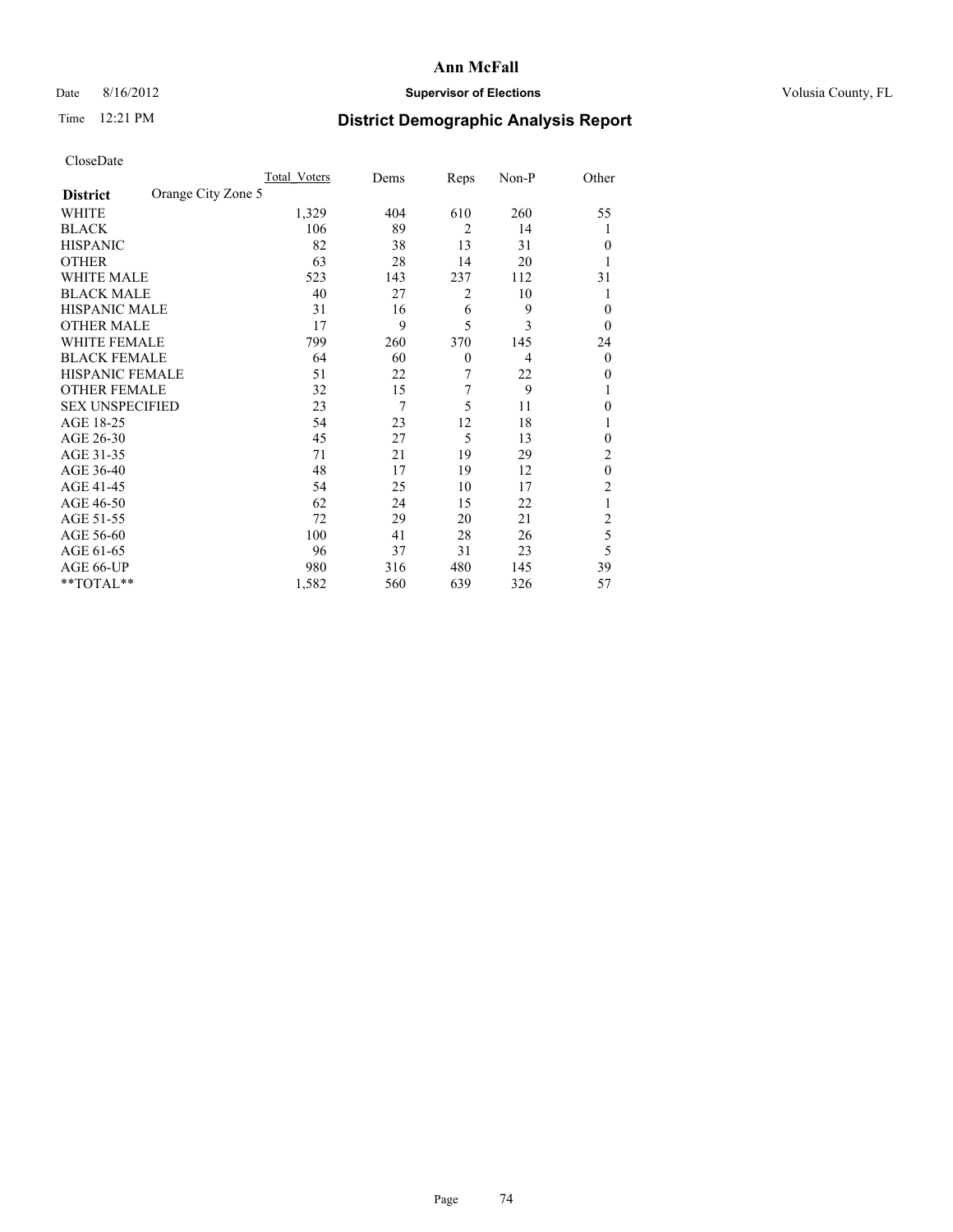# Ann McFall

Date 8/16/2012 **Supervisor of Elections** Volusia County, FL

Time 12:21 PM **District Demographic Analysis Report**

CloseDate

| **District** Orange City Zone 5 | Total Voters | Dems | Reps | Non-P | Other |
|---|---|---|---|---|---|
| WHITE | 1,329 | 404 | 610 | 260 | 55 |
| BLACK | 106 | 89 | 2 | 14 | 1 |
| HISPANIC | 82 | 38 | 13 | 31 | 0 |
| OTHER | 63 | 28 | 14 | 20 | 1 |
| WHITE MALE | 523 | 143 | 237 | 112 | 31 |
| BLACK MALE | 40 | 27 | 2 | 10 | 1 |
| HISPANIC MALE | 31 | 16 | 6 | 9 | 0 |
| OTHER MALE | 17 | 9 | 5 | 3 | 0 |
| WHITE FEMALE | 799 | 260 | 370 | 145 | 24 |
| BLACK FEMALE | 64 | 60 | 0 | 4 | 0 |
| HISPANIC FEMALE | 51 | 22 | 7 | 22 | 0 |
| OTHER FEMALE | 32 | 15 | 7 | 9 | 1 |
| SEX UNSPECIFIED | 23 | 7 | 5 | 11 | 0 |
| AGE 18-25 | 54 | 23 | 12 | 18 | 1 |
| AGE 26-30 | 45 | 27 | 5 | 13 | 0 |
| AGE 31-35 | 71 | 21 | 19 | 29 | 2 |
| AGE 36-40 | 48 | 17 | 19 | 12 | 0 |
| AGE 41-45 | 54 | 25 | 10 | 17 | 2 |
| AGE 46-50 | 62 | 24 | 15 | 22 | 1 |
| AGE 51-55 | 72 | 29 | 20 | 21 | 2 |
| AGE 56-60 | 100 | 41 | 28 | 26 | 5 |
| AGE 61-65 | 96 | 37 | 31 | 23 | 5 |
| AGE 66-UP | 980 | 316 | 480 | 145 | 39 |
| **TOTAL** | 1,582 | 560 | 639 | 326 | 57 |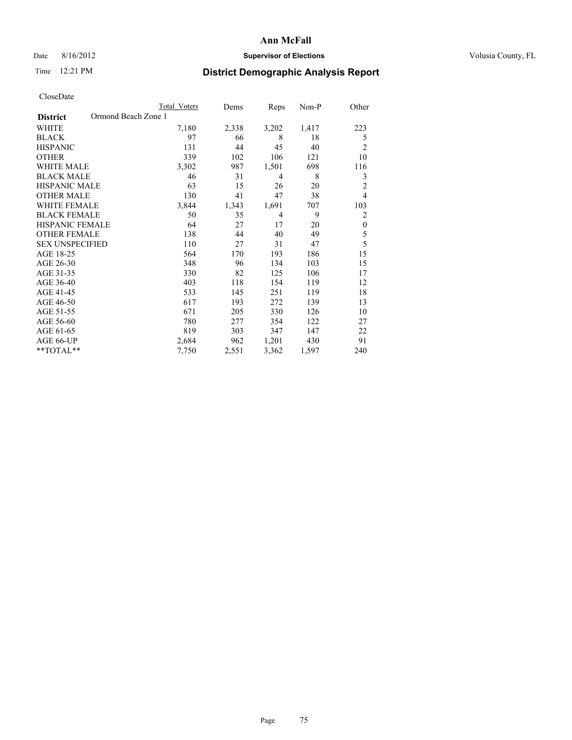# Ann McFall

Date 8/16/2012 **Supervisor of Elections** Volusia County, FL

Time 12:21 PM

## District Demographic Analysis Report

CloseDate

| | Total Voters | Dems | Reps | Non-P | Other |
|---|---|---|---|---|---|
| **District** Ormond Beach Zone 1 | | | | | |
| WHITE | 7,180 | 2,338 | 3,202 | 1,417 | 223 |
| BLACK | 97 | 66 | 8 | 18 | 5 |
| HISPANIC | 131 | 44 | 45 | 40 | 2 |
| OTHER | 339 | 102 | 106 | 121 | 10 |
| WHITE MALE | 3,302 | 987 | 1,501 | 698 | 116 |
| BLACK MALE | 46 | 31 | 4 | 8 | 3 |
| HISPANIC MALE | 63 | 15 | 26 | 20 | 2 |
| OTHER MALE | 130 | 41 | 47 | 38 | 4 |
| WHITE FEMALE | 3,844 | 1,343 | 1,691 | 707 | 103 |
| BLACK FEMALE | 50 | 35 | 4 | 9 | 2 |
| HISPANIC FEMALE | 64 | 27 | 17 | 20 | 0 |
| OTHER FEMALE | 138 | 44 | 40 | 49 | 5 |
| SEX UNSPECIFIED | 110 | 27 | 31 | 47 | 5 |
| AGE 18-25 | 564 | 170 | 193 | 186 | 15 |
| AGE 26-30 | 348 | 96 | 134 | 103 | 15 |
| AGE 31-35 | 330 | 82 | 125 | 106 | 17 |
| AGE 36-40 | 403 | 118 | 154 | 119 | 12 |
| AGE 41-45 | 533 | 145 | 251 | 119 | 18 |
| AGE 46-50 | 617 | 193 | 272 | 139 | 13 |
| AGE 51-55 | 671 | 205 | 330 | 126 | 10 |
| AGE 56-60 | 780 | 277 | 354 | 122 | 27 |
| AGE 61-65 | 819 | 303 | 347 | 147 | 22 |
| AGE 66-UP | 2,684 | 962 | 1,201 | 430 | 91 |
| **TOTAL** | 7,750 | 2,551 | 3,362 | 1,597 | 240 |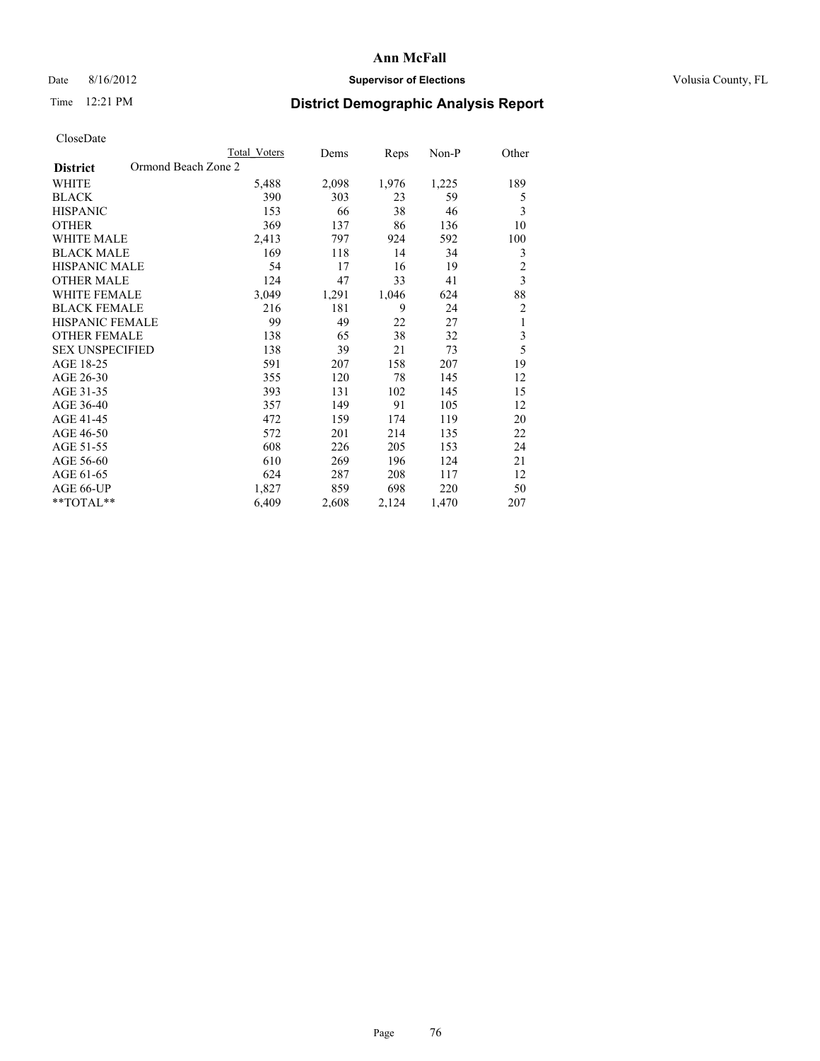# Ann McFall

Date 8/16/2012 **Supervisor of Elections** Volusia County, FL

Time 12:21 PM

## District Demographic Analysis Report

CloseDate

| District: Ormond Beach Zone 2 | Total Voters | Dems | Reps | Non-P | Other |
|---|---|---|---|---|---|
| WHITE | 5,488 | 2,098 | 1,976 | 1,225 | 189 |
| BLACK | 390 | 303 | 23 | 59 | 5 |
| HISPANIC | 153 | 66 | 38 | 46 | 3 |
| OTHER | 369 | 137 | 86 | 136 | 10 |
| WHITE MALE | 2,413 | 797 | 924 | 592 | 100 |
| BLACK MALE | 169 | 118 | 14 | 34 | 3 |
| HISPANIC MALE | 54 | 17 | 16 | 19 | 2 |
| OTHER MALE | 124 | 47 | 33 | 41 | 3 |
| WHITE FEMALE | 3,049 | 1,291 | 1,046 | 624 | 88 |
| BLACK FEMALE | 216 | 181 | 9 | 24 | 2 |
| HISPANIC FEMALE | 99 | 49 | 22 | 27 | 1 |
| OTHER FEMALE | 138 | 65 | 38 | 32 | 3 |
| SEX UNSPECIFIED | 138 | 39 | 21 | 73 | 5 |
| AGE 18-25 | 591 | 207 | 158 | 207 | 19 |
| AGE 26-30 | 355 | 120 | 78 | 145 | 12 |
| AGE 31-35 | 393 | 131 | 102 | 145 | 15 |
| AGE 36-40 | 357 | 149 | 91 | 105 | 12 |
| AGE 41-45 | 472 | 159 | 174 | 119 | 20 |
| AGE 46-50 | 572 | 201 | 214 | 135 | 22 |
| AGE 51-55 | 608 | 226 | 205 | 153 | 24 |
| AGE 56-60 | 610 | 269 | 196 | 124 | 21 |
| AGE 61-65 | 624 | 287 | 208 | 117 | 12 |
| AGE 66-UP | 1,827 | 859 | 698 | 220 | 50 |
| **TOTAL** | 6,409 | 2,608 | 2,124 | 1,470 | 207 |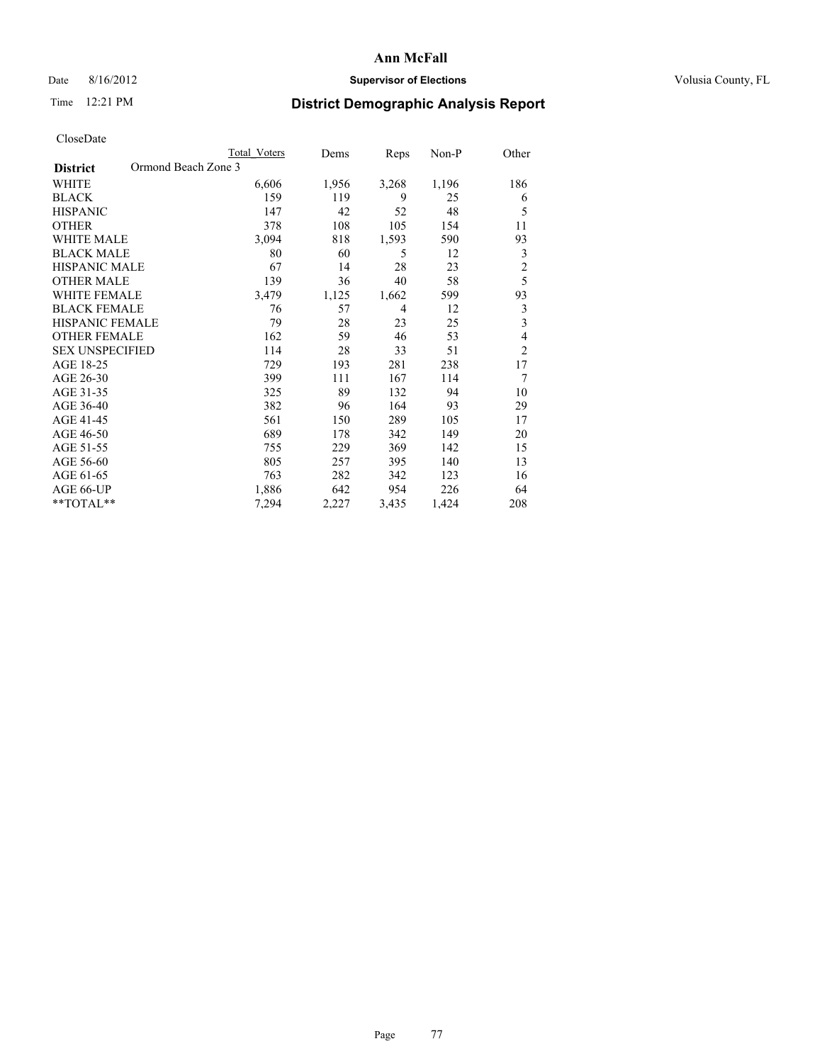# Ann McFall

Date 8/16/2012 **Supervisor of Elections** Volusia County, FL

Time 12:21 PM **District Demographic Analysis Report**

CloseDate

| | Total Voters | Dems | Reps | Non-P | Other |
|---|---|---|---|---|---|
| **District** Ormond Beach Zone 3 | | | | | |
| WHITE | 6,606 | 1,956 | 3,268 | 1,196 | 186 |
| BLACK | 159 | 119 | 9 | 25 | 6 |
| HISPANIC | 147 | 42 | 52 | 48 | 5 |
| OTHER | 378 | 108 | 105 | 154 | 11 |
| WHITE MALE | 3,094 | 818 | 1,593 | 590 | 93 |
| BLACK MALE | 80 | 60 | 5 | 12 | 3 |
| HISPANIC MALE | 67 | 14 | 28 | 23 | 2 |
| OTHER MALE | 139 | 36 | 40 | 58 | 5 |
| WHITE FEMALE | 3,479 | 1,125 | 1,662 | 599 | 93 |
| BLACK FEMALE | 76 | 57 | 4 | 12 | 3 |
| HISPANIC FEMALE | 79 | 28 | 23 | 25 | 3 |
| OTHER FEMALE | 162 | 59 | 46 | 53 | 4 |
| SEX UNSPECIFIED | 114 | 28 | 33 | 51 | 2 |
| AGE 18-25 | 729 | 193 | 281 | 238 | 17 |
| AGE 26-30 | 399 | 111 | 167 | 114 | 7 |
| AGE 31-35 | 325 | 89 | 132 | 94 | 10 |
| AGE 36-40 | 382 | 96 | 164 | 93 | 29 |
| AGE 41-45 | 561 | 150 | 289 | 105 | 17 |
| AGE 46-50 | 689 | 178 | 342 | 149 | 20 |
| AGE 51-55 | 755 | 229 | 369 | 142 | 15 |
| AGE 56-60 | 805 | 257 | 395 | 140 | 13 |
| AGE 61-65 | 763 | 282 | 342 | 123 | 16 |
| AGE 66-UP | 1,886 | 642 | 954 | 226 | 64 |
| **TOTAL** | 7,294 | 2,227 | 3,435 | 1,424 | 208 |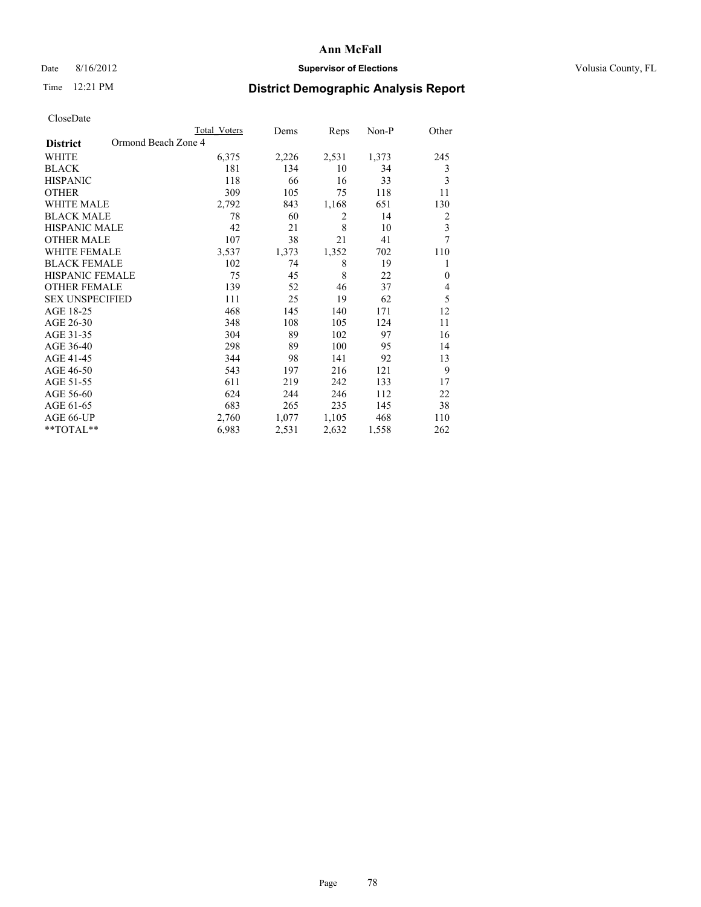# Ann McFall

Date 8/16/2012 **Supervisor of Elections** Volusia County, FL

Time 12:21 PM **District Demographic Analysis Report**

CloseDate

| | Total Voters | Dems | Reps | Non-P | Other |
|---|---|---|---|---|---|
| **District** Ormond Beach Zone 4 | | | | | |
| WHITE | 6,375 | 2,226 | 2,531 | 1,373 | 245 |
| BLACK | 181 | 134 | 10 | 34 | 3 |
| HISPANIC | 118 | 66 | 16 | 33 | 3 |
| OTHER | 309 | 105 | 75 | 118 | 11 |
| WHITE MALE | 2,792 | 843 | 1,168 | 651 | 130 |
| BLACK MALE | 78 | 60 | 2 | 14 | 2 |
| HISPANIC MALE | 42 | 21 | 8 | 10 | 3 |
| OTHER MALE | 107 | 38 | 21 | 41 | 7 |
| WHITE FEMALE | 3,537 | 1,373 | 1,352 | 702 | 110 |
| BLACK FEMALE | 102 | 74 | 8 | 19 | 1 |
| HISPANIC FEMALE | 75 | 45 | 8 | 22 | 0 |
| OTHER FEMALE | 139 | 52 | 46 | 37 | 4 |
| SEX UNSPECIFIED | 111 | 25 | 19 | 62 | 5 |
| AGE 18-25 | 468 | 145 | 140 | 171 | 12 |
| AGE 26-30 | 348 | 108 | 105 | 124 | 11 |
| AGE 31-35 | 304 | 89 | 102 | 97 | 16 |
| AGE 36-40 | 298 | 89 | 100 | 95 | 14 |
| AGE 41-45 | 344 | 98 | 141 | 92 | 13 |
| AGE 46-50 | 543 | 197 | 216 | 121 | 9 |
| AGE 51-55 | 611 | 219 | 242 | 133 | 17 |
| AGE 56-60 | 624 | 244 | 246 | 112 | 22 |
| AGE 61-65 | 683 | 265 | 235 | 145 | 38 |
| AGE 66-UP | 2,760 | 1,077 | 1,105 | 468 | 110 |
| **TOTAL** | 6,983 | 2,531 | 2,632 | 1,558 | 262 |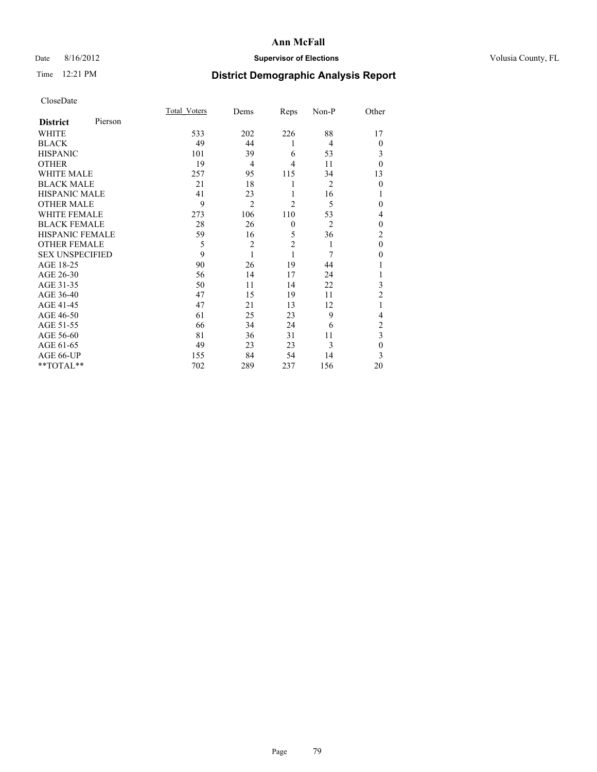# Ann McFall

Date 8/16/2012 **Supervisor of Elections** Volusia County, FL

Time 12:21 PM

## District Demographic Analysis Report

CloseDate

| **District** Pierson | Total_Voters | Dems | Reps | Non-P | Other |
|---|---|---|---|---|---|
| WHITE | 533 | 202 | 226 | 88 | 17 |
| BLACK | 49 | 44 | 1 | 4 | 0 |
| HISPANIC | 101 | 39 | 6 | 53 | 3 |
| OTHER | 19 | 4 | 4 | 11 | 0 |
| WHITE MALE | 257 | 95 | 115 | 34 | 13 |
| BLACK MALE | 21 | 18 | 1 | 2 | 0 |
| HISPANIC MALE | 41 | 23 | 1 | 16 | 1 |
| OTHER MALE | 9 | 2 | 2 | 5 | 0 |
| WHITE FEMALE | 273 | 106 | 110 | 53 | 4 |
| BLACK FEMALE | 28 | 26 | 0 | 2 | 0 |
| HISPANIC FEMALE | 59 | 16 | 5 | 36 | 2 |
| OTHER FEMALE | 5 | 2 | 2 | 1 | 0 |
| SEX UNSPECIFIED | 9 | 1 | 1 | 7 | 0 |
| AGE 18-25 | 90 | 26 | 19 | 44 | 1 |
| AGE 26-30 | 56 | 14 | 17 | 24 | 1 |
| AGE 31-35 | 50 | 11 | 14 | 22 | 3 |
| AGE 36-40 | 47 | 15 | 19 | 11 | 2 |
| AGE 41-45 | 47 | 21 | 13 | 12 | 1 |
| AGE 46-50 | 61 | 25 | 23 | 9 | 4 |
| AGE 51-55 | 66 | 34 | 24 | 6 | 2 |
| AGE 56-60 | 81 | 36 | 31 | 11 | 3 |
| AGE 61-65 | 49 | 23 | 23 | 3 | 0 |
| AGE 66-UP | 155 | 84 | 54 | 14 | 3 |
| **TOTAL** | 702 | 289 | 237 | 156 | 20 |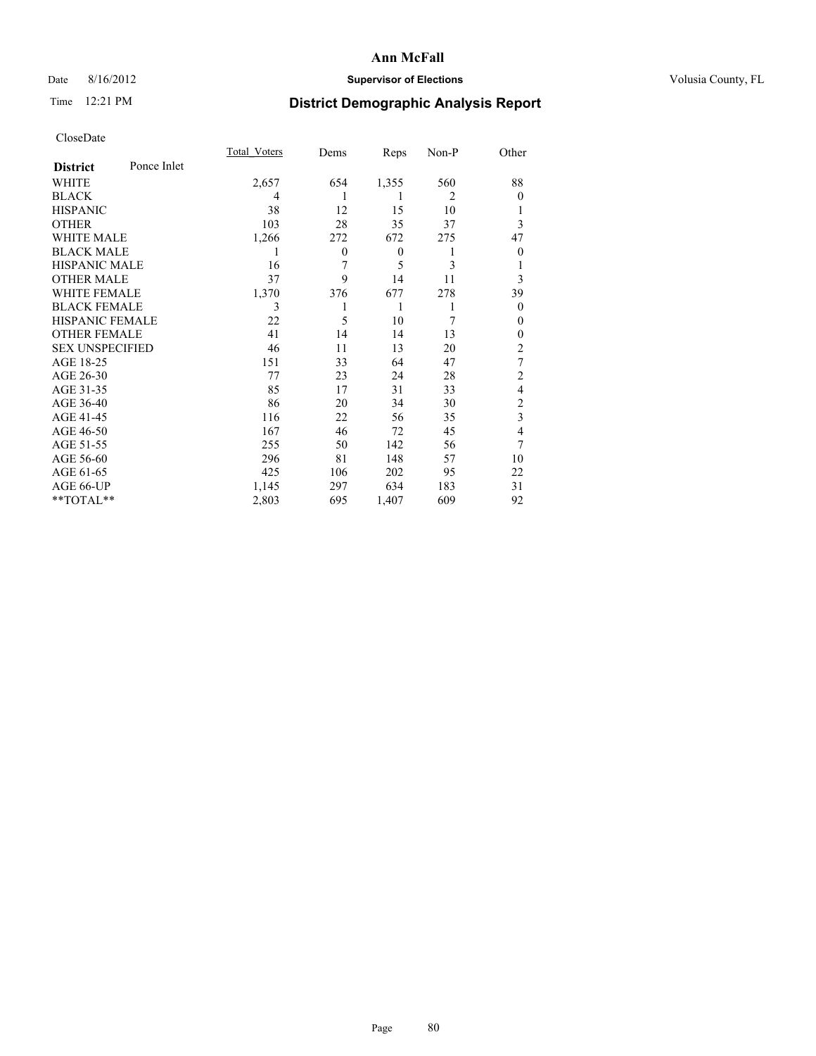# Ann McFall

Date 8/16/2012 **Supervisor of Elections** Volusia County, FL

Time 12:21 PM **District Demographic Analysis Report**

CloseDate

| **District** Ponce Inlet | Total_Voters | Dems | Reps | Non-P | Other |
|---|---|---|---|---|---|
| WHITE | 2,657 | 654 | 1,355 | 560 | 88 |
| BLACK | 4 | 1 | 1 | 2 | 0 |
| HISPANIC | 38 | 12 | 15 | 10 | 1 |
| OTHER | 103 | 28 | 35 | 37 | 3 |
| WHITE MALE | 1,266 | 272 | 672 | 275 | 47 |
| BLACK MALE | 1 | 0 | 0 | 1 | 0 |
| HISPANIC MALE | 16 | 7 | 5 | 3 | 1 |
| OTHER MALE | 37 | 9 | 14 | 11 | 3 |
| WHITE FEMALE | 1,370 | 376 | 677 | 278 | 39 |
| BLACK FEMALE | 3 | 1 | 1 | 1 | 0 |
| HISPANIC FEMALE | 22 | 5 | 10 | 7 | 0 |
| OTHER FEMALE | 41 | 14 | 14 | 13 | 0 |
| SEX UNSPECIFIED | 46 | 11 | 13 | 20 | 2 |
| AGE 18-25 | 151 | 33 | 64 | 47 | 7 |
| AGE 26-30 | 77 | 23 | 24 | 28 | 2 |
| AGE 31-35 | 85 | 17 | 31 | 33 | 4 |
| AGE 36-40 | 86 | 20 | 34 | 30 | 2 |
| AGE 41-45 | 116 | 22 | 56 | 35 | 3 |
| AGE 46-50 | 167 | 46 | 72 | 45 | 4 |
| AGE 51-55 | 255 | 50 | 142 | 56 | 7 |
| AGE 56-60 | 296 | 81 | 148 | 57 | 10 |
| AGE 61-65 | 425 | 106 | 202 | 95 | 22 |
| AGE 66-UP | 1,145 | 297 | 634 | 183 | 31 |
| **TOTAL** | 2,803 | 695 | 1,407 | 609 | 92 |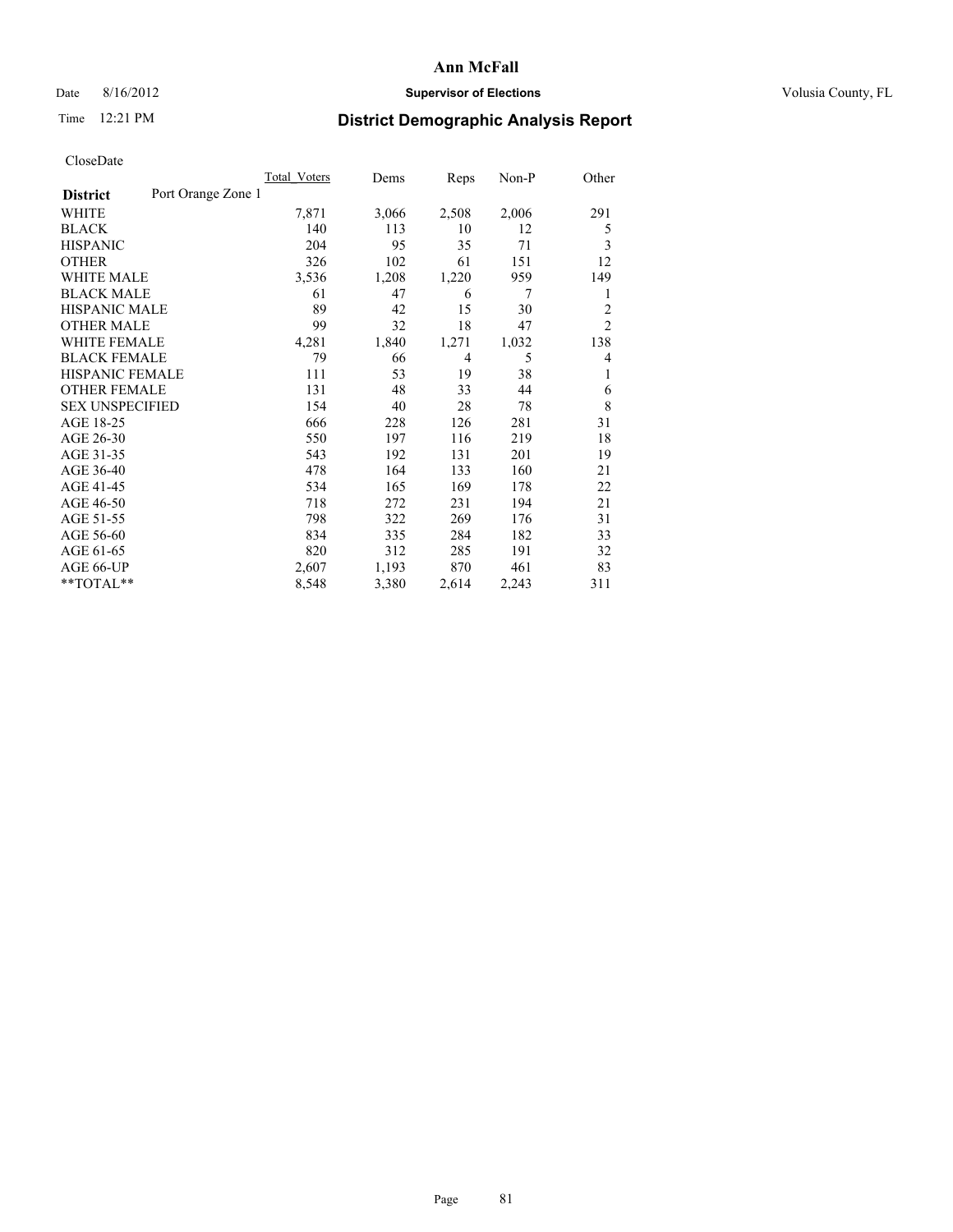# Ann McFall

Date 8/16/2012 **Supervisor of Elections** Volusia County, FL

Time 12:21 PM **District Demographic Analysis Report**

CloseDate

| **District** Port Orange Zone 1 | Total_Voters | Dems | Reps | Non-P | Other |
|---|---|---|---|---|---|
| WHITE | 7,871 | 3,066 | 2,508 | 2,006 | 291 |
| BLACK | 140 | 113 | 10 | 12 | 5 |
| HISPANIC | 204 | 95 | 35 | 71 | 3 |
| OTHER | 326 | 102 | 61 | 151 | 12 |
| WHITE MALE | 3,536 | 1,208 | 1,220 | 959 | 149 |
| BLACK MALE | 61 | 47 | 6 | 7 | 1 |
| HISPANIC MALE | 89 | 42 | 15 | 30 | 2 |
| OTHER MALE | 99 | 32 | 18 | 47 | 2 |
| WHITE FEMALE | 4,281 | 1,840 | 1,271 | 1,032 | 138 |
| BLACK FEMALE | 79 | 66 | 4 | 5 | 4 |
| HISPANIC FEMALE | 111 | 53 | 19 | 38 | 1 |
| OTHER FEMALE | 131 | 48 | 33 | 44 | 6 |
| SEX UNSPECIFIED | 154 | 40 | 28 | 78 | 8 |
| AGE 18-25 | 666 | 228 | 126 | 281 | 31 |
| AGE 26-30 | 550 | 197 | 116 | 219 | 18 |
| AGE 31-35 | 543 | 192 | 131 | 201 | 19 |
| AGE 36-40 | 478 | 164 | 133 | 160 | 21 |
| AGE 41-45 | 534 | 165 | 169 | 178 | 22 |
| AGE 46-50 | 718 | 272 | 231 | 194 | 21 |
| AGE 51-55 | 798 | 322 | 269 | 176 | 31 |
| AGE 56-60 | 834 | 335 | 284 | 182 | 33 |
| AGE 61-65 | 820 | 312 | 285 | 191 | 32 |
| AGE 66-UP | 2,607 | 1,193 | 870 | 461 | 83 |
| **TOTAL** | 8,548 | 3,380 | 2,614 | 2,243 | 311 |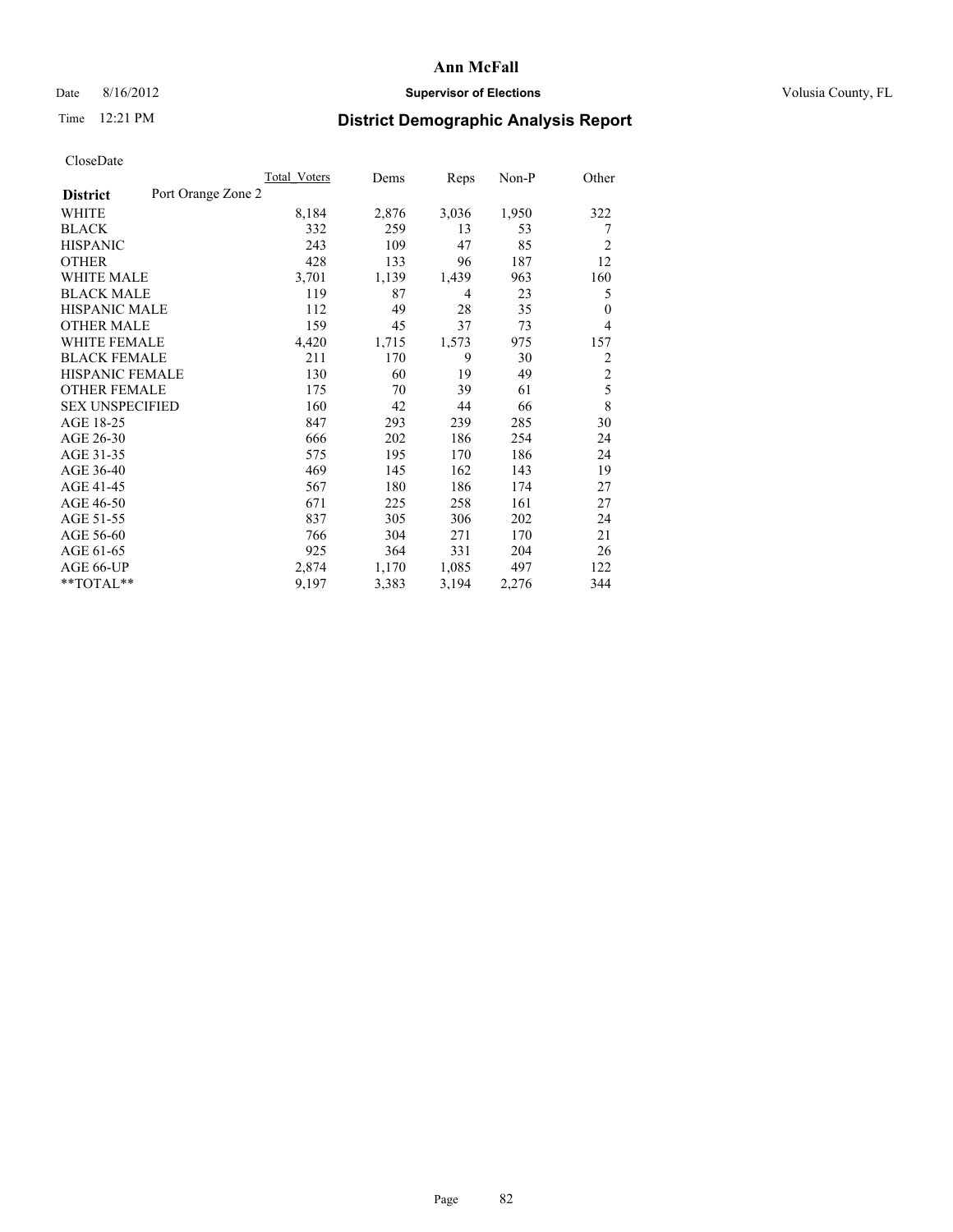# Ann McFall

Date 8/16/2012 **Supervisor of Elections** Volusia County, FL

Time 12:21 PM **District Demographic Analysis Report**

CloseDate

| District | Port Orange Zone 2 | Total_Voters | Dems | Reps | Non-P | Other |
|---|---|---|---|---|---|---|
| WHITE | | 8,184 | 2,876 | 3,036 | 1,950 | 322 |
| BLACK | | 332 | 259 | 13 | 53 | 7 |
| HISPANIC | | 243 | 109 | 47 | 85 | 2 |
| OTHER | | 428 | 133 | 96 | 187 | 12 |
| WHITE MALE | | 3,701 | 1,139 | 1,439 | 963 | 160 |
| BLACK MALE | | 119 | 87 | 4 | 23 | 5 |
| HISPANIC MALE | | 112 | 49 | 28 | 35 | 0 |
| OTHER MALE | | 159 | 45 | 37 | 73 | 4 |
| WHITE FEMALE | | 4,420 | 1,715 | 1,573 | 975 | 157 |
| BLACK FEMALE | | 211 | 170 | 9 | 30 | 2 |
| HISPANIC FEMALE | | 130 | 60 | 19 | 49 | 2 |
| OTHER FEMALE | | 175 | 70 | 39 | 61 | 5 |
| SEX UNSPECIFIED | | 160 | 42 | 44 | 66 | 8 |
| AGE 18-25 | | 847 | 293 | 239 | 285 | 30 |
| AGE 26-30 | | 666 | 202 | 186 | 254 | 24 |
| AGE 31-35 | | 575 | 195 | 170 | 186 | 24 |
| AGE 36-40 | | 469 | 145 | 162 | 143 | 19 |
| AGE 41-45 | | 567 | 180 | 186 | 174 | 27 |
| AGE 46-50 | | 671 | 225 | 258 | 161 | 27 |
| AGE 51-55 | | 837 | 305 | 306 | 202 | 24 |
| AGE 56-60 | | 766 | 304 | 271 | 170 | 21 |
| AGE 61-65 | | 925 | 364 | 331 | 204 | 26 |
| AGE 66-UP | | 2,874 | 1,170 | 1,085 | 497 | 122 |
| **TOTAL** | | 9,197 | 3,383 | 3,194 | 2,276 | 344 |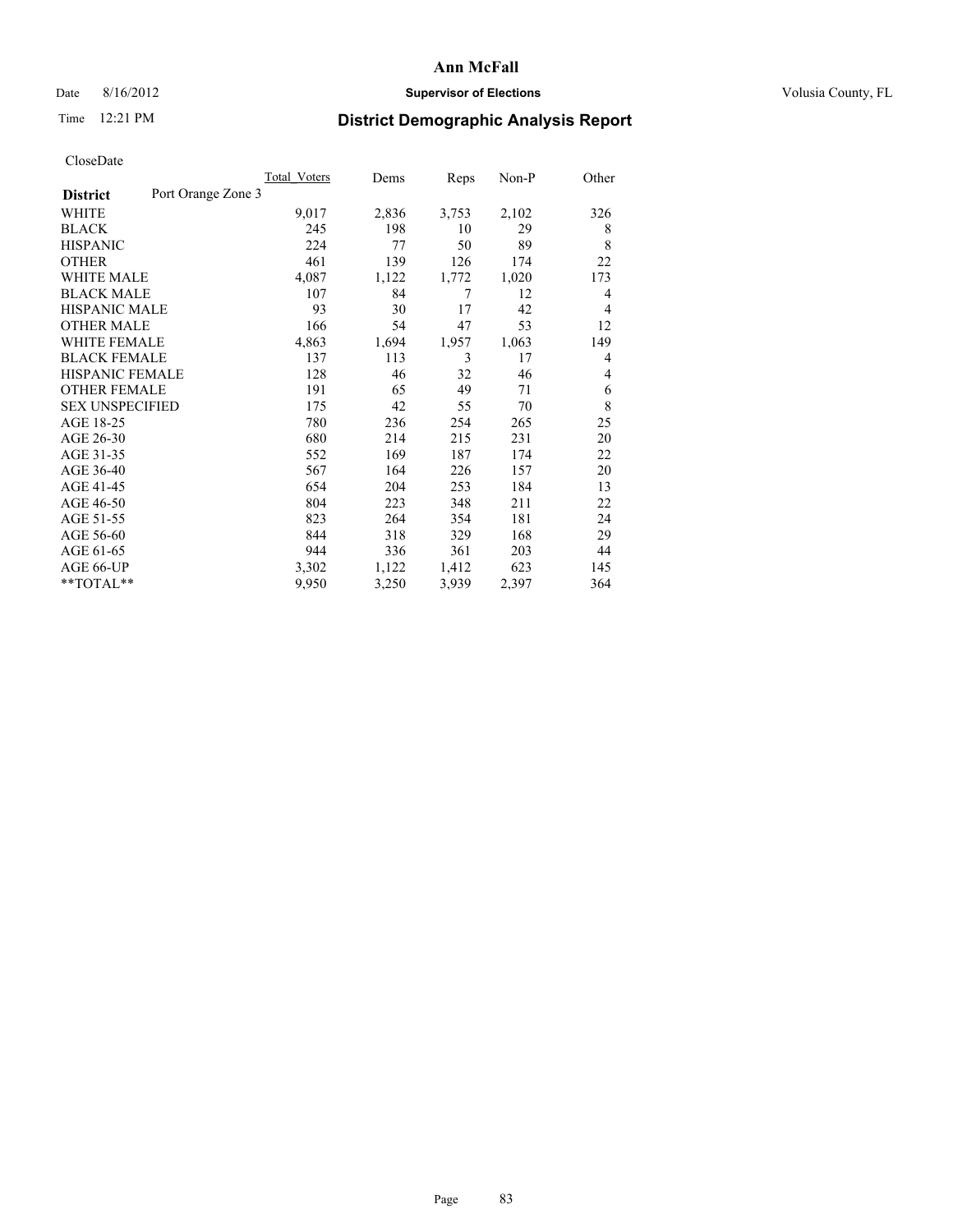**Ann McFall**

Date 8/16/2012 **Supervisor of Elections** Volusia County, FL

Time 12:21 PM **District Demographic Analysis Report**

CloseDate

| **District** Port Orange Zone 3 | Total Voters | Dems | Reps | Non-P | Other |
|---|---|---|---|---|---|
| WHITE | 9,017 | 2,836 | 3,753 | 2,102 | 326 |
| BLACK | 245 | 198 | 10 | 29 | 8 |
| HISPANIC | 224 | 77 | 50 | 89 | 8 |
| OTHER | 461 | 139 | 126 | 174 | 22 |
| WHITE MALE | 4,087 | 1,122 | 1,772 | 1,020 | 173 |
| BLACK MALE | 107 | 84 | 7 | 12 | 4 |
| HISPANIC MALE | 93 | 30 | 17 | 42 | 4 |
| OTHER MALE | 166 | 54 | 47 | 53 | 12 |
| WHITE FEMALE | 4,863 | 1,694 | 1,957 | 1,063 | 149 |
| BLACK FEMALE | 137 | 113 | 3 | 17 | 4 |
| HISPANIC FEMALE | 128 | 46 | 32 | 46 | 4 |
| OTHER FEMALE | 191 | 65 | 49 | 71 | 6 |
| SEX UNSPECIFIED | 175 | 42 | 55 | 70 | 8 |
| AGE 18-25 | 780 | 236 | 254 | 265 | 25 |
| AGE 26-30 | 680 | 214 | 215 | 231 | 20 |
| AGE 31-35 | 552 | 169 | 187 | 174 | 22 |
| AGE 36-40 | 567 | 164 | 226 | 157 | 20 |
| AGE 41-45 | 654 | 204 | 253 | 184 | 13 |
| AGE 46-50 | 804 | 223 | 348 | 211 | 22 |
| AGE 51-55 | 823 | 264 | 354 | 181 | 24 |
| AGE 56-60 | 844 | 318 | 329 | 168 | 29 |
| AGE 61-65 | 944 | 336 | 361 | 203 | 44 |
| AGE 66-UP | 3,302 | 1,122 | 1,412 | 623 | 145 |
| **TOTAL** | 9,950 | 3,250 | 3,939 | 2,397 | 364 |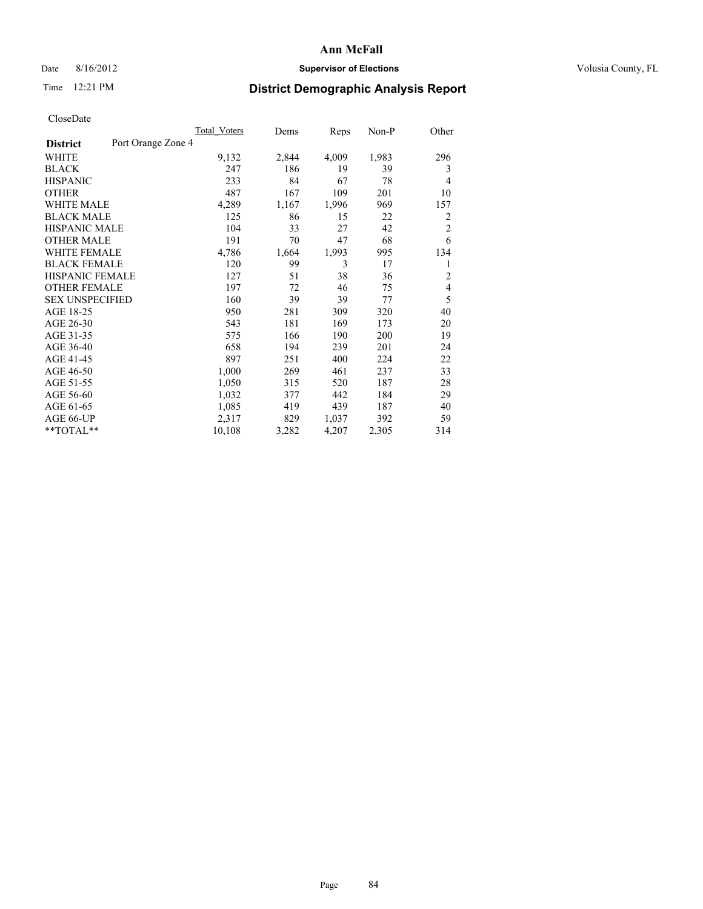# Ann McFall

Date 8/16/2012 **Supervisor of Elections** Volusia County, FL

Time 12:21 PM **District Demographic Analysis Report**

CloseDate

| **District** Port Orange Zone 4 | Total Voters | Dems | Reps | Non-P | Other |
|---|---|---|---|---|---|
| WHITE | 9,132 | 2,844 | 4,009 | 1,983 | 296 |
| BLACK | 247 | 186 | 19 | 39 | 3 |
| HISPANIC | 233 | 84 | 67 | 78 | 4 |
| OTHER | 487 | 167 | 109 | 201 | 10 |
| WHITE MALE | 4,289 | 1,167 | 1,996 | 969 | 157 |
| BLACK MALE | 125 | 86 | 15 | 22 | 2 |
| HISPANIC MALE | 104 | 33 | 27 | 42 | 2 |
| OTHER MALE | 191 | 70 | 47 | 68 | 6 |
| WHITE FEMALE | 4,786 | 1,664 | 1,993 | 995 | 134 |
| BLACK FEMALE | 120 | 99 | 3 | 17 | 1 |
| HISPANIC FEMALE | 127 | 51 | 38 | 36 | 2 |
| OTHER FEMALE | 197 | 72 | 46 | 75 | 4 |
| SEX UNSPECIFIED | 160 | 39 | 39 | 77 | 5 |
| AGE 18-25 | 950 | 281 | 309 | 320 | 40 |
| AGE 26-30 | 543 | 181 | 169 | 173 | 20 |
| AGE 31-35 | 575 | 166 | 190 | 200 | 19 |
| AGE 36-40 | 658 | 194 | 239 | 201 | 24 |
| AGE 41-45 | 897 | 251 | 400 | 224 | 22 |
| AGE 46-50 | 1,000 | 269 | 461 | 237 | 33 |
| AGE 51-55 | 1,050 | 315 | 520 | 187 | 28 |
| AGE 56-60 | 1,032 | 377 | 442 | 184 | 29 |
| AGE 61-65 | 1,085 | 419 | 439 | 187 | 40 |
| AGE 66-UP | 2,317 | 829 | 1,037 | 392 | 59 |
| **TOTAL** | 10,108 | 3,282 | 4,207 | 2,305 | 314 |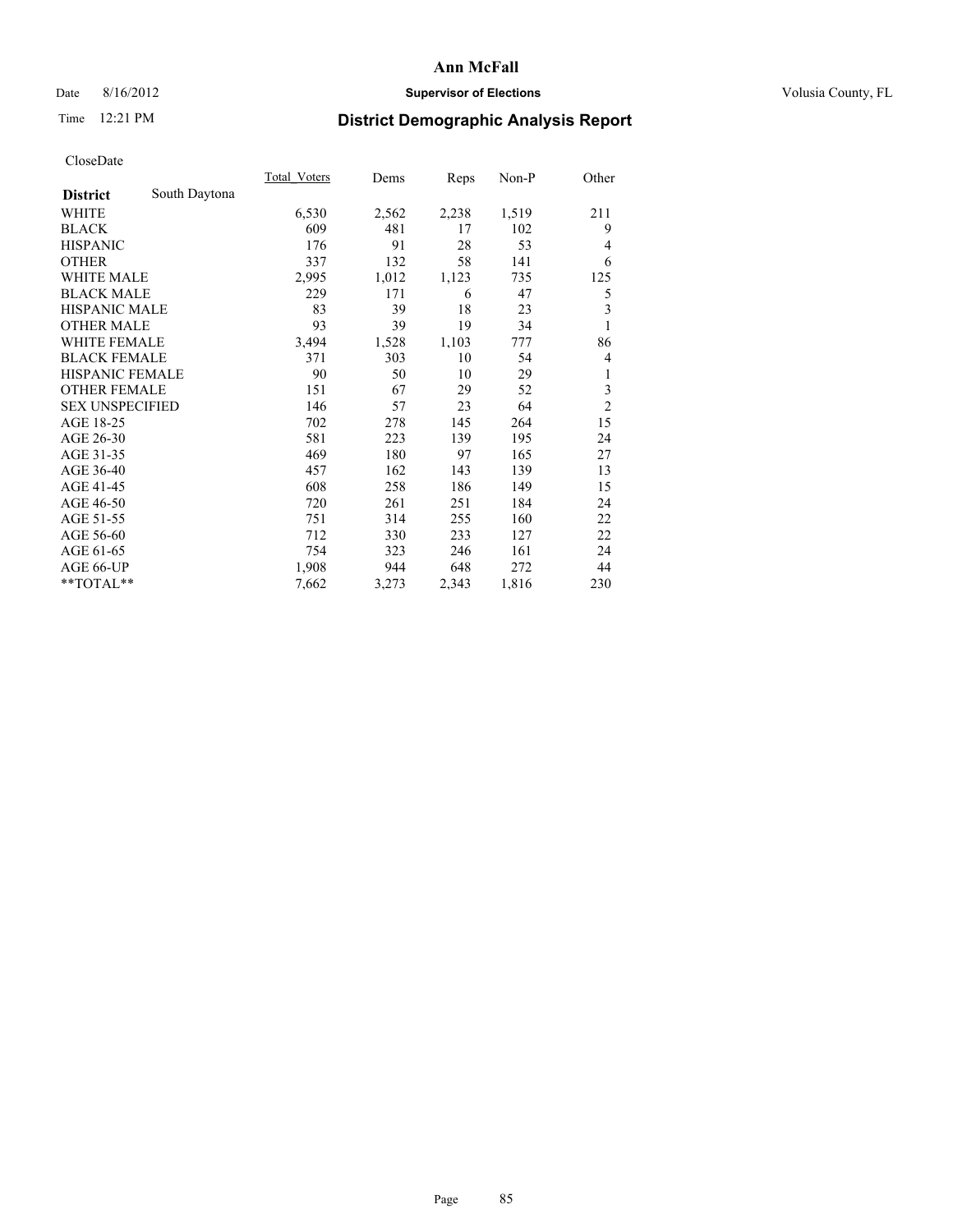# Ann McFall

Date 8/16/2012 **Supervisor of Elections** Volusia County, FL

Time 12:21 PM

## District Demographic Analysis Report

CloseDate

| | Total_Voters | Dems | Reps | Non-P | Other |
|---|---|---|---|---|---|
| **District** South Daytona | | | | | |
| WHITE | 6,530 | 2,562 | 2,238 | 1,519 | 211 |
| BLACK | 609 | 481 | 17 | 102 | 9 |
| HISPANIC | 176 | 91 | 28 | 53 | 4 |
| OTHER | 337 | 132 | 58 | 141 | 6 |
| WHITE MALE | 2,995 | 1,012 | 1,123 | 735 | 125 |
| BLACK MALE | 229 | 171 | 6 | 47 | 5 |
| HISPANIC MALE | 83 | 39 | 18 | 23 | 3 |
| OTHER MALE | 93 | 39 | 19 | 34 | 1 |
| WHITE FEMALE | 3,494 | 1,528 | 1,103 | 777 | 86 |
| BLACK FEMALE | 371 | 303 | 10 | 54 | 4 |
| HISPANIC FEMALE | 90 | 50 | 10 | 29 | 1 |
| OTHER FEMALE | 151 | 67 | 29 | 52 | 3 |
| SEX UNSPECIFIED | 146 | 57 | 23 | 64 | 2 |
| AGE 18-25 | 702 | 278 | 145 | 264 | 15 |
| AGE 26-30 | 581 | 223 | 139 | 195 | 24 |
| AGE 31-35 | 469 | 180 | 97 | 165 | 27 |
| AGE 36-40 | 457 | 162 | 143 | 139 | 13 |
| AGE 41-45 | 608 | 258 | 186 | 149 | 15 |
| AGE 46-50 | 720 | 261 | 251 | 184 | 24 |
| AGE 51-55 | 751 | 314 | 255 | 160 | 22 |
| AGE 56-60 | 712 | 330 | 233 | 127 | 22 |
| AGE 61-65 | 754 | 323 | 246 | 161 | 24 |
| AGE 66-UP | 1,908 | 944 | 648 | 272 | 44 |
| **TOTAL** | 7,662 | 3,273 | 2,343 | 1,816 | 230 |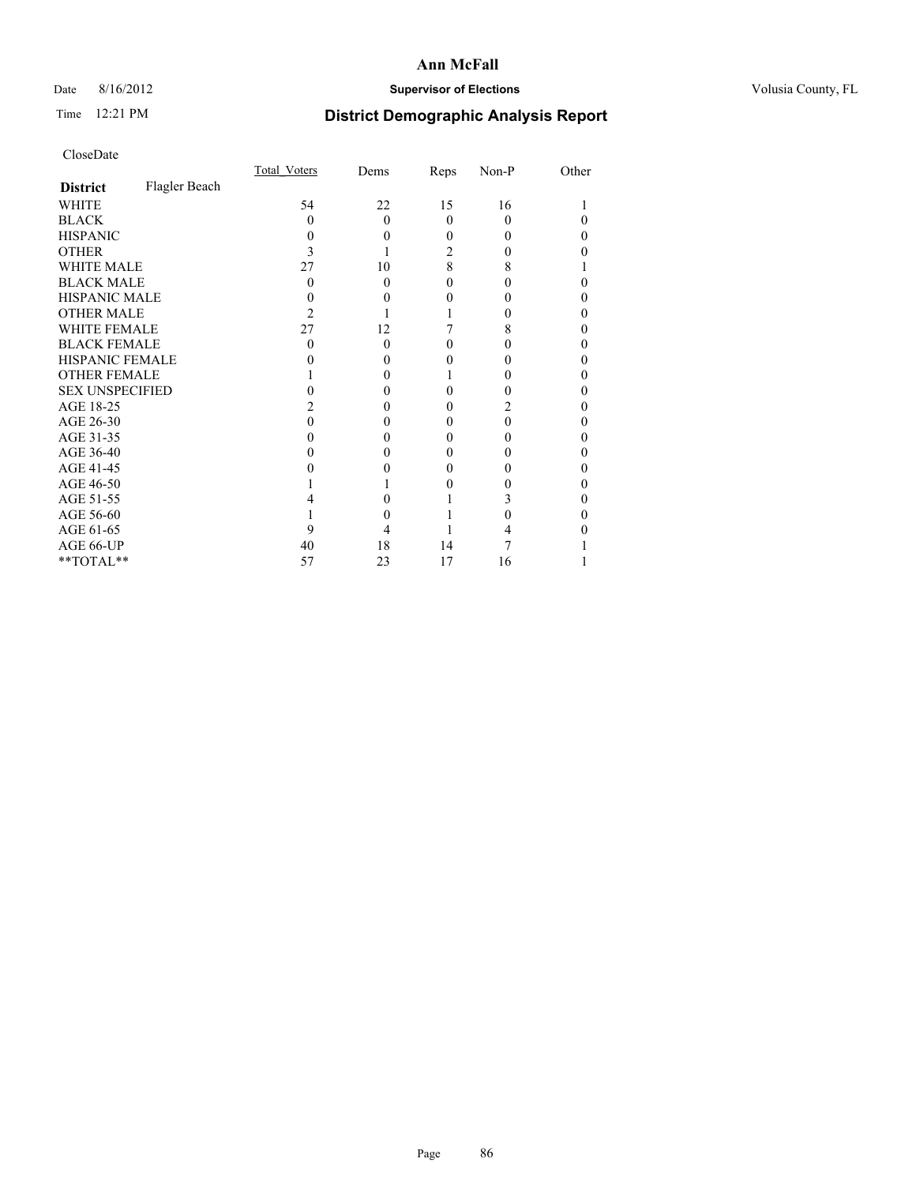# Ann McFall

Date 8/16/2012 **Supervisor of Elections** Volusia County, FL

Time 12:21 PM **District Demographic Analysis Report**

CloseDate

| | Total_Voters | Dems | Reps | Non-P | Other |
|---|---|---|---|---|---|
| **District** Flagler Beach | | | | | |
| WHITE | 54 | 22 | 15 | 16 | 1 |
| BLACK | 0 | 0 | 0 | 0 | 0 |
| HISPANIC | 0 | 0 | 0 | 0 | 0 |
| OTHER | 3 | 1 | 2 | 0 | 0 |
| WHITE MALE | 27 | 10 | 8 | 8 | 1 |
| BLACK MALE | 0 | 0 | 0 | 0 | 0 |
| HISPANIC MALE | 0 | 0 | 0 | 0 | 0 |
| OTHER MALE | 2 | 1 | 1 | 0 | 0 |
| WHITE FEMALE | 27 | 12 | 7 | 8 | 0 |
| BLACK FEMALE | 0 | 0 | 0 | 0 | 0 |
| HISPANIC FEMALE | 0 | 0 | 0 | 0 | 0 |
| OTHER FEMALE | 1 | 0 | 1 | 0 | 0 |
| SEX UNSPECIFIED | 0 | 0 | 0 | 0 | 0 |
| AGE 18-25 | 2 | 0 | 0 | 2 | 0 |
| AGE 26-30 | 0 | 0 | 0 | 0 | 0 |
| AGE 31-35 | 0 | 0 | 0 | 0 | 0 |
| AGE 36-40 | 0 | 0 | 0 | 0 | 0 |
| AGE 41-45 | 0 | 0 | 0 | 0 | 0 |
| AGE 46-50 | 1 | 1 | 0 | 0 | 0 |
| AGE 51-55 | 4 | 0 | 1 | 3 | 0 |
| AGE 56-60 | 1 | 0 | 1 | 0 | 0 |
| AGE 61-65 | 9 | 4 | 1 | 4 | 0 |
| AGE 66-UP | 40 | 18 | 14 | 7 | 1 |
| **TOTAL** | 57 | 23 | 17 | 16 | 1 |